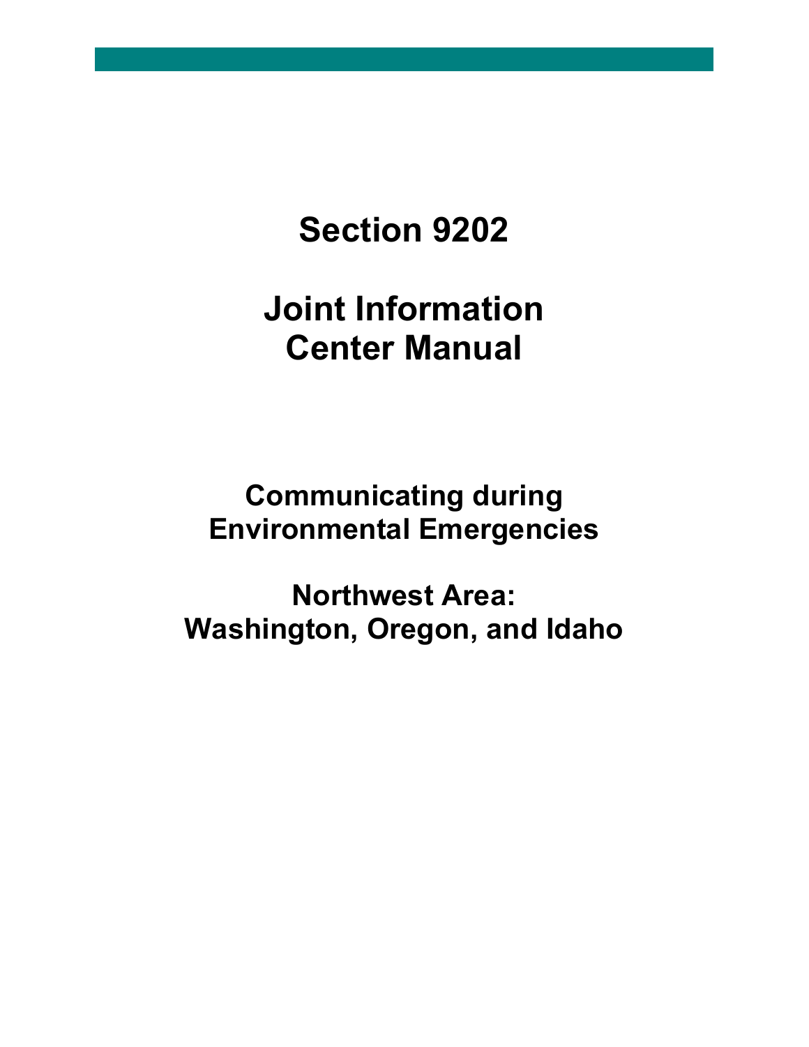# Section 9202

# Joint Information Center Manual

## Communicating during Environmental Emergencies

## Northwest Area: Washington, Oregon, and Idaho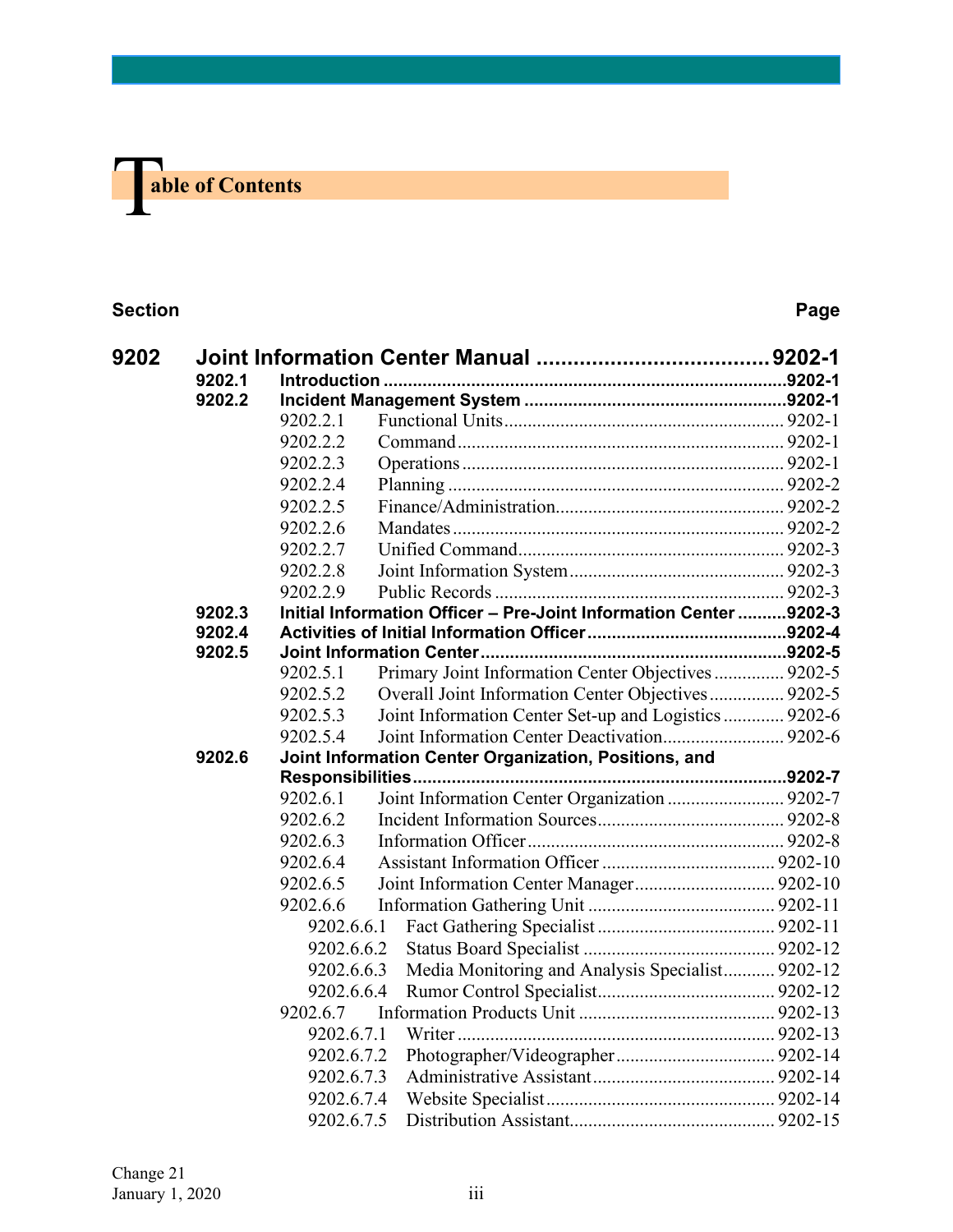# Table of Contents

| Section | | | Page |
|---|---|---|---|
| **9202** | **Joint Information Center Manual** | | **9202-1** |
| | **9202.1** | **Introduction** | **9202-1** |
| | **9202.2** | **Incident Management System** | **9202-1** |
| | 9202.2.1 | Functional Units | 9202-1 |
| | 9202.2.2 | Command | 9202-1 |
| | 9202.2.3 | Operations | 9202-1 |
| | 9202.2.4 | Planning | 9202-2 |
| | 9202.2.5 | Finance/Administration | 9202-2 |
| | 9202.2.6 | Mandates | 9202-2 |
| | 9202.2.7 | Unified Command | 9202-3 |
| | 9202.2.8 | Joint Information System | 9202-3 |
| | 9202.2.9 | Public Records | 9202-3 |
| | **9202.3** | **Initial Information Officer – Pre-Joint Information Center** | **9202-3** |
| | **9202.4** | **Activities of Initial Information Officer** | **9202-4** |
| | **9202.5** | **Joint Information Center** | **9202-5** |
| | 9202.5.1 | Primary Joint Information Center Objectives | 9202-5 |
| | 9202.5.2 | Overall Joint Information Center Objectives | 9202-5 |
| | 9202.5.3 | Joint Information Center Set-up and Logistics | 9202-6 |
| | 9202.5.4 | Joint Information Center Deactivation | 9202-6 |
| | **9202.6** | **Joint Information Center Organization, Positions, and Responsibilities** | **9202-7** |
| | 9202.6.1 | Joint Information Center Organization | 9202-7 |
| | 9202.6.2 | Incident Information Sources | 9202-8 |
| | 9202.6.3 | Information Officer | 9202-8 |
| | 9202.6.4 | Assistant Information Officer | 9202-10 |
| | 9202.6.5 | Joint Information Center Manager | 9202-10 |
| | 9202.6.6 | Information Gathering Unit | 9202-11 |
| | 9202.6.6.1 | Fact Gathering Specialist | 9202-11 |
| | 9202.6.6.2 | Status Board Specialist | 9202-12 |
| | 9202.6.6.3 | Media Monitoring and Analysis Specialist | 9202-12 |
| | 9202.6.6.4 | Rumor Control Specialist | 9202-12 |
| | 9202.6.7 | Information Products Unit | 9202-13 |
| | 9202.6.7.1 | Writer | 9202-13 |
| | 9202.6.7.2 | Photographer/Videographer | 9202-14 |
| | 9202.6.7.3 | Administrative Assistant | 9202-14 |
| | 9202.6.7.4 | Website Specialist | 9202-14 |
| | 9202.6.7.5 | Distribution Assistant | 9202-15 |

Change 21
January 1, 2020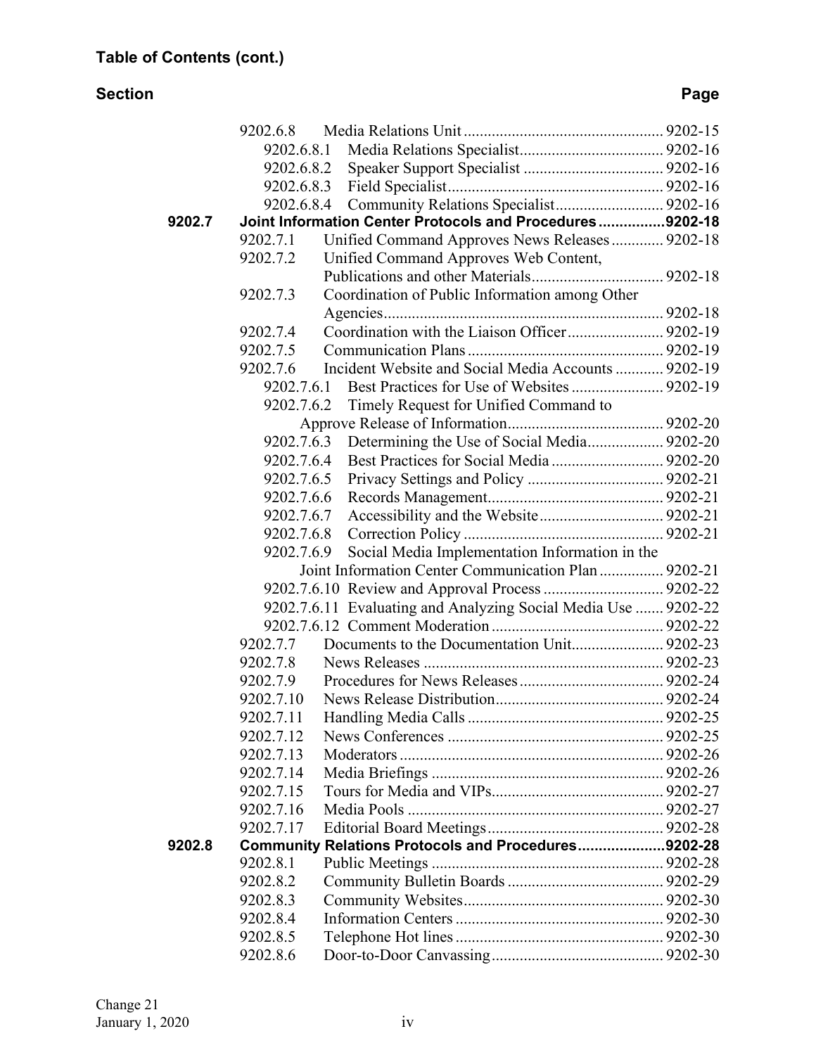**Table of Contents (cont.)**

| Section | | Page |
|---|---|---|
| | 9202.6.8 Media Relations Unit | 9202-15 |
| | 9202.6.8.1 Media Relations Specialist | 9202-16 |
| | 9202.6.8.2 Speaker Support Specialist | 9202-16 |
| | 9202.6.8.3 Field Specialist | 9202-16 |
| | 9202.6.8.4 Community Relations Specialist | 9202-16 |
| **9202.7** | **Joint Information Center Protocols and Procedures** | **9202-18** |
| | 9202.7.1 Unified Command Approves News Releases | 9202-18 |
| | 9202.7.2 Unified Command Approves Web Content, Publications and other Materials | 9202-18 |
| | 9202.7.3 Coordination of Public Information among Other Agencies | 9202-18 |
| | 9202.7.4 Coordination with the Liaison Officer | 9202-19 |
| | 9202.7.5 Communication Plans | 9202-19 |
| | 9202.7.6 Incident Website and Social Media Accounts | 9202-19 |
| | 9202.7.6.1 Best Practices for Use of Websites | 9202-19 |
| | 9202.7.6.2 Timely Request for Unified Command to Approve Release of Information | 9202-20 |
| | 9202.7.6.3 Determining the Use of Social Media | 9202-20 |
| | 9202.7.6.4 Best Practices for Social Media | 9202-20 |
| | 9202.7.6.5 Privacy Settings and Policy | 9202-21 |
| | 9202.7.6.6 Records Management | 9202-21 |
| | 9202.7.6.7 Accessibility and the Website | 9202-21 |
| | 9202.7.6.8 Correction Policy | 9202-21 |
| | 9202.7.6.9 Social Media Implementation Information in the Joint Information Center Communication Plan | 9202-21 |
| | 9202.7.6.10 Review and Approval Process | 9202-22 |
| | 9202.7.6.11 Evaluating and Analyzing Social Media Use | 9202-22 |
| | 9202.7.6.12 Comment Moderation | 9202-22 |
| | 9202.7.7 Documents to the Documentation Unit | 9202-23 |
| | 9202.7.8 News Releases | 9202-23 |
| | 9202.7.9 Procedures for News Releases | 9202-24 |
| | 9202.7.10 News Release Distribution | 9202-24 |
| | 9202.7.11 Handling Media Calls | 9202-25 |
| | 9202.7.12 News Conferences | 9202-25 |
| | 9202.7.13 Moderators | 9202-26 |
| | 9202.7.14 Media Briefings | 9202-26 |
| | 9202.7.15 Tours for Media and VIPs | 9202-27 |
| | 9202.7.16 Media Pools | 9202-27 |
| | 9202.7.17 Editorial Board Meetings | 9202-28 |
| **9202.8** | **Community Relations Protocols and Procedures** | **9202-28** |
| | 9202.8.1 Public Meetings | 9202-28 |
| | 9202.8.2 Community Bulletin Boards | 9202-29 |
| | 9202.8.3 Community Websites | 9202-30 |
| | 9202.8.4 Information Centers | 9202-30 |
| | 9202.8.5 Telephone Hot lines | 9202-30 |
| | 9202.8.6 Door-to-Door Canvassing | 9202-30 |

Change 21
January 1, 2020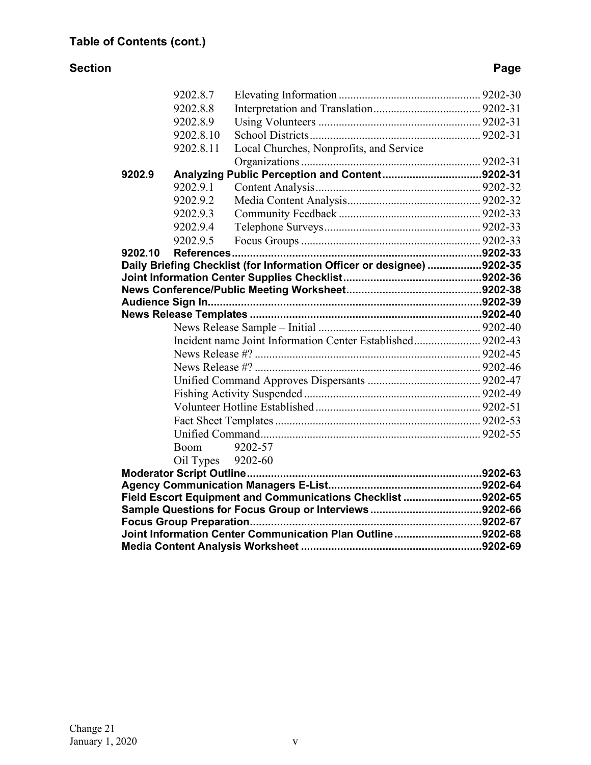**Table of Contents (cont.)**

**Section** **Page**

| | | | |
|---|---|---|---|
| | 9202.8.7 | Elevating Information | 9202-30 |
| | 9202.8.8 | Interpretation and Translation | 9202-31 |
| | 9202.8.9 | Using Volunteers | 9202-31 |
| | 9202.8.10 | School Districts | 9202-31 |
| | 9202.8.11 | Local Churches, Nonprofits, and Service Organizations | 9202-31 |
| **9202.9** | **Analyzing Public Perception and Content** | | **9202-31** |
| | 9202.9.1 | Content Analysis | 9202-32 |
| | 9202.9.2 | Media Content Analysis | 9202-32 |
| | 9202.9.3 | Community Feedback | 9202-33 |
| | 9202.9.4 | Telephone Surveys | 9202-33 |
| | 9202.9.5 | Focus Groups | 9202-33 |
| **9202.10** | **References** | | **9202-33** |
| **Daily Briefing Checklist (for Information Officer or designee)** | | | **9202-35** |
| **Joint Information Center Supplies Checklist** | | | **9202-36** |
| **News Conference/Public Meeting Worksheet** | | | **9202-38** |
| **Audience Sign In** | | | **9202-39** |
| **News Release Templates** | | | **9202-40** |
| | News Release Sample – Initial | | 9202-40 |
| | Incident name Joint Information Center Established | | 9202-43 |
| | News Release #? | | 9202-45 |
| | News Release #? | | 9202-46 |
| | Unified Command Approves Dispersants | | 9202-47 |
| | Fishing Activity Suspended | | 9202-49 |
| | Volunteer Hotline Established | | 9202-51 |
| | Fact Sheet Templates | | 9202-53 |
| | Unified Command | | 9202-55 |
| | Boom | 9202-57 | |
| | Oil Types | 9202-60 | |
| **Moderator Script Outline** | | | **9202-63** |
| **Agency Communication Managers E-List** | | | **9202-64** |
| **Field Escort Equipment and Communications Checklist** | | | **9202-65** |
| **Sample Questions for Focus Group or Interviews** | | | **9202-66** |
| **Focus Group Preparation** | | | **9202-67** |
| **Joint Information Center Communication Plan Outline** | | | **9202-68** |
| **Media Content Analysis Worksheet** | | | **9202-69** |

Change 21
January 1, 2020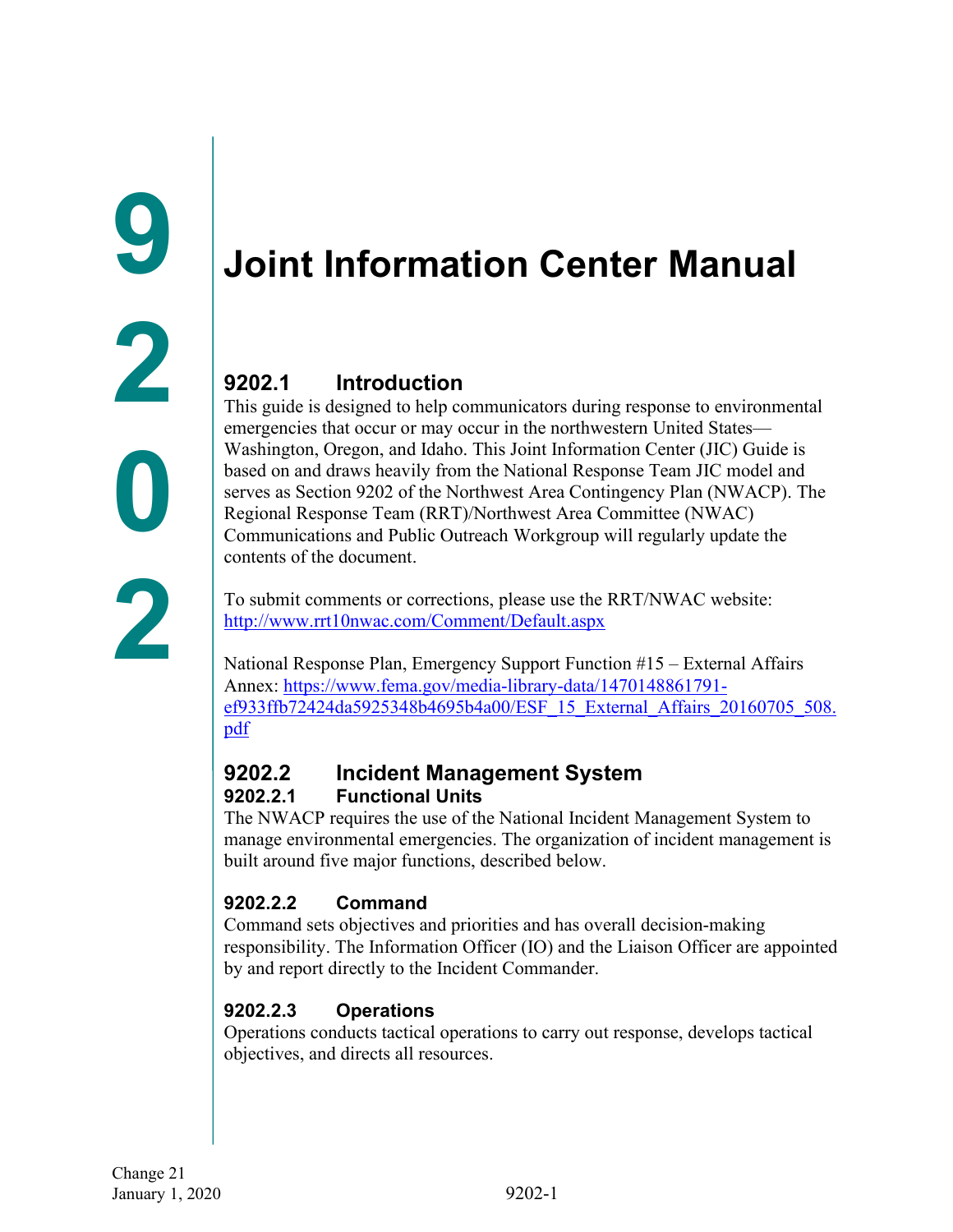# Joint Information Center Manual

## 9202.1 Introduction

This guide is designed to help communicators during response to environmental emergencies that occur or may occur in the northwestern United States—Washington, Oregon, and Idaho. This Joint Information Center (JIC) Guide is based on and draws heavily from the National Response Team JIC model and serves as Section 9202 of the Northwest Area Contingency Plan (NWACP). The Regional Response Team (RRT)/Northwest Area Committee (NWAC) Communications and Public Outreach Workgroup will regularly update the contents of the document.

To submit comments or corrections, please use the RRT/NWAC website: http://www.rrt10nwac.com/Comment/Default.aspx

National Response Plan, Emergency Support Function #15 – External Affairs Annex: https://www.fema.gov/media-library-data/1470148861791-ef933ffb72424da5925348b4695b4a00/ESF_15_External_Affairs_20160705_508.pdf

## 9202.2 Incident Management System

### 9202.2.1 Functional Units

The NWACP requires the use of the National Incident Management System to manage environmental emergencies. The organization of incident management is built around five major functions, described below.

### 9202.2.2 Command

Command sets objectives and priorities and has overall decision-making responsibility. The Information Officer (IO) and the Liaison Officer are appointed by and report directly to the Incident Commander.

### 9202.2.3 Operations

Operations conducts tactical operations to carry out response, develops tactical objectives, and directs all resources.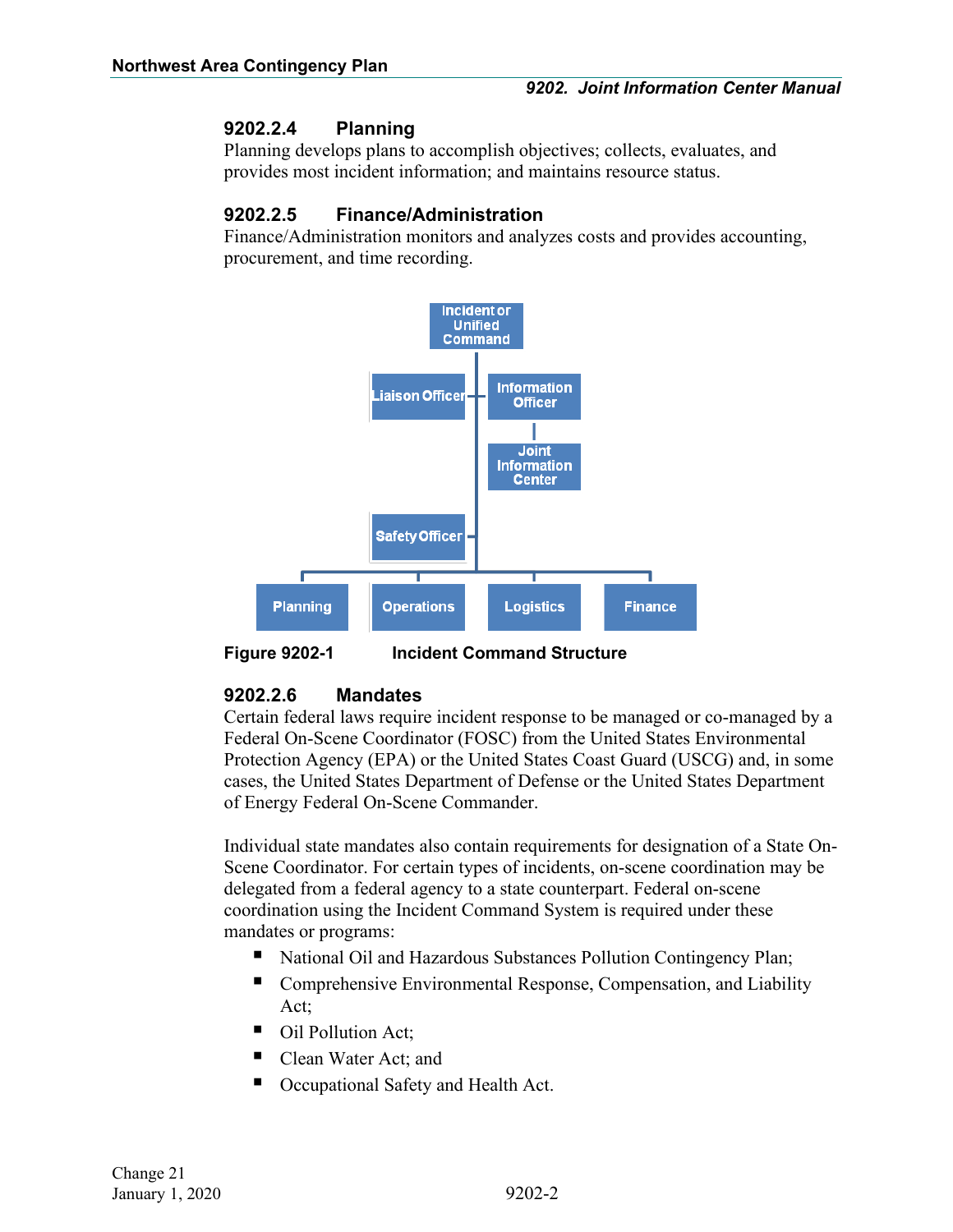### 9202.2.4 Planning

Planning develops plans to accomplish objectives; collects, evaluates, and provides most incident information; and maintains resource status.

### 9202.2.5 Finance/Administration

Finance/Administration monitors and analyzes costs and provides accounting, procurement, and time recording.

Incident or Unified Command

Liaison Officer

Information Officer

Joint Information Center

Safety Officer

Planning

Operations

Logistics

Finance

**Figure 9202-1 Incident Command Structure**

### 9202.2.6 Mandates

Certain federal laws require incident response to be managed or co-managed by a Federal On-Scene Coordinator (FOSC) from the United States Environmental Protection Agency (EPA) or the United States Coast Guard (USCG) and, in some cases, the United States Department of Defense or the United States Department of Energy Federal On-Scene Commander.

Individual state mandates also contain requirements for designation of a State On-Scene Coordinator. For certain types of incidents, on-scene coordination may be delegated from a federal agency to a state counterpart. Federal on-scene coordination using the Incident Command System is required under these mandates or programs:

- National Oil and Hazardous Substances Pollution Contingency Plan;
- Comprehensive Environmental Response, Compensation, and Liability Act;
- Oil Pollution Act;
- Clean Water Act; and
- Occupational Safety and Health Act.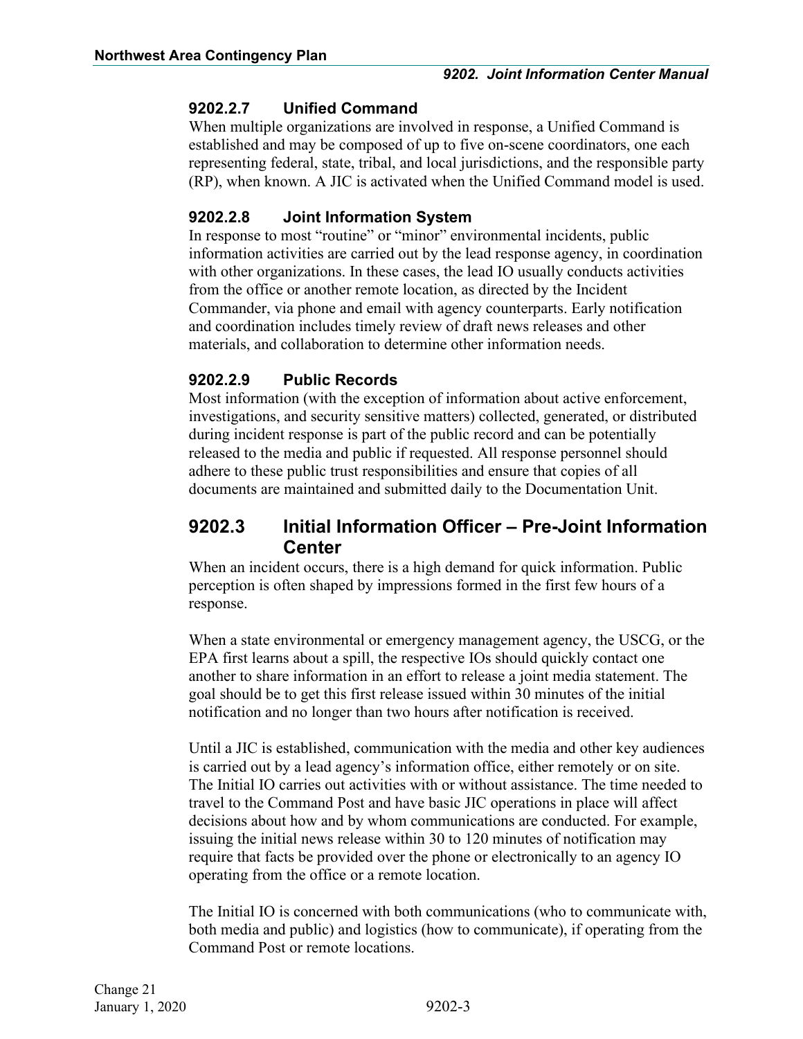### 9202.2.7 Unified Command

When multiple organizations are involved in response, a Unified Command is established and may be composed of up to five on-scene coordinators, one each representing federal, state, tribal, and local jurisdictions, and the responsible party (RP), when known. A JIC is activated when the Unified Command model is used.

### 9202.2.8 Joint Information System

In response to most "routine" or "minor" environmental incidents, public information activities are carried out by the lead response agency, in coordination with other organizations. In these cases, the lead IO usually conducts activities from the office or another remote location, as directed by the Incident Commander, via phone and email with agency counterparts. Early notification and coordination includes timely review of draft news releases and other materials, and collaboration to determine other information needs.

### 9202.2.9 Public Records

Most information (with the exception of information about active enforcement, investigations, and security sensitive matters) collected, generated, or distributed during incident response is part of the public record and can be potentially released to the media and public if requested. All response personnel should adhere to these public trust responsibilities and ensure that copies of all documents are maintained and submitted daily to the Documentation Unit.

## 9202.3 Initial Information Officer – Pre-Joint Information Center

When an incident occurs, there is a high demand for quick information. Public perception is often shaped by impressions formed in the first few hours of a response.

When a state environmental or emergency management agency, the USCG, or the EPA first learns about a spill, the respective IOs should quickly contact one another to share information in an effort to release a joint media statement. The goal should be to get this first release issued within 30 minutes of the initial notification and no longer than two hours after notification is received.

Until a JIC is established, communication with the media and other key audiences is carried out by a lead agency's information office, either remotely or on site. The Initial IO carries out activities with or without assistance. The time needed to travel to the Command Post and have basic JIC operations in place will affect decisions about how and by whom communications are conducted. For example, issuing the initial news release within 30 to 120 minutes of notification may require that facts be provided over the phone or electronically to an agency IO operating from the office or a remote location.

The Initial IO is concerned with both communications (who to communicate with, both media and public) and logistics (how to communicate), if operating from the Command Post or remote locations.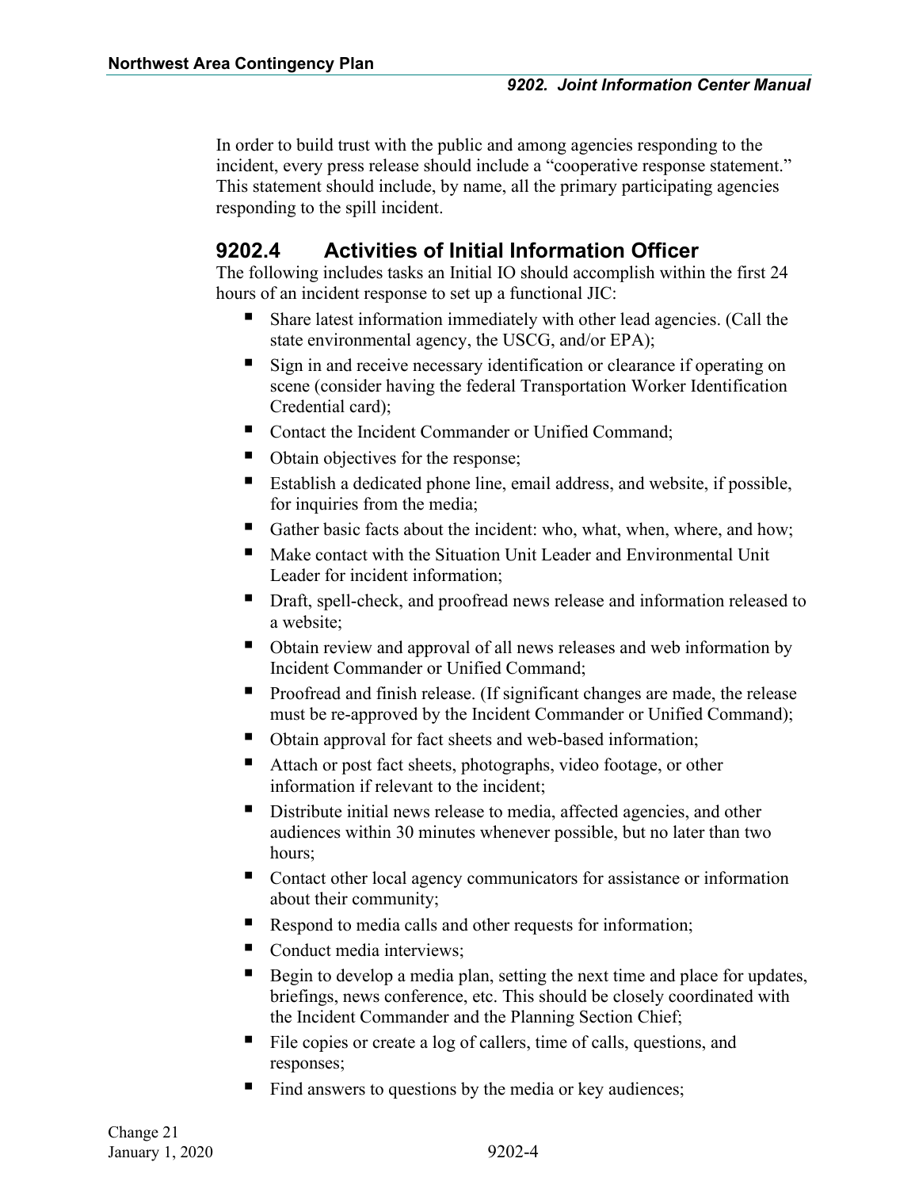In order to build trust with the public and among agencies responding to the incident, every press release should include a "cooperative response statement." This statement should include, by name, all the primary participating agencies responding to the spill incident.

## 9202.4 Activities of Initial Information Officer

The following includes tasks an Initial IO should accomplish within the first 24 hours of an incident response to set up a functional JIC:

- Share latest information immediately with other lead agencies. (Call the state environmental agency, the USCG, and/or EPA);
- Sign in and receive necessary identification or clearance if operating on scene (consider having the federal Transportation Worker Identification Credential card);
- Contact the Incident Commander or Unified Command;
- Obtain objectives for the response;
- Establish a dedicated phone line, email address, and website, if possible, for inquiries from the media;
- Gather basic facts about the incident: who, what, when, where, and how;
- Make contact with the Situation Unit Leader and Environmental Unit Leader for incident information;
- Draft, spell-check, and proofread news release and information released to a website;
- Obtain review and approval of all news releases and web information by Incident Commander or Unified Command;
- Proofread and finish release. (If significant changes are made, the release must be re-approved by the Incident Commander or Unified Command);
- Obtain approval for fact sheets and web-based information;
- Attach or post fact sheets, photographs, video footage, or other information if relevant to the incident;
- Distribute initial news release to media, affected agencies, and other audiences within 30 minutes whenever possible, but no later than two hours;
- Contact other local agency communicators for assistance or information about their community;
- Respond to media calls and other requests for information;
- Conduct media interviews;
- Begin to develop a media plan, setting the next time and place for updates, briefings, news conference, etc. This should be closely coordinated with the Incident Commander and the Planning Section Chief;
- File copies or create a log of callers, time of calls, questions, and responses;
- Find answers to questions by the media or key audiences;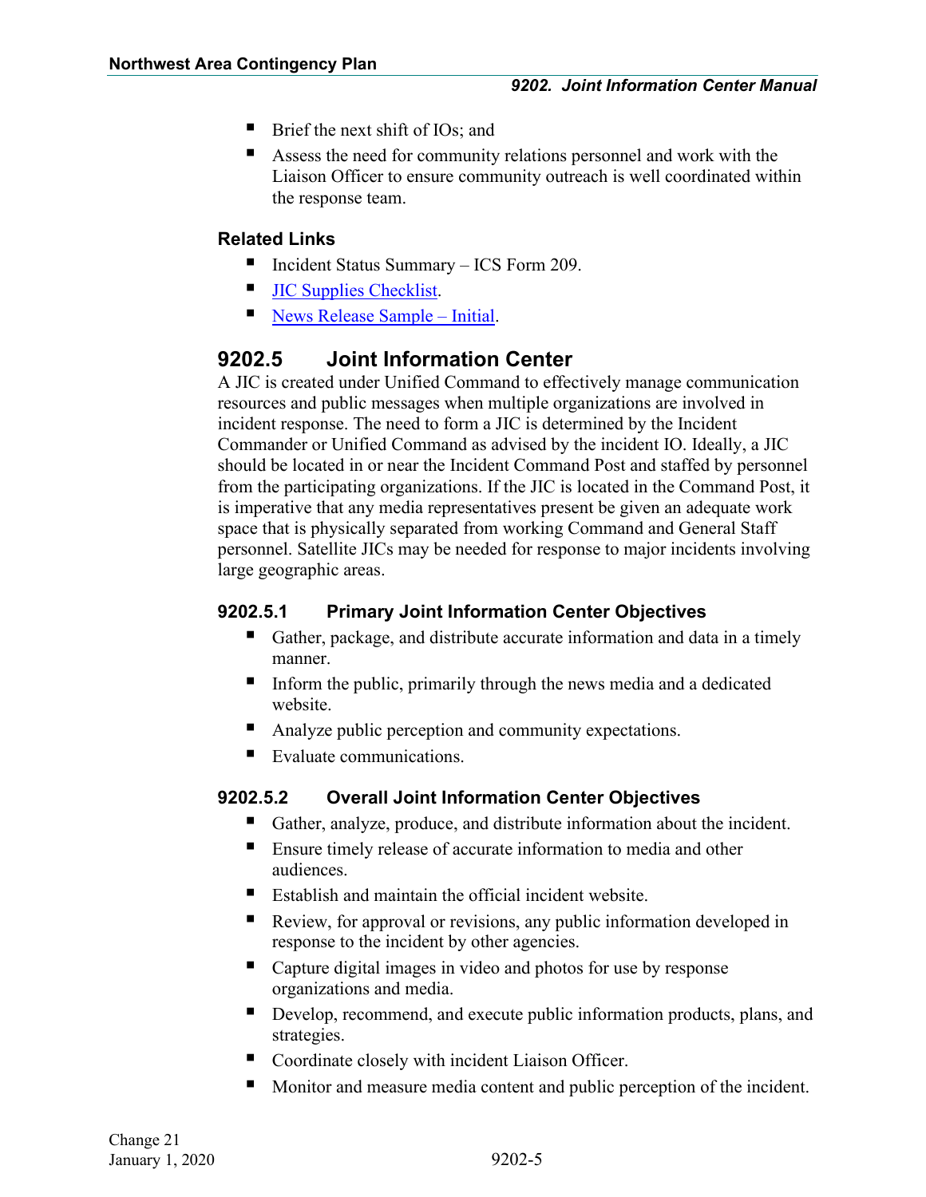- Brief the next shift of IOs; and
- Assess the need for community relations personnel and work with the Liaison Officer to ensure community outreach is well coordinated within the response team.

### Related Links

- Incident Status Summary – ICS Form 209.
- JIC Supplies Checklist.
- News Release Sample – Initial.

## 9202.5 Joint Information Center

A JIC is created under Unified Command to effectively manage communication resources and public messages when multiple organizations are involved in incident response. The need to form a JIC is determined by the Incident Commander or Unified Command as advised by the incident IO. Ideally, a JIC should be located in or near the Incident Command Post and staffed by personnel from the participating organizations. If the JIC is located in the Command Post, it is imperative that any media representatives present be given an adequate work space that is physically separated from working Command and General Staff personnel. Satellite JICs may be needed for response to major incidents involving large geographic areas.

### 9202.5.1 Primary Joint Information Center Objectives

- Gather, package, and distribute accurate information and data in a timely manner.
- Inform the public, primarily through the news media and a dedicated website.
- Analyze public perception and community expectations.
- Evaluate communications.

### 9202.5.2 Overall Joint Information Center Objectives

- Gather, analyze, produce, and distribute information about the incident.
- Ensure timely release of accurate information to media and other audiences.
- Establish and maintain the official incident website.
- Review, for approval or revisions, any public information developed in response to the incident by other agencies.
- Capture digital images in video and photos for use by response organizations and media.
- Develop, recommend, and execute public information products, plans, and strategies.
- Coordinate closely with incident Liaison Officer.
- Monitor and measure media content and public perception of the incident.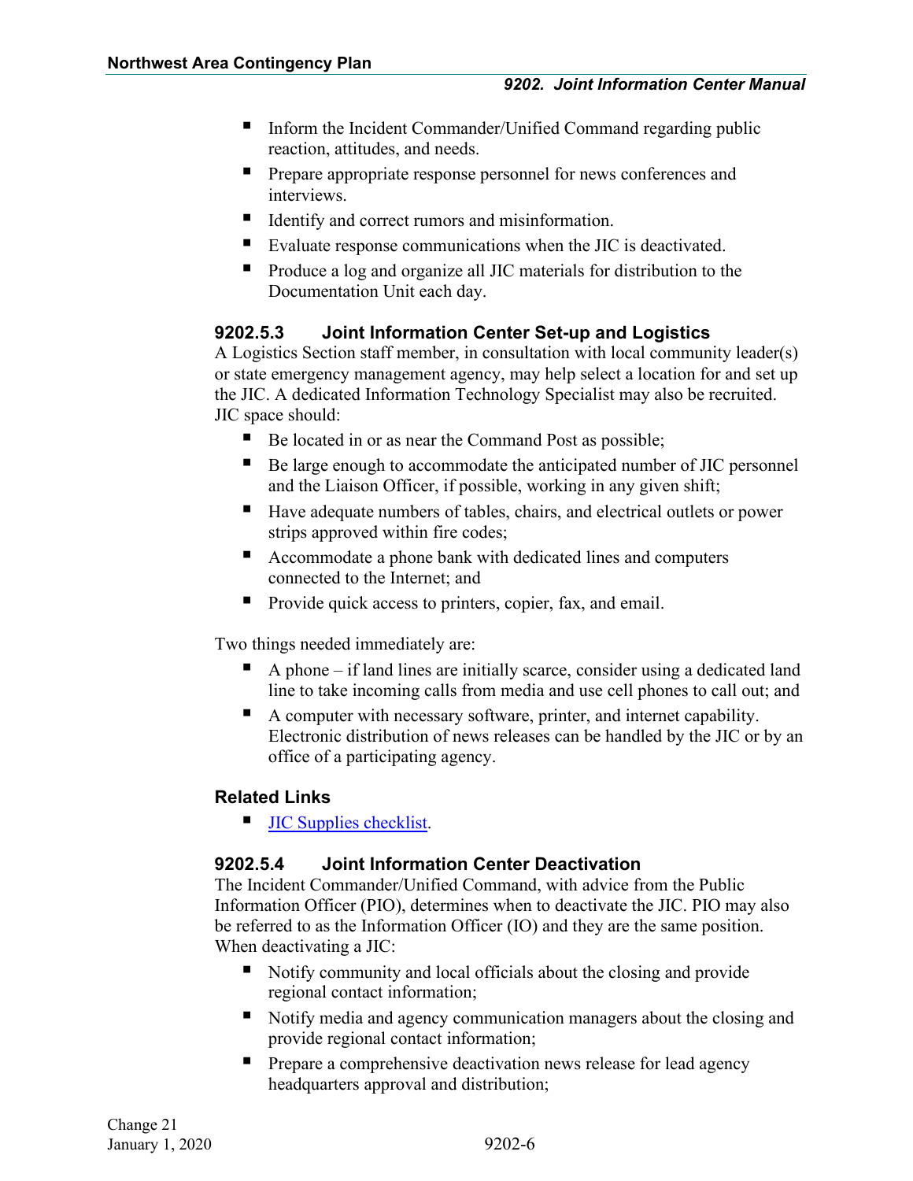- Inform the Incident Commander/Unified Command regarding public reaction, attitudes, and needs.
- Prepare appropriate response personnel for news conferences and interviews.
- Identify and correct rumors and misinformation.
- Evaluate response communications when the JIC is deactivated.
- Produce a log and organize all JIC materials for distribution to the Documentation Unit each day.

### 9202.5.3 Joint Information Center Set-up and Logistics

A Logistics Section staff member, in consultation with local community leader(s) or state emergency management agency, may help select a location for and set up the JIC. A dedicated Information Technology Specialist may also be recruited. JIC space should:

- Be located in or as near the Command Post as possible;
- Be large enough to accommodate the anticipated number of JIC personnel and the Liaison Officer, if possible, working in any given shift;
- Have adequate numbers of tables, chairs, and electrical outlets or power strips approved within fire codes;
- Accommodate a phone bank with dedicated lines and computers connected to the Internet; and
- Provide quick access to printers, copier, fax, and email.

Two things needed immediately are:

- A phone – if land lines are initially scarce, consider using a dedicated land line to take incoming calls from media and use cell phones to call out; and
- A computer with necessary software, printer, and internet capability. Electronic distribution of news releases can be handled by the JIC or by an office of a participating agency.

#### Related Links

- JIC Supplies checklist.

### 9202.5.4 Joint Information Center Deactivation

The Incident Commander/Unified Command, with advice from the Public Information Officer (PIO), determines when to deactivate the JIC. PIO may also be referred to as the Information Officer (IO) and they are the same position. When deactivating a JIC:

- Notify community and local officials about the closing and provide regional contact information;
- Notify media and agency communication managers about the closing and provide regional contact information;
- Prepare a comprehensive deactivation news release for lead agency headquarters approval and distribution;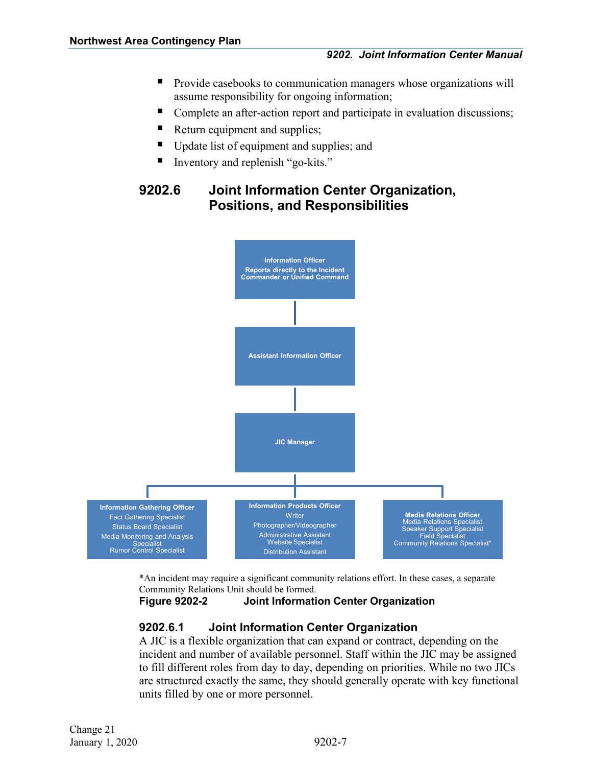- Provide casebooks to communication managers whose organizations will assume responsibility for ongoing information;
- Complete an after-action report and participate in evaluation discussions;
- Return equipment and supplies;
- Update list of equipment and supplies; and
- Inventory and replenish "go-kits."

## 9202.6 Joint Information Center Organization, Positions, and Responsibilities

**Information Officer**
Reports directly to the Incident Commander or Unified Command

**Assistant Information Officer**

**JIC Manager**

**Information Gathering Officer**
Fact Gathering Specialist
Status Board Specialist
Media Monitoring and Analysis Specialist
Rumor Control Specialist

**Information Products Officer**
Writer
Photographer/Videographer
Administrative Assistant
Website Specialist
Distribution Assistant

**Media Relations Officer**
Media Relations Specialist
Speaker Support Specialist
Field Specialist
Community Relations Specialist*

*An incident may require a significant community relations effort. In these cases, a separate Community Relations Unit should be formed.

**Figure 9202-2 Joint Information Center Organization**

### 9202.6.1 Joint Information Center Organization

A JIC is a flexible organization that can expand or contract, depending on the incident and number of available personnel. Staff within the JIC may be assigned to fill different roles from day to day, depending on priorities. While no two JICs are structured exactly the same, they should generally operate with key functional units filled by one or more personnel.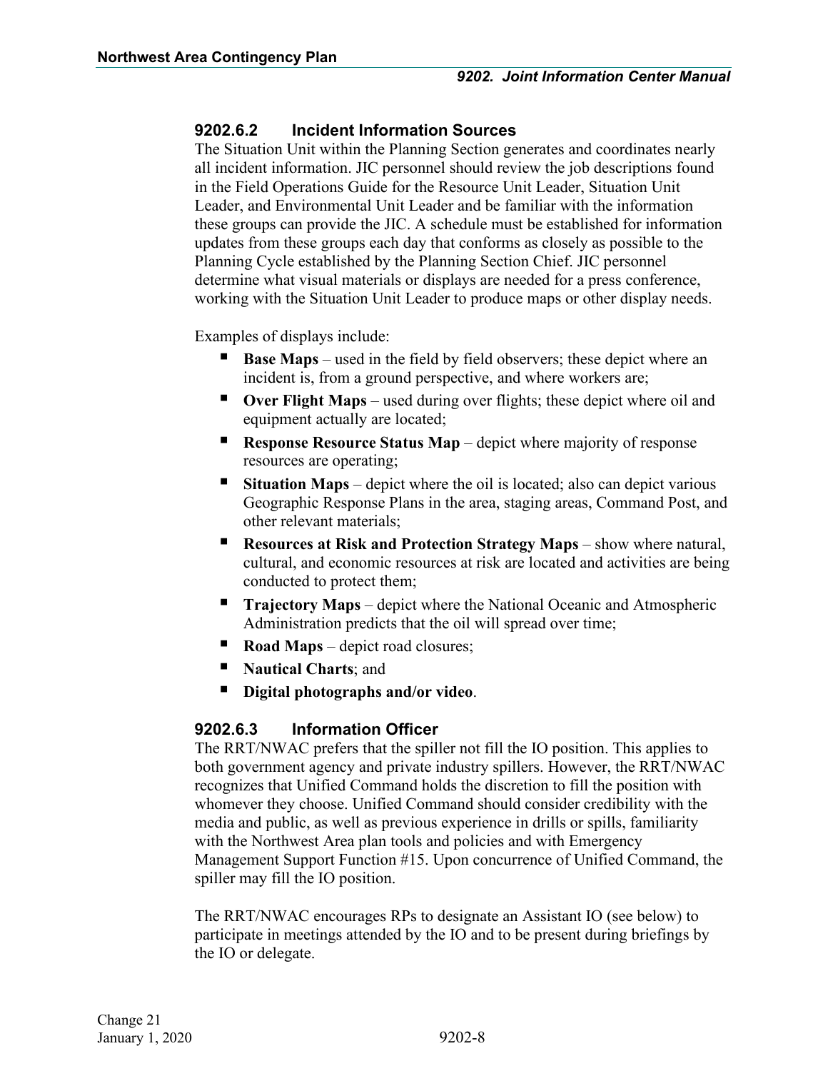### 9202.6.2 Incident Information Sources

The Situation Unit within the Planning Section generates and coordinates nearly all incident information. JIC personnel should review the job descriptions found in the Field Operations Guide for the Resource Unit Leader, Situation Unit Leader, and Environmental Unit Leader and be familiar with the information these groups can provide the JIC. A schedule must be established for information updates from these groups each day that conforms as closely as possible to the Planning Cycle established by the Planning Section Chief. JIC personnel determine what visual materials or displays are needed for a press conference, working with the Situation Unit Leader to produce maps or other display needs.

Examples of displays include:

- **Base Maps** – used in the field by field observers; these depict where an incident is, from a ground perspective, and where workers are;
- **Over Flight Maps** – used during over flights; these depict where oil and equipment actually are located;
- **Response Resource Status Map** – depict where majority of response resources are operating;
- **Situation Maps** – depict where the oil is located; also can depict various Geographic Response Plans in the area, staging areas, Command Post, and other relevant materials;
- **Resources at Risk and Protection Strategy Maps** – show where natural, cultural, and economic resources at risk are located and activities are being conducted to protect them;
- **Trajectory Maps** – depict where the National Oceanic and Atmospheric Administration predicts that the oil will spread over time;
- **Road Maps** – depict road closures;
- **Nautical Charts**; and
- **Digital photographs and/or video**.

### 9202.6.3 Information Officer

The RRT/NWAC prefers that the spiller not fill the IO position. This applies to both government agency and private industry spillers. However, the RRT/NWAC recognizes that Unified Command holds the discretion to fill the position with whomever they choose. Unified Command should consider credibility with the media and public, as well as previous experience in drills or spills, familiarity with the Northwest Area plan tools and policies and with Emergency Management Support Function #15. Upon concurrence of Unified Command, the spiller may fill the IO position.

The RRT/NWAC encourages RPs to designate an Assistant IO (see below) to participate in meetings attended by the IO and to be present during briefings by the IO or delegate.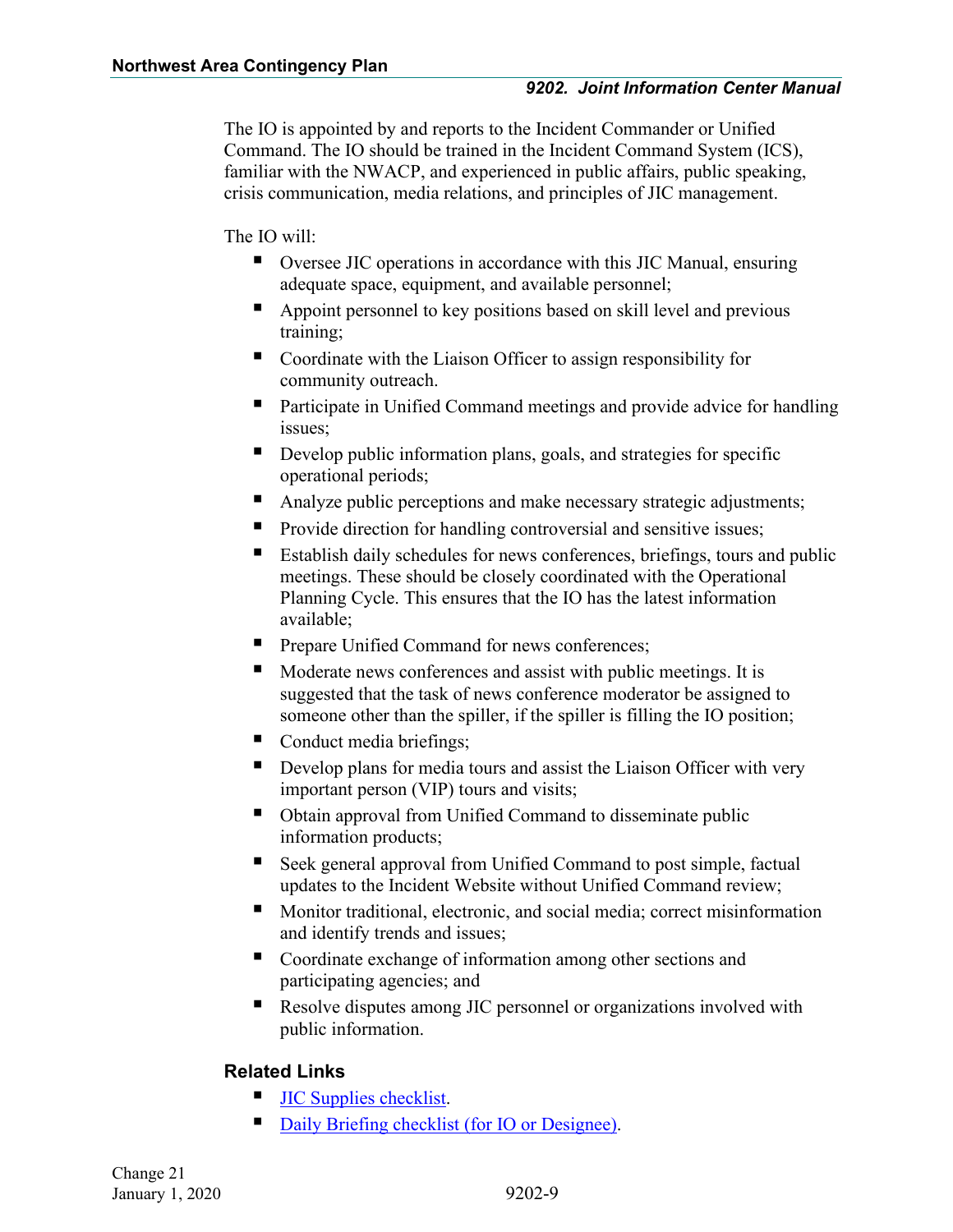The IO is appointed by and reports to the Incident Commander or Unified Command. The IO should be trained in the Incident Command System (ICS), familiar with the NWACP, and experienced in public affairs, public speaking, crisis communication, media relations, and principles of JIC management.

The IO will:

- Oversee JIC operations in accordance with this JIC Manual, ensuring adequate space, equipment, and available personnel;
- Appoint personnel to key positions based on skill level and previous training;
- Coordinate with the Liaison Officer to assign responsibility for community outreach.
- Participate in Unified Command meetings and provide advice for handling issues;
- Develop public information plans, goals, and strategies for specific operational periods;
- Analyze public perceptions and make necessary strategic adjustments;
- Provide direction for handling controversial and sensitive issues;
- Establish daily schedules for news conferences, briefings, tours and public meetings. These should be closely coordinated with the Operational Planning Cycle. This ensures that the IO has the latest information available;
- Prepare Unified Command for news conferences;
- Moderate news conferences and assist with public meetings. It is suggested that the task of news conference moderator be assigned to someone other than the spiller, if the spiller is filling the IO position;
- Conduct media briefings;
- Develop plans for media tours and assist the Liaison Officer with very important person (VIP) tours and visits;
- Obtain approval from Unified Command to disseminate public information products;
- Seek general approval from Unified Command to post simple, factual updates to the Incident Website without Unified Command review;
- Monitor traditional, electronic, and social media; correct misinformation and identify trends and issues;
- Coordinate exchange of information among other sections and participating agencies; and
- Resolve disputes among JIC personnel or organizations involved with public information.

### Related Links

- JIC Supplies checklist.
- Daily Briefing checklist (for IO or Designee).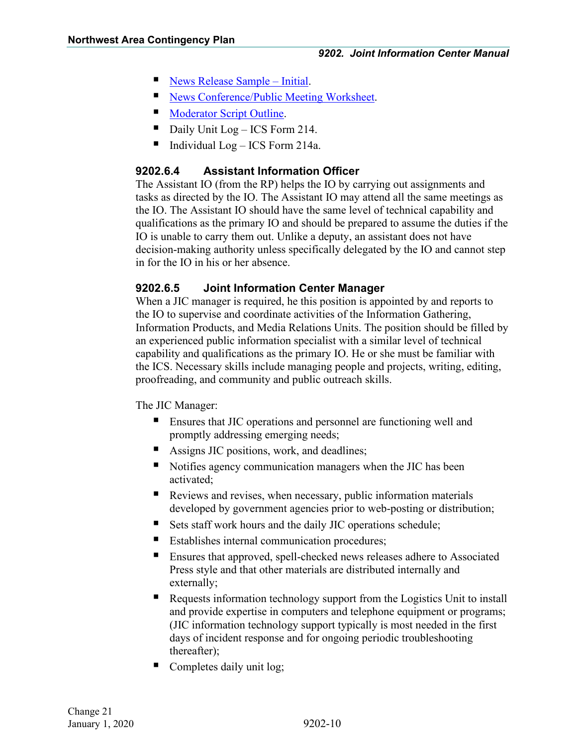- News Release Sample – Initial.
- News Conference/Public Meeting Worksheet.
- Moderator Script Outline.
- Daily Unit Log – ICS Form 214.
- Individual Log – ICS Form 214a.

### 9202.6.4 Assistant Information Officer

The Assistant IO (from the RP) helps the IO by carrying out assignments and tasks as directed by the IO. The Assistant IO may attend all the same meetings as the IO. The Assistant IO should have the same level of technical capability and qualifications as the primary IO and should be prepared to assume the duties if the IO is unable to carry them out. Unlike a deputy, an assistant does not have decision-making authority unless specifically delegated by the IO and cannot step in for the IO in his or her absence.

### 9202.6.5 Joint Information Center Manager

When a JIC manager is required, he this position is appointed by and reports to the IO to supervise and coordinate activities of the Information Gathering, Information Products, and Media Relations Units. The position should be filled by an experienced public information specialist with a similar level of technical capability and qualifications as the primary IO. He or she must be familiar with the ICS. Necessary skills include managing people and projects, writing, editing, proofreading, and community and public outreach skills.

The JIC Manager:

- Ensures that JIC operations and personnel are functioning well and promptly addressing emerging needs;
- Assigns JIC positions, work, and deadlines;
- Notifies agency communication managers when the JIC has been activated;
- Reviews and revises, when necessary, public information materials developed by government agencies prior to web-posting or distribution;
- Sets staff work hours and the daily JIC operations schedule;
- Establishes internal communication procedures;
- Ensures that approved, spell-checked news releases adhere to Associated Press style and that other materials are distributed internally and externally;
- Requests information technology support from the Logistics Unit to install and provide expertise in computers and telephone equipment or programs; (JIC information technology support typically is most needed in the first days of incident response and for ongoing periodic troubleshooting thereafter);
- Completes daily unit log;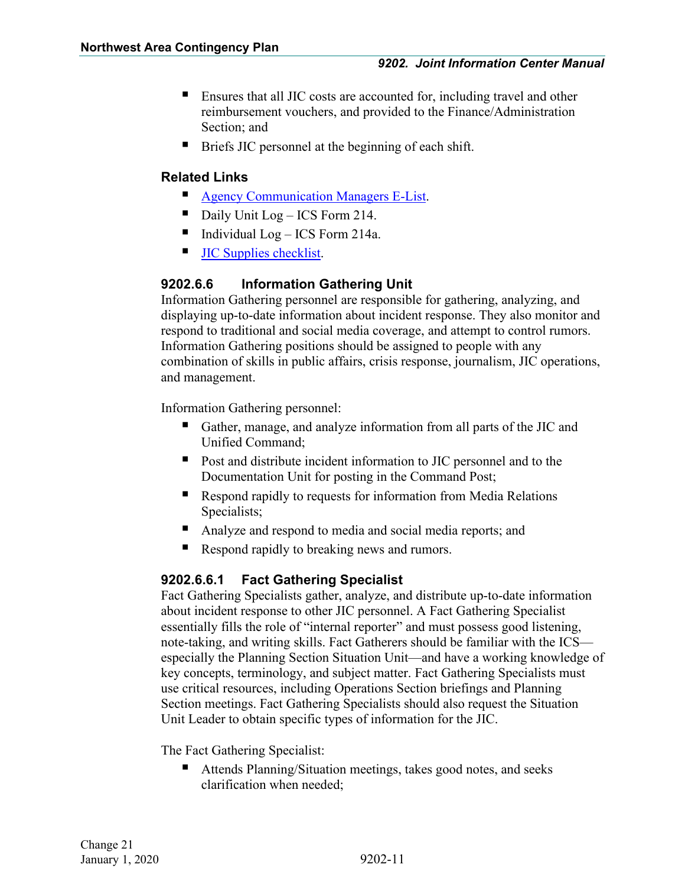- Ensures that all JIC costs are accounted for, including travel and other reimbursement vouchers, and provided to the Finance/Administration Section; and
- Briefs JIC personnel at the beginning of each shift.

**Related Links**

- Agency Communication Managers E-List.
- Daily Unit Log – ICS Form 214.
- Individual Log – ICS Form 214a.
- JIC Supplies checklist.

### 9202.6.6 Information Gathering Unit

Information Gathering personnel are responsible for gathering, analyzing, and displaying up-to-date information about incident response. They also monitor and respond to traditional and social media coverage, and attempt to control rumors. Information Gathering positions should be assigned to people with any combination of skills in public affairs, crisis response, journalism, JIC operations, and management.

Information Gathering personnel:

- Gather, manage, and analyze information from all parts of the JIC and Unified Command;
- Post and distribute incident information to JIC personnel and to the Documentation Unit for posting in the Command Post;
- Respond rapidly to requests for information from Media Relations Specialists;
- Analyze and respond to media and social media reports; and
- Respond rapidly to breaking news and rumors.

#### 9202.6.6.1 Fact Gathering Specialist

Fact Gathering Specialists gather, analyze, and distribute up-to-date information about incident response to other JIC personnel. A Fact Gathering Specialist essentially fills the role of "internal reporter" and must possess good listening, note-taking, and writing skills. Fact Gatherers should be familiar with the ICS—especially the Planning Section Situation Unit—and have a working knowledge of key concepts, terminology, and subject matter. Fact Gathering Specialists must use critical resources, including Operations Section briefings and Planning Section meetings. Fact Gathering Specialists should also request the Situation Unit Leader to obtain specific types of information for the JIC.

The Fact Gathering Specialist:

- Attends Planning/Situation meetings, takes good notes, and seeks clarification when needed;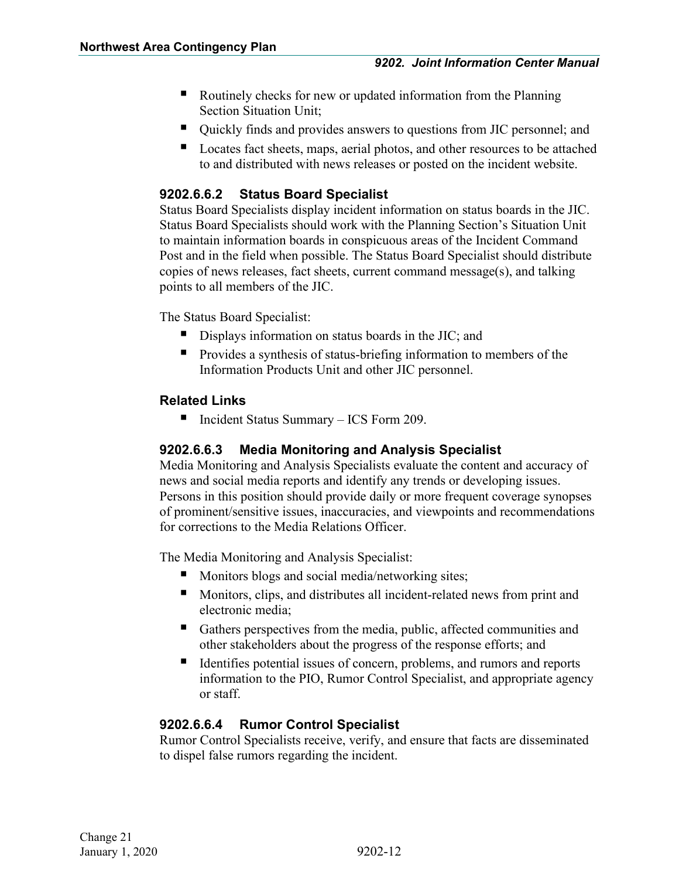- Routinely checks for new or updated information from the Planning Section Situation Unit;
- Quickly finds and provides answers to questions from JIC personnel; and
- Locates fact sheets, maps, aerial photos, and other resources to be attached to and distributed with news releases or posted on the incident website.

#### 9202.6.6.2 Status Board Specialist

Status Board Specialists display incident information on status boards in the JIC. Status Board Specialists should work with the Planning Section's Situation Unit to maintain information boards in conspicuous areas of the Incident Command Post and in the field when possible. The Status Board Specialist should distribute copies of news releases, fact sheets, current command message(s), and talking points to all members of the JIC.

The Status Board Specialist:

- Displays information on status boards in the JIC; and
- Provides a synthesis of status-briefing information to members of the Information Products Unit and other JIC personnel.

#### Related Links

- Incident Status Summary – ICS Form 209.

#### 9202.6.6.3 Media Monitoring and Analysis Specialist

Media Monitoring and Analysis Specialists evaluate the content and accuracy of news and social media reports and identify any trends or developing issues. Persons in this position should provide daily or more frequent coverage synopses of prominent/sensitive issues, inaccuracies, and viewpoints and recommendations for corrections to the Media Relations Officer.

The Media Monitoring and Analysis Specialist:

- Monitors blogs and social media/networking sites;
- Monitors, clips, and distributes all incident-related news from print and electronic media;
- Gathers perspectives from the media, public, affected communities and other stakeholders about the progress of the response efforts; and
- Identifies potential issues of concern, problems, and rumors and reports information to the PIO, Rumor Control Specialist, and appropriate agency or staff.

#### 9202.6.6.4 Rumor Control Specialist

Rumor Control Specialists receive, verify, and ensure that facts are disseminated to dispel false rumors regarding the incident.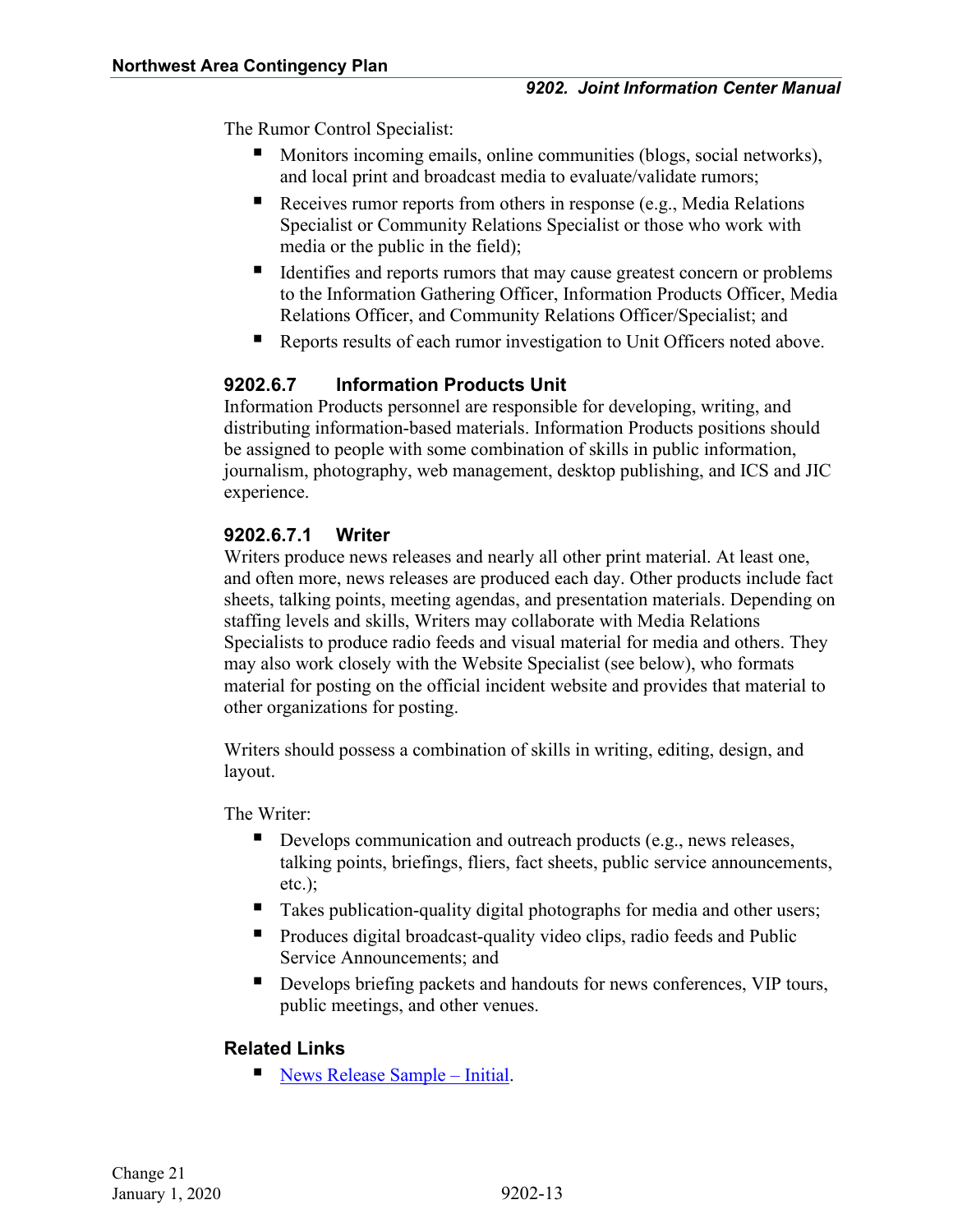The Rumor Control Specialist:

- Monitors incoming emails, online communities (blogs, social networks), and local print and broadcast media to evaluate/validate rumors;
- Receives rumor reports from others in response (e.g., Media Relations Specialist or Community Relations Specialist or those who work with media or the public in the field);
- Identifies and reports rumors that may cause greatest concern or problems to the Information Gathering Officer, Information Products Officer, Media Relations Officer, and Community Relations Officer/Specialist; and
- Reports results of each rumor investigation to Unit Officers noted above.

### 9202.6.7 Information Products Unit

Information Products personnel are responsible for developing, writing, and distributing information-based materials. Information Products positions should be assigned to people with some combination of skills in public information, journalism, photography, web management, desktop publishing, and ICS and JIC experience.

#### 9202.6.7.1 Writer

Writers produce news releases and nearly all other print material. At least one, and often more, news releases are produced each day. Other products include fact sheets, talking points, meeting agendas, and presentation materials. Depending on staffing levels and skills, Writers may collaborate with Media Relations Specialists to produce radio feeds and visual material for media and others. They may also work closely with the Website Specialist (see below), who formats material for posting on the official incident website and provides that material to other organizations for posting.

Writers should possess a combination of skills in writing, editing, design, and layout.

The Writer:

- Develops communication and outreach products (e.g., news releases, talking points, briefings, fliers, fact sheets, public service announcements, etc.);
- Takes publication-quality digital photographs for media and other users;
- Produces digital broadcast-quality video clips, radio feeds and Public Service Announcements; and
- Develops briefing packets and handouts for news conferences, VIP tours, public meetings, and other venues.

### Related Links

- News Release Sample – Initial.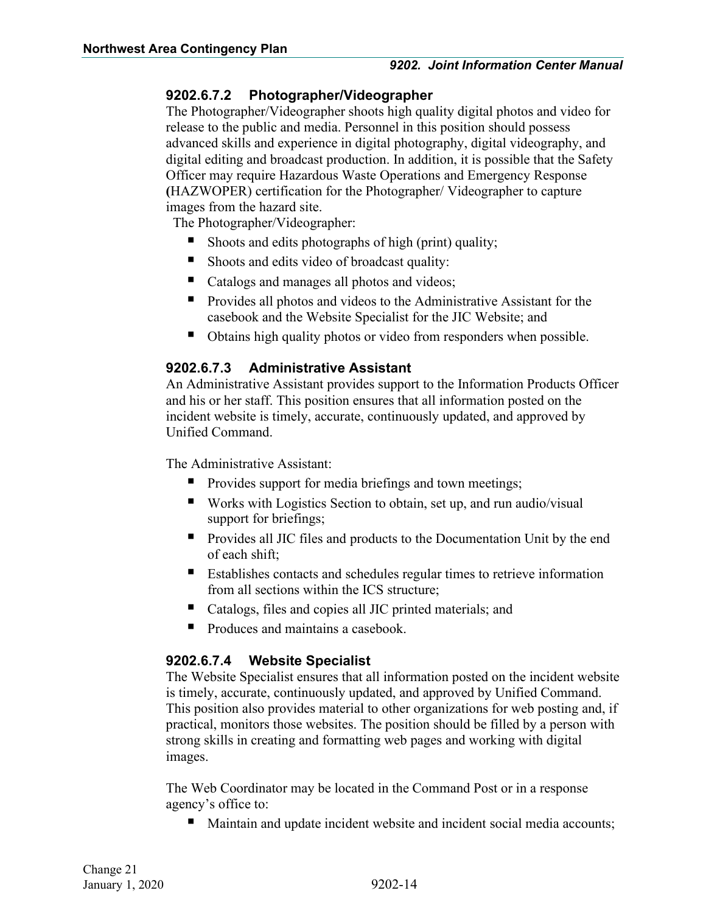#### 9202.6.7.2 Photographer/Videographer

The Photographer/Videographer shoots high quality digital photos and video for release to the public and media. Personnel in this position should possess advanced skills and experience in digital photography, digital videography, and digital editing and broadcast production. In addition, it is possible that the Safety Officer may require Hazardous Waste Operations and Emergency Response (HAZWOPER) certification for the Photographer/ Videographer to capture images from the hazard site.

The Photographer/Videographer:

- Shoots and edits photographs of high (print) quality;
- Shoots and edits video of broadcast quality:
- Catalogs and manages all photos and videos;
- Provides all photos and videos to the Administrative Assistant for the casebook and the Website Specialist for the JIC Website; and
- Obtains high quality photos or video from responders when possible.

#### 9202.6.7.3 Administrative Assistant

An Administrative Assistant provides support to the Information Products Officer and his or her staff. This position ensures that all information posted on the incident website is timely, accurate, continuously updated, and approved by Unified Command.

The Administrative Assistant:

- Provides support for media briefings and town meetings;
- Works with Logistics Section to obtain, set up, and run audio/visual support for briefings;
- Provides all JIC files and products to the Documentation Unit by the end of each shift;
- Establishes contacts and schedules regular times to retrieve information from all sections within the ICS structure;
- Catalogs, files and copies all JIC printed materials; and
- Produces and maintains a casebook.

#### 9202.6.7.4 Website Specialist

The Website Specialist ensures that all information posted on the incident website is timely, accurate, continuously updated, and approved by Unified Command. This position also provides material to other organizations for web posting and, if practical, monitors those websites. The position should be filled by a person with strong skills in creating and formatting web pages and working with digital images.

The Web Coordinator may be located in the Command Post or in a response agency's office to:

- Maintain and update incident website and incident social media accounts;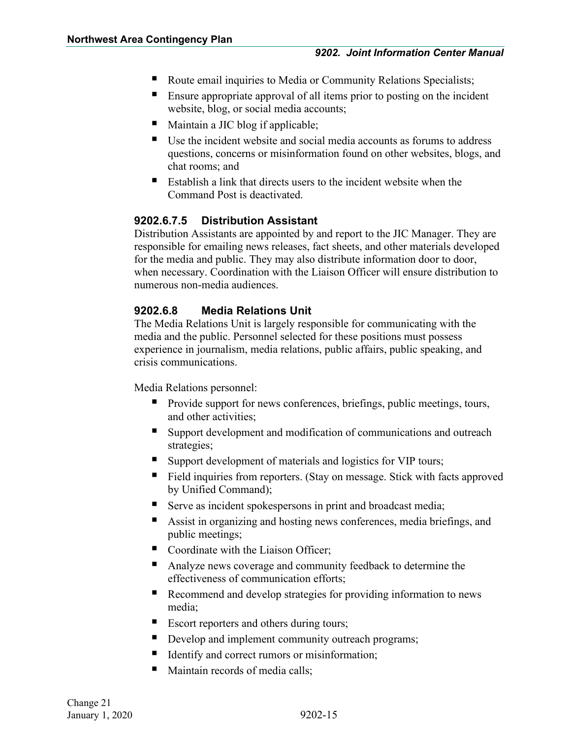- Route email inquiries to Media or Community Relations Specialists;
- Ensure appropriate approval of all items prior to posting on the incident website, blog, or social media accounts;
- Maintain a JIC blog if applicable;
- Use the incident website and social media accounts as forums to address questions, concerns or misinformation found on other websites, blogs, and chat rooms; and
- Establish a link that directs users to the incident website when the Command Post is deactivated.

#### 9202.6.7.5 Distribution Assistant

Distribution Assistants are appointed by and report to the JIC Manager. They are responsible for emailing news releases, fact sheets, and other materials developed for the media and public. They may also distribute information door to door, when necessary. Coordination with the Liaison Officer will ensure distribution to numerous non-media audiences.

### 9202.6.8 Media Relations Unit

The Media Relations Unit is largely responsible for communicating with the media and the public. Personnel selected for these positions must possess experience in journalism, media relations, public affairs, public speaking, and crisis communications.

Media Relations personnel:

- Provide support for news conferences, briefings, public meetings, tours, and other activities;
- Support development and modification of communications and outreach strategies;
- Support development of materials and logistics for VIP tours;
- Field inquiries from reporters. (Stay on message. Stick with facts approved by Unified Command);
- Serve as incident spokespersons in print and broadcast media;
- Assist in organizing and hosting news conferences, media briefings, and public meetings;
- Coordinate with the Liaison Officer;
- Analyze news coverage and community feedback to determine the effectiveness of communication efforts;
- Recommend and develop strategies for providing information to news media;
- Escort reporters and others during tours;
- Develop and implement community outreach programs;
- Identify and correct rumors or misinformation;
- Maintain records of media calls;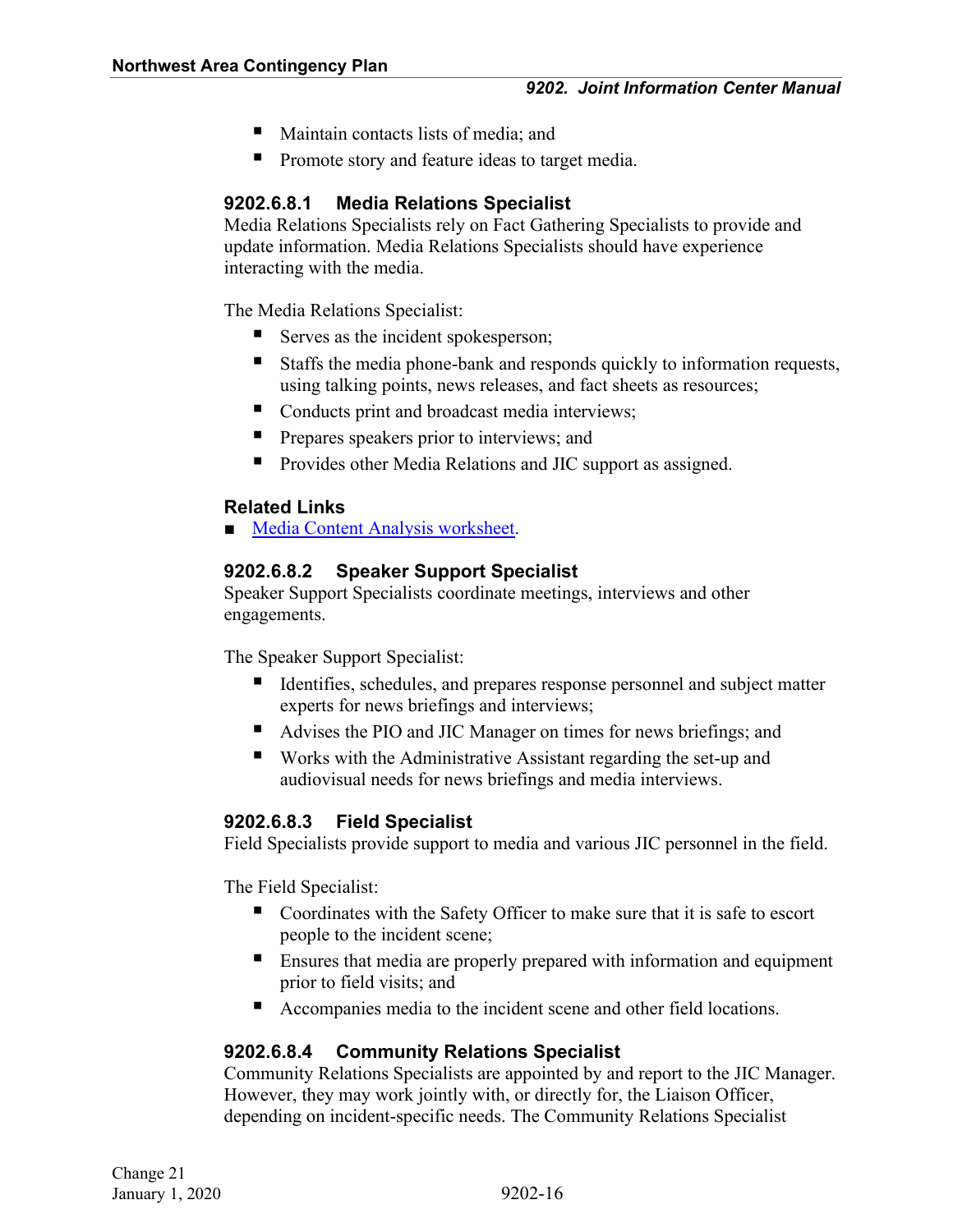- Maintain contacts lists of media; and
- Promote story and feature ideas to target media.

#### 9202.6.8.1 Media Relations Specialist

Media Relations Specialists rely on Fact Gathering Specialists to provide and update information. Media Relations Specialists should have experience interacting with the media.

The Media Relations Specialist:

- Serves as the incident spokesperson;
- Staffs the media phone-bank and responds quickly to information requests, using talking points, news releases, and fact sheets as resources;
- Conducts print and broadcast media interviews;
- Prepares speakers prior to interviews; and
- Provides other Media Relations and JIC support as assigned.

**Related Links**

- Media Content Analysis worksheet.

#### 9202.6.8.2 Speaker Support Specialist

Speaker Support Specialists coordinate meetings, interviews and other engagements.

The Speaker Support Specialist:

- Identifies, schedules, and prepares response personnel and subject matter experts for news briefings and interviews;
- Advises the PIO and JIC Manager on times for news briefings; and
- Works with the Administrative Assistant regarding the set-up and audiovisual needs for news briefings and media interviews.

#### 9202.6.8.3 Field Specialist

Field Specialists provide support to media and various JIC personnel in the field.

The Field Specialist:

- Coordinates with the Safety Officer to make sure that it is safe to escort people to the incident scene;
- Ensures that media are properly prepared with information and equipment prior to field visits; and
- Accompanies media to the incident scene and other field locations.

#### 9202.6.8.4 Community Relations Specialist

Community Relations Specialists are appointed by and report to the JIC Manager. However, they may work jointly with, or directly for, the Liaison Officer, depending on incident-specific needs. The Community Relations Specialist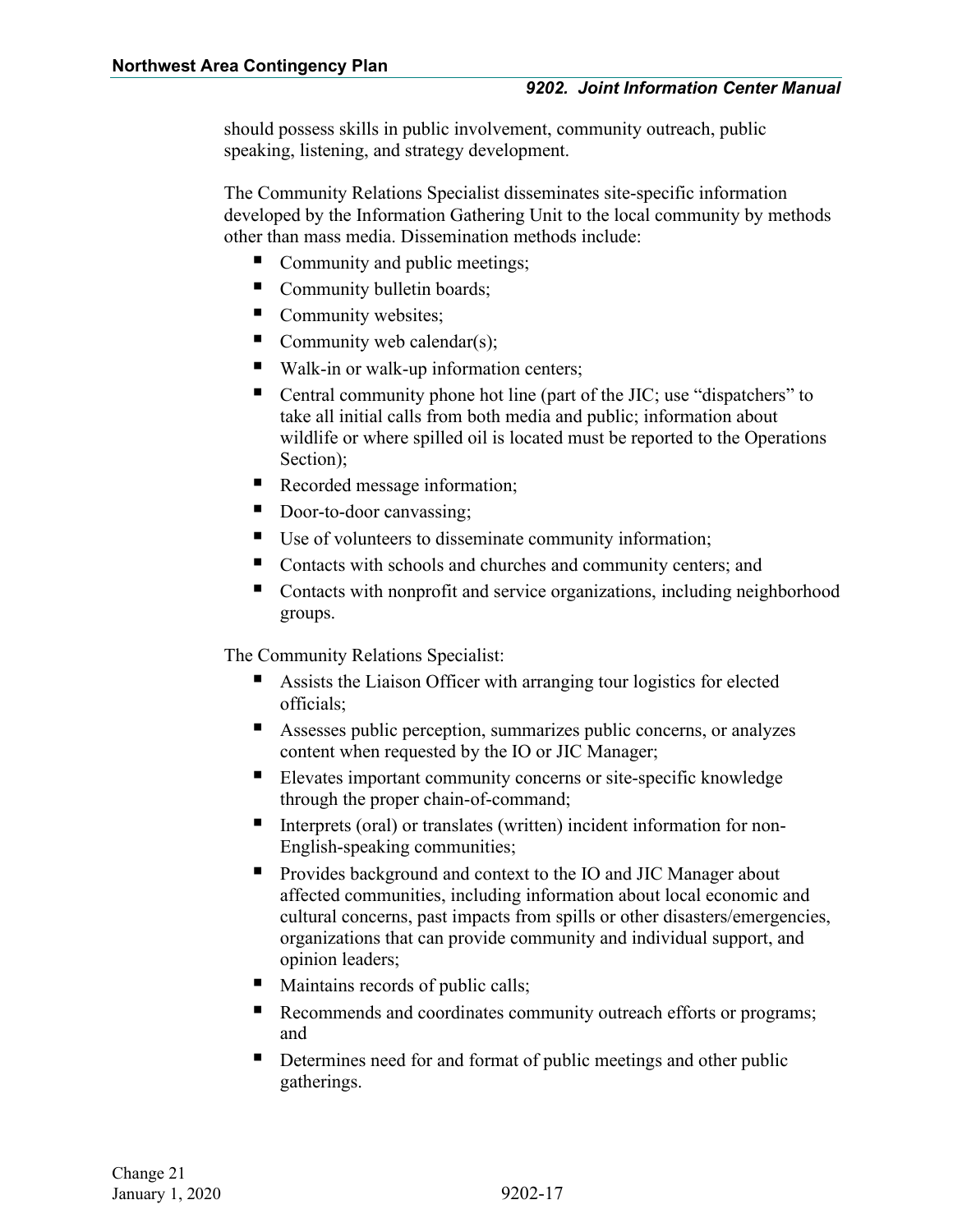should possess skills in public involvement, community outreach, public speaking, listening, and strategy development.

The Community Relations Specialist disseminates site-specific information developed by the Information Gathering Unit to the local community by methods other than mass media. Dissemination methods include:

- Community and public meetings;
- Community bulletin boards;
- Community websites;
- Community web calendar(s);
- Walk-in or walk-up information centers;
- Central community phone hot line (part of the JIC; use "dispatchers" to take all initial calls from both media and public; information about wildlife or where spilled oil is located must be reported to the Operations Section);
- Recorded message information;
- Door-to-door canvassing;
- Use of volunteers to disseminate community information;
- Contacts with schools and churches and community centers; and
- Contacts with nonprofit and service organizations, including neighborhood groups.

The Community Relations Specialist:

- Assists the Liaison Officer with arranging tour logistics for elected officials;
- Assesses public perception, summarizes public concerns, or analyzes content when requested by the IO or JIC Manager;
- Elevates important community concerns or site-specific knowledge through the proper chain-of-command;
- Interprets (oral) or translates (written) incident information for non-English-speaking communities;
- Provides background and context to the IO and JIC Manager about affected communities, including information about local economic and cultural concerns, past impacts from spills or other disasters/emergencies, organizations that can provide community and individual support, and opinion leaders;
- Maintains records of public calls;
- Recommends and coordinates community outreach efforts or programs; and
- Determines need for and format of public meetings and other public gatherings.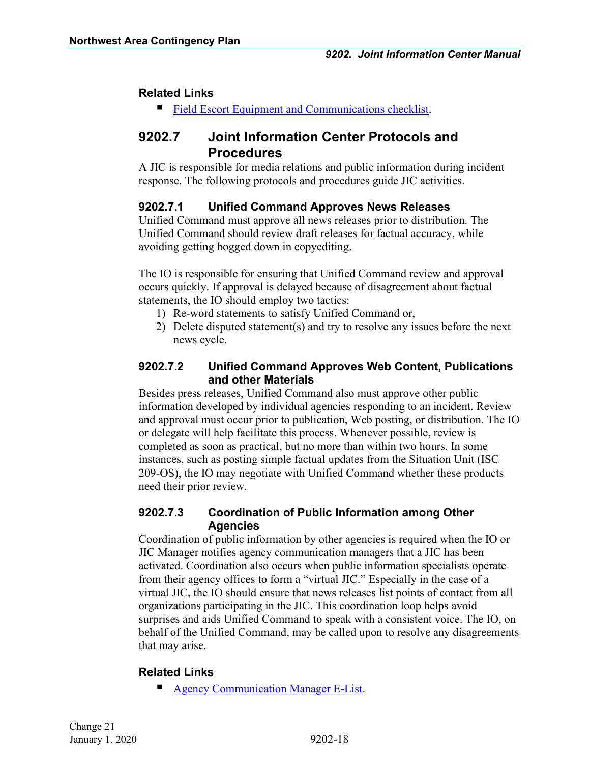### Related Links

- Field Escort Equipment and Communications checklist.

## 9202.7 Joint Information Center Protocols and Procedures

A JIC is responsible for media relations and public information during incident response. The following protocols and procedures guide JIC activities.

### 9202.7.1 Unified Command Approves News Releases

Unified Command must approve all news releases prior to distribution. The Unified Command should review draft releases for factual accuracy, while avoiding getting bogged down in copyediting.

The IO is responsible for ensuring that Unified Command review and approval occurs quickly. If approval is delayed because of disagreement about factual statements, the IO should employ two tactics:

1) Re-word statements to satisfy Unified Command or,
2) Delete disputed statement(s) and try to resolve any issues before the next news cycle.

### 9202.7.2 Unified Command Approves Web Content, Publications and other Materials

Besides press releases, Unified Command also must approve other public information developed by individual agencies responding to an incident. Review and approval must occur prior to publication, Web posting, or distribution. The IO or delegate will help facilitate this process. Whenever possible, review is completed as soon as practical, but no more than within two hours. In some instances, such as posting simple factual updates from the Situation Unit (ISC 209-OS), the IO may negotiate with Unified Command whether these products need their prior review.

### 9202.7.3 Coordination of Public Information among Other Agencies

Coordination of public information by other agencies is required when the IO or JIC Manager notifies agency communication managers that a JIC has been activated. Coordination also occurs when public information specialists operate from their agency offices to form a "virtual JIC." Especially in the case of a virtual JIC, the IO should ensure that news releases list points of contact from all organizations participating in the JIC. This coordination loop helps avoid surprises and aids Unified Command to speak with a consistent voice. The IO, on behalf of the Unified Command, may be called upon to resolve any disagreements that may arise.

### Related Links

- Agency Communication Manager E-List.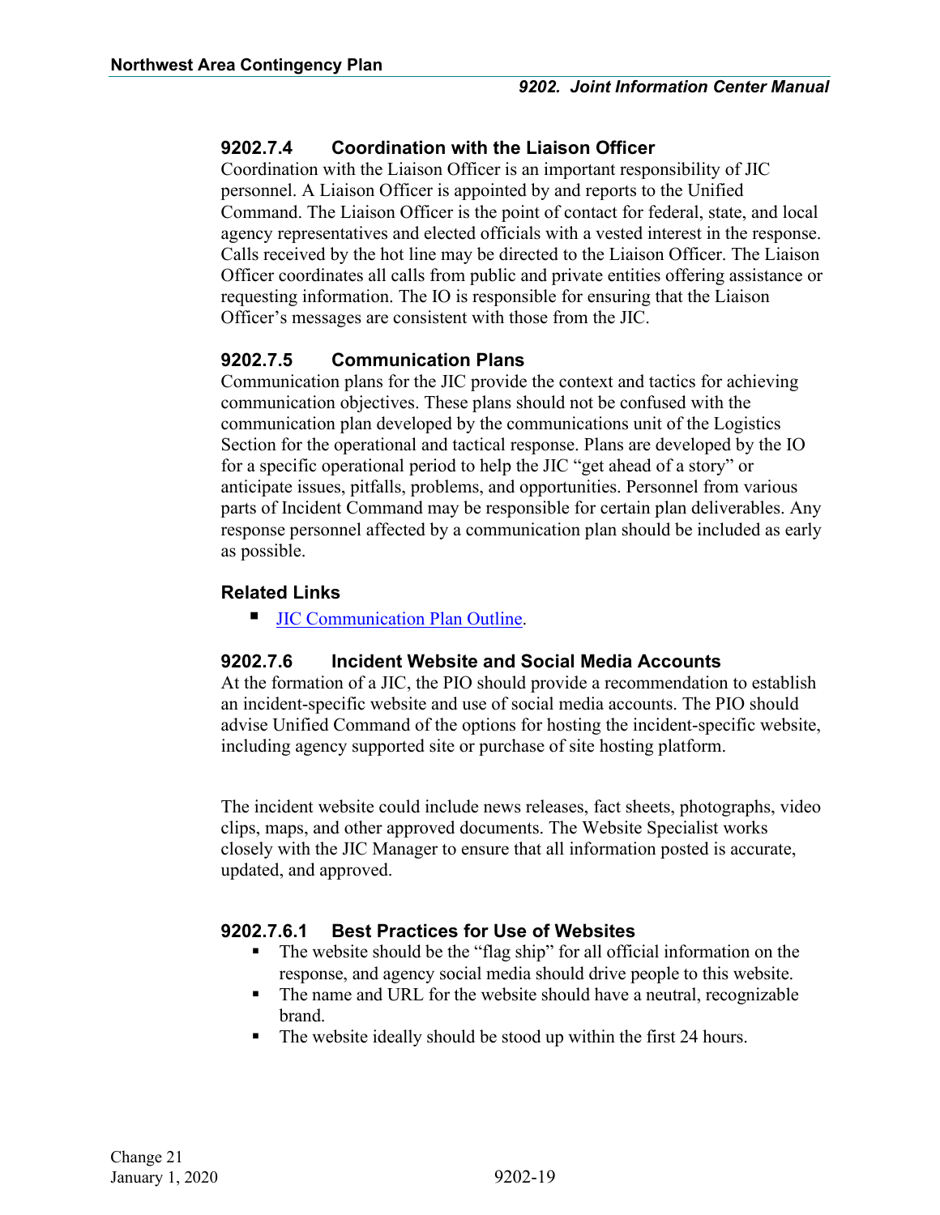### 9202.7.4 Coordination with the Liaison Officer

Coordination with the Liaison Officer is an important responsibility of JIC personnel. A Liaison Officer is appointed by and reports to the Unified Command. The Liaison Officer is the point of contact for federal, state, and local agency representatives and elected officials with a vested interest in the response. Calls received by the hot line may be directed to the Liaison Officer. The Liaison Officer coordinates all calls from public and private entities offering assistance or requesting information. The IO is responsible for ensuring that the Liaison Officer's messages are consistent with those from the JIC.

### 9202.7.5 Communication Plans

Communication plans for the JIC provide the context and tactics for achieving communication objectives. These plans should not be confused with the communication plan developed by the communications unit of the Logistics Section for the operational and tactical response. Plans are developed by the IO for a specific operational period to help the JIC "get ahead of a story" or anticipate issues, pitfalls, problems, and opportunities. Personnel from various parts of Incident Command may be responsible for certain plan deliverables. Any response personnel affected by a communication plan should be included as early as possible.

#### Related Links

- JIC Communication Plan Outline.

### 9202.7.6 Incident Website and Social Media Accounts

At the formation of a JIC, the PIO should provide a recommendation to establish an incident-specific website and use of social media accounts. The PIO should advise Unified Command of the options for hosting the incident-specific website, including agency supported site or purchase of site hosting platform.

The incident website could include news releases, fact sheets, photographs, video clips, maps, and other approved documents. The Website Specialist works closely with the JIC Manager to ensure that all information posted is accurate, updated, and approved.

#### 9202.7.6.1 Best Practices for Use of Websites

- The website should be the "flag ship" for all official information on the response, and agency social media should drive people to this website.
- The name and URL for the website should have a neutral, recognizable brand.
- The website ideally should be stood up within the first 24 hours.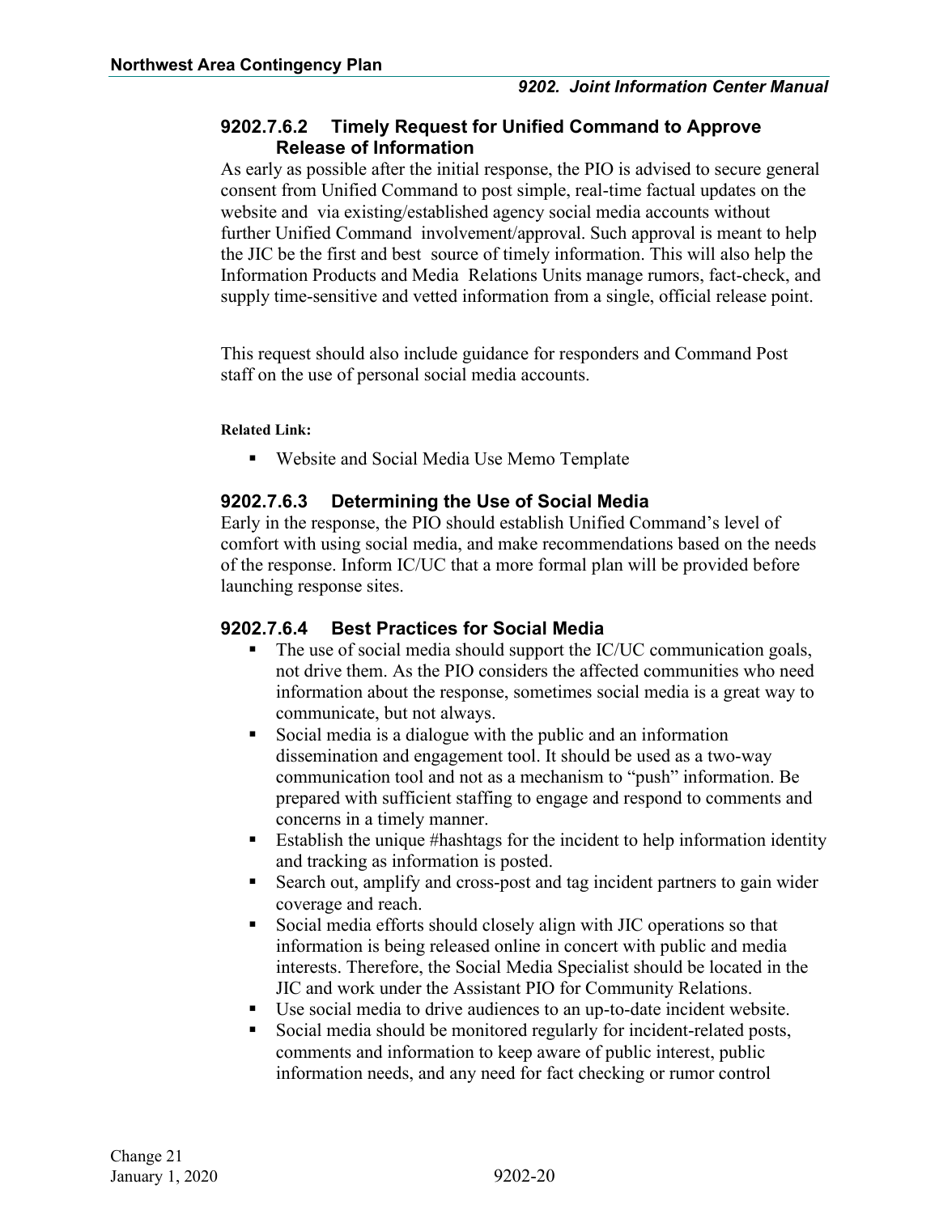### 9202.7.6.2 Timely Request for Unified Command to Approve Release of Information

As early as possible after the initial response, the PIO is advised to secure general consent from Unified Command to post simple, real-time factual updates on the website and via existing/established agency social media accounts without further Unified Command involvement/approval. Such approval is meant to help the JIC be the first and best source of timely information. This will also help the Information Products and Media Relations Units manage rumors, fact-check, and supply time-sensitive and vetted information from a single, official release point.

This request should also include guidance for responders and Command Post staff on the use of personal social media accounts.

**Related Link:**

- Website and Social Media Use Memo Template

### 9202.7.6.3 Determining the Use of Social Media

Early in the response, the PIO should establish Unified Command's level of comfort with using social media, and make recommendations based on the needs of the response. Inform IC/UC that a more formal plan will be provided before launching response sites.

### 9202.7.6.4 Best Practices for Social Media

- The use of social media should support the IC/UC communication goals, not drive them. As the PIO considers the affected communities who need information about the response, sometimes social media is a great way to communicate, but not always.
- Social media is a dialogue with the public and an information dissemination and engagement tool. It should be used as a two-way communication tool and not as a mechanism to "push" information. Be prepared with sufficient staffing to engage and respond to comments and concerns in a timely manner.
- Establish the unique #hashtags for the incident to help information identity and tracking as information is posted.
- Search out, amplify and cross-post and tag incident partners to gain wider coverage and reach.
- Social media efforts should closely align with JIC operations so that information is being released online in concert with public and media interests. Therefore, the Social Media Specialist should be located in the JIC and work under the Assistant PIO for Community Relations.
- Use social media to drive audiences to an up-to-date incident website.
- Social media should be monitored regularly for incident-related posts, comments and information to keep aware of public interest, public information needs, and any need for fact checking or rumor control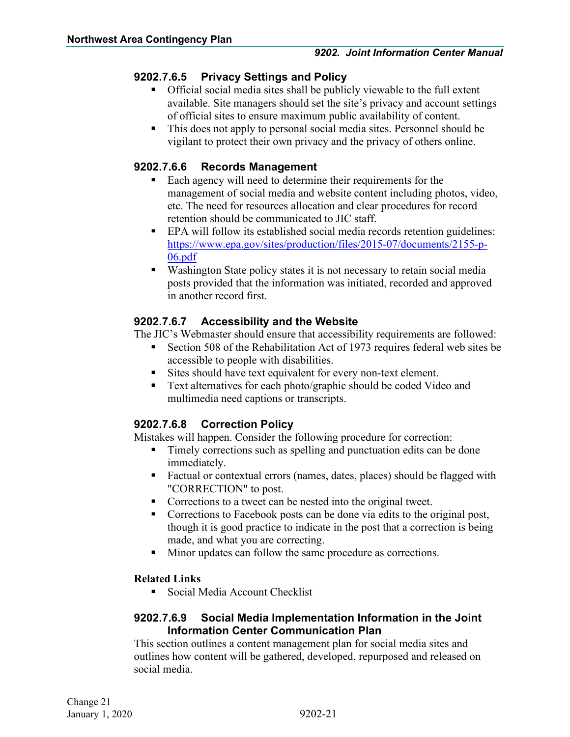#### 9202.7.6.5 Privacy Settings and Policy

- Official social media sites shall be publicly viewable to the full extent available. Site managers should set the site's privacy and account settings of official sites to ensure maximum public availability of content.
- This does not apply to personal social media sites. Personnel should be vigilant to protect their own privacy and the privacy of others online.

#### 9202.7.6.6 Records Management

- Each agency will need to determine their requirements for the management of social media and website content including photos, video, etc. The need for resources allocation and clear procedures for record retention should be communicated to JIC staff.
- EPA will follow its established social media records retention guidelines: https://www.epa.gov/sites/production/files/2015-07/documents/2155-p-06.pdf
- Washington State policy states it is not necessary to retain social media posts provided that the information was initiated, recorded and approved in another record first.

#### 9202.7.6.7 Accessibility and the Website

The JIC's Webmaster should ensure that accessibility requirements are followed:

- Section 508 of the Rehabilitation Act of 1973 requires federal web sites be accessible to people with disabilities.
- Sites should have text equivalent for every non-text element.
- Text alternatives for each photo/graphic should be coded Video and multimedia need captions or transcripts.

#### 9202.7.6.8 Correction Policy

Mistakes will happen. Consider the following procedure for correction:

- Timely corrections such as spelling and punctuation edits can be done immediately.
- Factual or contextual errors (names, dates, places) should be flagged with "CORRECTION" to post.
- Corrections to a tweet can be nested into the original tweet.
- Corrections to Facebook posts can be done via edits to the original post, though it is good practice to indicate in the post that a correction is being made, and what you are correcting.
- Minor updates can follow the same procedure as corrections.

**Related Links**

- Social Media Account Checklist

#### 9202.7.6.9 Social Media Implementation Information in the Joint Information Center Communication Plan

This section outlines a content management plan for social media sites and outlines how content will be gathered, developed, repurposed and released on social media.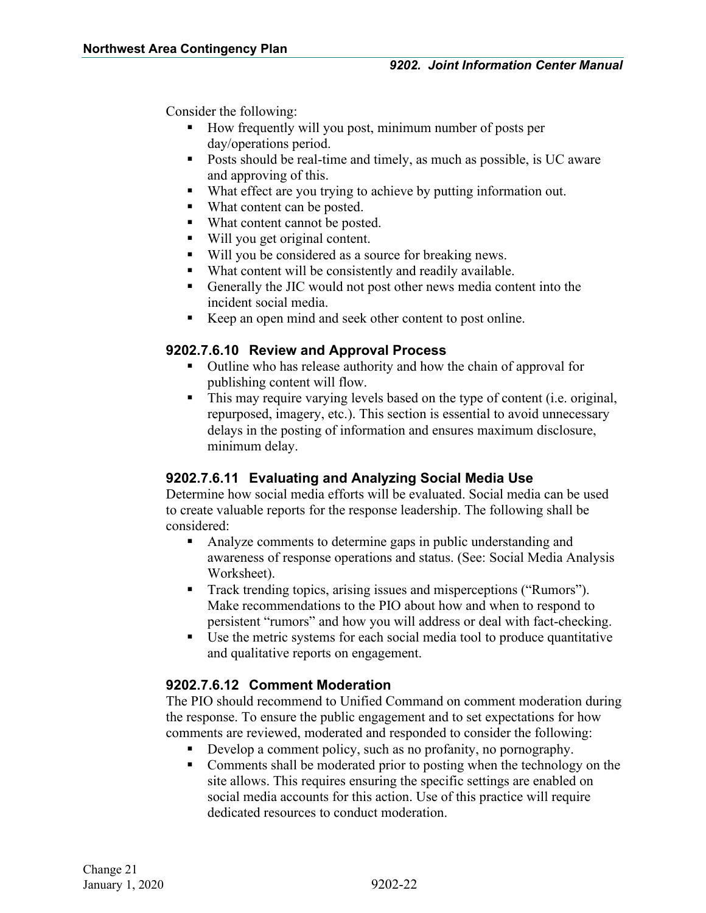Consider the following:

- How frequently will you post, minimum number of posts per day/operations period.
- Posts should be real-time and timely, as much as possible, is UC aware and approving of this.
- What effect are you trying to achieve by putting information out.
- What content can be posted.
- What content cannot be posted.
- Will you get original content.
- Will you be considered as a source for breaking news.
- What content will be consistently and readily available.
- Generally the JIC would not post other news media content into the incident social media.
- Keep an open mind and seek other content to post online.

### 9202.7.6.10 Review and Approval Process

- Outline who has release authority and how the chain of approval for publishing content will flow.
- This may require varying levels based on the type of content (i.e. original, repurposed, imagery, etc.). This section is essential to avoid unnecessary delays in the posting of information and ensures maximum disclosure, minimum delay.

### 9202.7.6.11 Evaluating and Analyzing Social Media Use

Determine how social media efforts will be evaluated. Social media can be used to create valuable reports for the response leadership. The following shall be considered:

- Analyze comments to determine gaps in public understanding and awareness of response operations and status. (See: Social Media Analysis Worksheet).
- Track trending topics, arising issues and misperceptions ("Rumors"). Make recommendations to the PIO about how and when to respond to persistent "rumors" and how you will address or deal with fact-checking.
- Use the metric systems for each social media tool to produce quantitative and qualitative reports on engagement.

### 9202.7.6.12 Comment Moderation

The PIO should recommend to Unified Command on comment moderation during the response. To ensure the public engagement and to set expectations for how comments are reviewed, moderated and responded to consider the following:

- Develop a comment policy, such as no profanity, no pornography.
- Comments shall be moderated prior to posting when the technology on the site allows. This requires ensuring the specific settings are enabled on social media accounts for this action. Use of this practice will require dedicated resources to conduct moderation.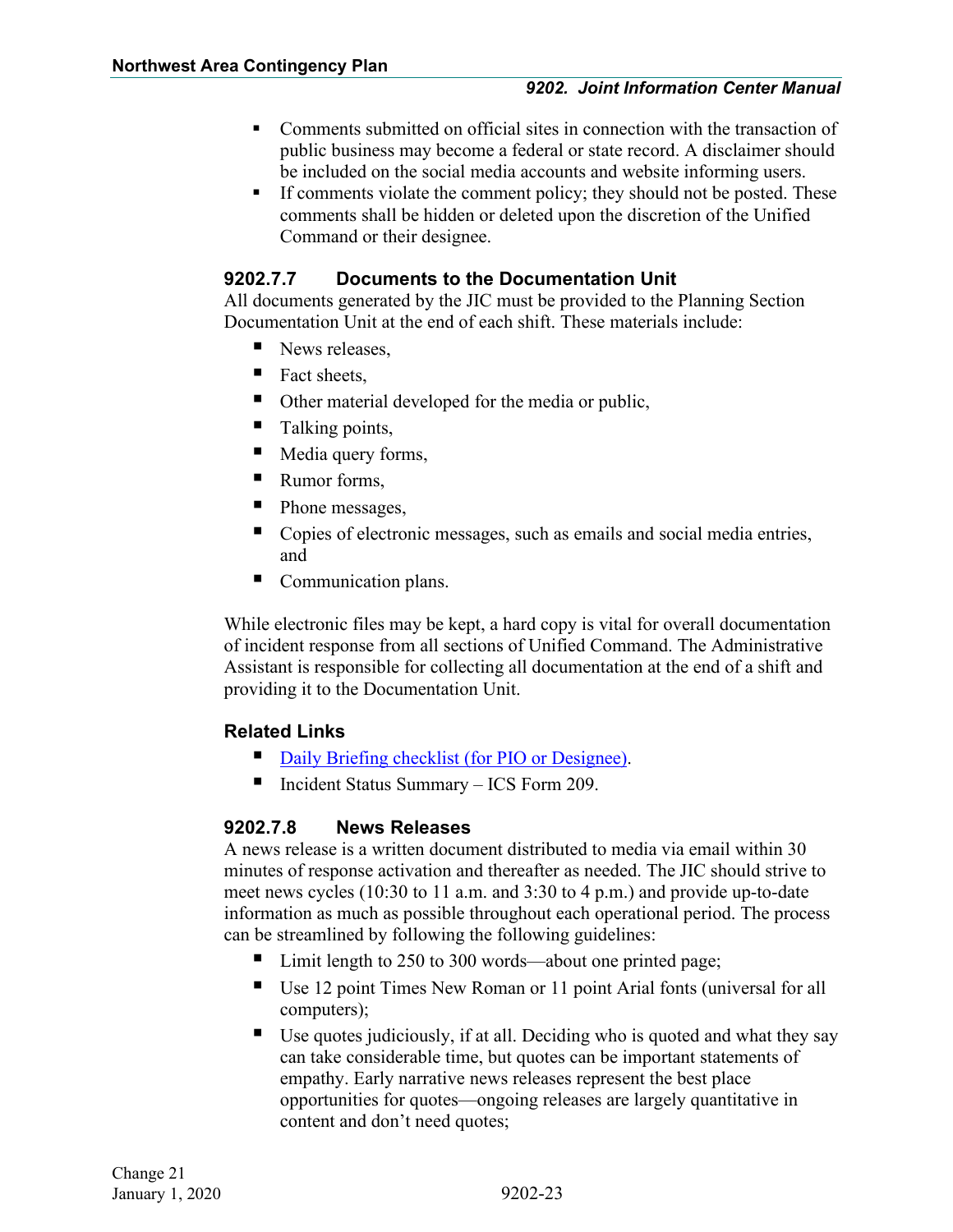- Comments submitted on official sites in connection with the transaction of public business may become a federal or state record. A disclaimer should be included on the social media accounts and website informing users.
- If comments violate the comment policy; they should not be posted. These comments shall be hidden or deleted upon the discretion of the Unified Command or their designee.

### 9202.7.7 Documents to the Documentation Unit

All documents generated by the JIC must be provided to the Planning Section Documentation Unit at the end of each shift. These materials include:

- News releases,
- Fact sheets,
- Other material developed for the media or public,
- Talking points,
- Media query forms,
- Rumor forms,
- Phone messages,
- Copies of electronic messages, such as emails and social media entries, and
- Communication plans.

While electronic files may be kept, a hard copy is vital for overall documentation of incident response from all sections of Unified Command. The Administrative Assistant is responsible for collecting all documentation at the end of a shift and providing it to the Documentation Unit.

#### Related Links

- [Daily Briefing checklist (for PIO or Designee)](#).
- Incident Status Summary – ICS Form 209.

### 9202.7.8 News Releases

A news release is a written document distributed to media via email within 30 minutes of response activation and thereafter as needed. The JIC should strive to meet news cycles (10:30 to 11 a.m. and 3:30 to 4 p.m.) and provide up-to-date information as much as possible throughout each operational period. The process can be streamlined by following the following guidelines:

- Limit length to 250 to 300 words—about one printed page;
- Use 12 point Times New Roman or 11 point Arial fonts (universal for all computers);
- Use quotes judiciously, if at all. Deciding who is quoted and what they say can take considerable time, but quotes can be important statements of empathy. Early narrative news releases represent the best place opportunities for quotes—ongoing releases are largely quantitative in content and don't need quotes;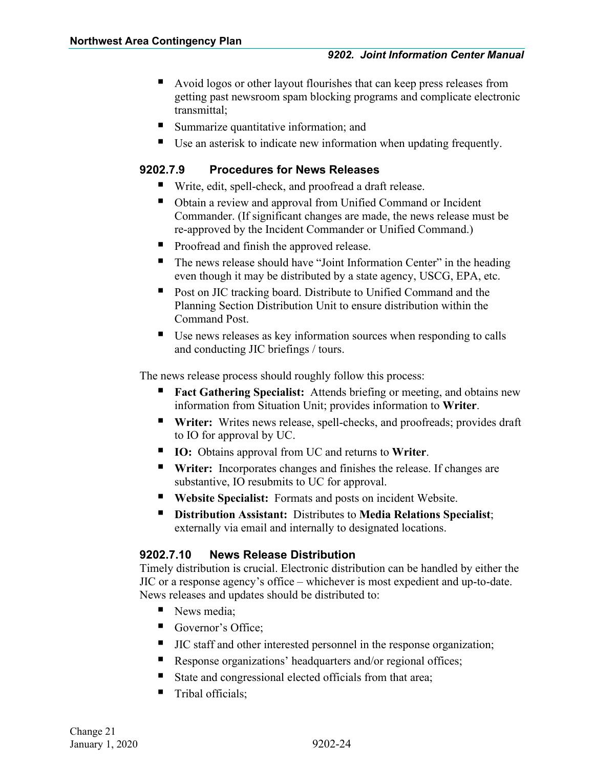- Avoid logos or other layout flourishes that can keep press releases from getting past newsroom spam blocking programs and complicate electronic transmittal;
- Summarize quantitative information; and
- Use an asterisk to indicate new information when updating frequently.

### 9202.7.9 Procedures for News Releases

- Write, edit, spell-check, and proofread a draft release.
- Obtain a review and approval from Unified Command or Incident Commander. (If significant changes are made, the news release must be re-approved by the Incident Commander or Unified Command.)
- Proofread and finish the approved release.
- The news release should have "Joint Information Center" in the heading even though it may be distributed by a state agency, USCG, EPA, etc.
- Post on JIC tracking board. Distribute to Unified Command and the Planning Section Distribution Unit to ensure distribution within the Command Post.
- Use news releases as key information sources when responding to calls and conducting JIC briefings / tours.

The news release process should roughly follow this process:

- **Fact Gathering Specialist:** Attends briefing or meeting, and obtains new information from Situation Unit; provides information to **Writer**.
- **Writer:** Writes news release, spell-checks, and proofreads; provides draft to IO for approval by UC.
- **IO:** Obtains approval from UC and returns to **Writer**.
- **Writer:** Incorporates changes and finishes the release. If changes are substantive, IO resubmits to UC for approval.
- **Website Specialist:** Formats and posts on incident Website.
- **Distribution Assistant:** Distributes to **Media Relations Specialist**; externally via email and internally to designated locations.

### 9202.7.10 News Release Distribution

Timely distribution is crucial. Electronic distribution can be handled by either the JIC or a response agency's office – whichever is most expedient and up-to-date. News releases and updates should be distributed to:

- News media;
- Governor's Office;
- JIC staff and other interested personnel in the response organization;
- Response organizations' headquarters and/or regional offices;
- State and congressional elected officials from that area;
- Tribal officials;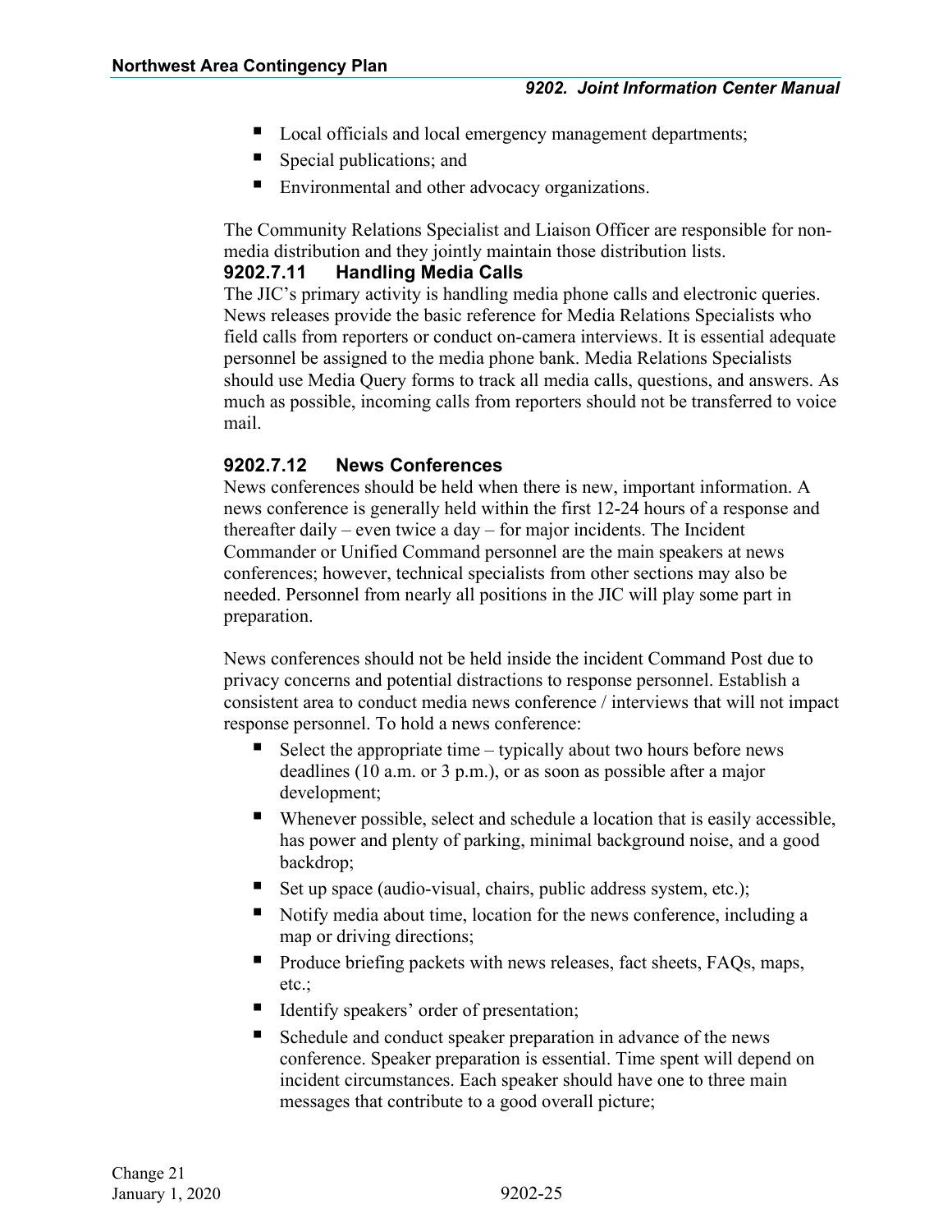- Local officials and local emergency management departments;
- Special publications; and
- Environmental and other advocacy organizations.

The Community Relations Specialist and Liaison Officer are responsible for non-media distribution and they jointly maintain those distribution lists.

### 9202.7.11 Handling Media Calls

The JIC's primary activity is handling media phone calls and electronic queries. News releases provide the basic reference for Media Relations Specialists who field calls from reporters or conduct on-camera interviews. It is essential adequate personnel be assigned to the media phone bank. Media Relations Specialists should use Media Query forms to track all media calls, questions, and answers. As much as possible, incoming calls from reporters should not be transferred to voice mail.

### 9202.7.12 News Conferences

News conferences should be held when there is new, important information. A news conference is generally held within the first 12-24 hours of a response and thereafter daily – even twice a day – for major incidents. The Incident Commander or Unified Command personnel are the main speakers at news conferences; however, technical specialists from other sections may also be needed. Personnel from nearly all positions in the JIC will play some part in preparation.

News conferences should not be held inside the incident Command Post due to privacy concerns and potential distractions to response personnel. Establish a consistent area to conduct media news conference / interviews that will not impact response personnel. To hold a news conference:

- Select the appropriate time – typically about two hours before news deadlines (10 a.m. or 3 p.m.), or as soon as possible after a major development;
- Whenever possible, select and schedule a location that is easily accessible, has power and plenty of parking, minimal background noise, and a good backdrop;
- Set up space (audio-visual, chairs, public address system, etc.);
- Notify media about time, location for the news conference, including a map or driving directions;
- Produce briefing packets with news releases, fact sheets, FAQs, maps, etc.;
- Identify speakers' order of presentation;
- Schedule and conduct speaker preparation in advance of the news conference. Speaker preparation is essential. Time spent will depend on incident circumstances. Each speaker should have one to three main messages that contribute to a good overall picture;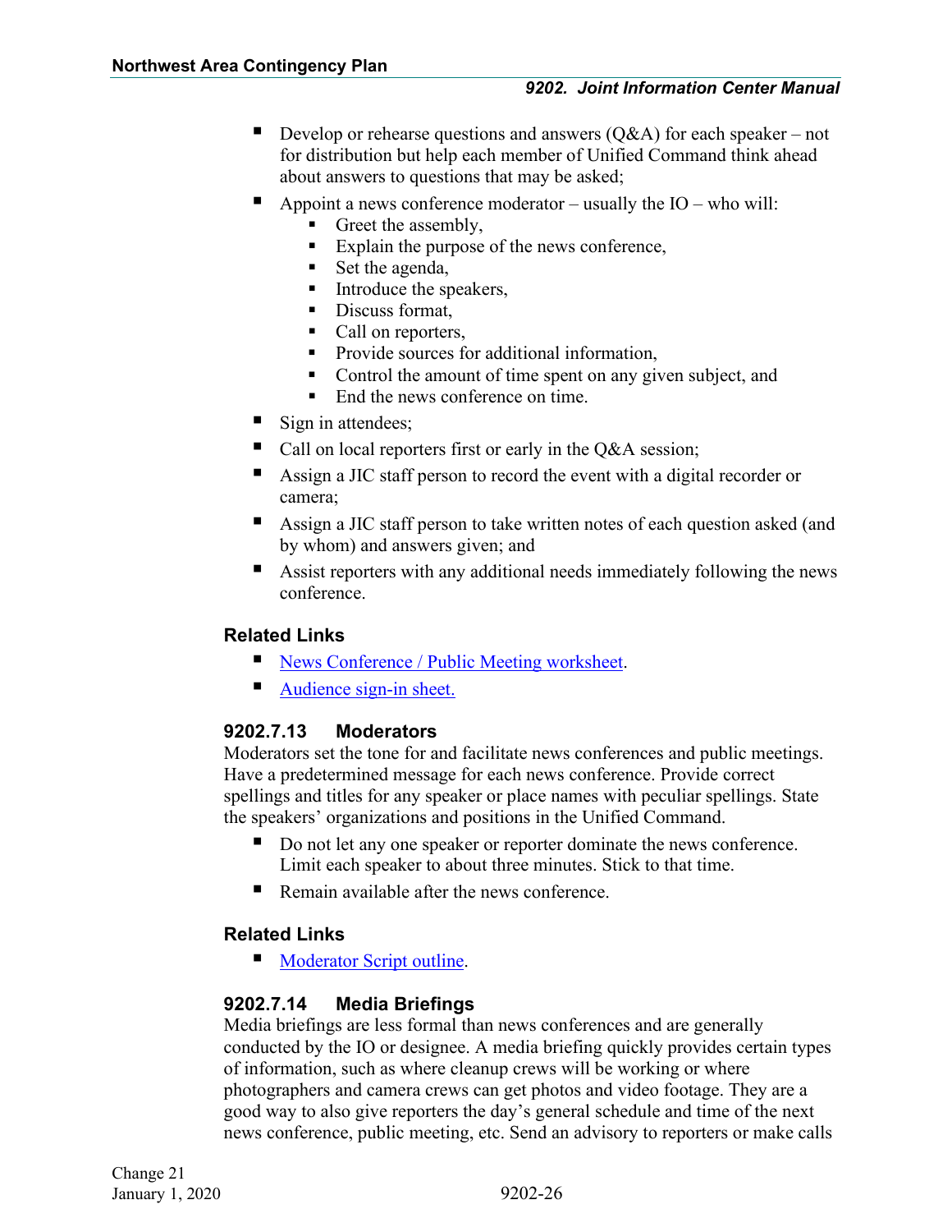- Develop or rehearse questions and answers (Q&A) for each speaker – not for distribution but help each member of Unified Command think ahead about answers to questions that may be asked;
- Appoint a news conference moderator – usually the IO – who will:
  - Greet the assembly,
  - Explain the purpose of the news conference,
  - Set the agenda,
  - Introduce the speakers,
  - Discuss format,
  - Call on reporters,
  - Provide sources for additional information,
  - Control the amount of time spent on any given subject, and
  - End the news conference on time.
- Sign in attendees;
- Call on local reporters first or early in the Q&A session;
- Assign a JIC staff person to record the event with a digital recorder or camera;
- Assign a JIC staff person to take written notes of each question asked (and by whom) and answers given; and
- Assist reporters with any additional needs immediately following the news conference.

### Related Links

- News Conference / Public Meeting worksheet.
- Audience sign-in sheet.

### 9202.7.13 Moderators

Moderators set the tone for and facilitate news conferences and public meetings. Have a predetermined message for each news conference. Provide correct spellings and titles for any speaker or place names with peculiar spellings. State the speakers' organizations and positions in the Unified Command.

- Do not let any one speaker or reporter dominate the news conference. Limit each speaker to about three minutes. Stick to that time.
- Remain available after the news conference.

### Related Links

- Moderator Script outline.

### 9202.7.14 Media Briefings

Media briefings are less formal than news conferences and are generally conducted by the IO or designee. A media briefing quickly provides certain types of information, such as where cleanup crews will be working or where photographers and camera crews can get photos and video footage. They are a good way to also give reporters the day's general schedule and time of the next news conference, public meeting, etc. Send an advisory to reporters or make calls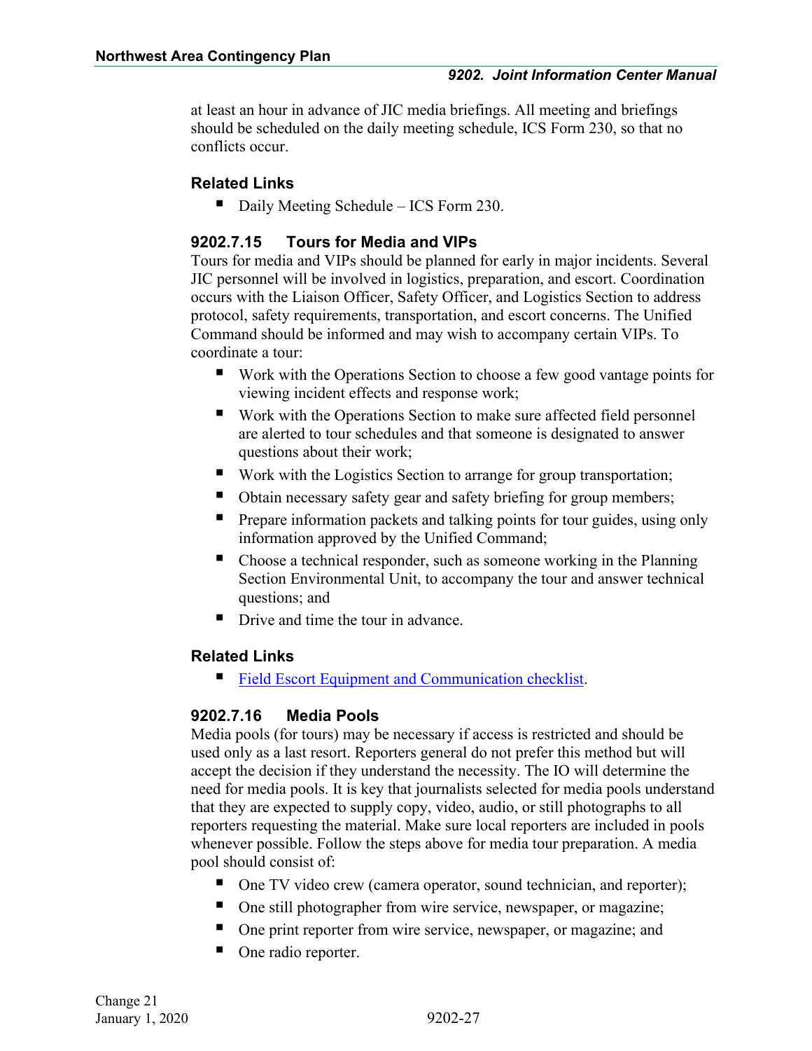at least an hour in advance of JIC media briefings. All meeting and briefings should be scheduled on the daily meeting schedule, ICS Form 230, so that no conflicts occur.

### Related Links

- Daily Meeting Schedule – ICS Form 230.

### 9202.7.15 Tours for Media and VIPs

Tours for media and VIPs should be planned for early in major incidents. Several JIC personnel will be involved in logistics, preparation, and escort. Coordination occurs with the Liaison Officer, Safety Officer, and Logistics Section to address protocol, safety requirements, transportation, and escort concerns. The Unified Command should be informed and may wish to accompany certain VIPs. To coordinate a tour:

- Work with the Operations Section to choose a few good vantage points for viewing incident effects and response work;
- Work with the Operations Section to make sure affected field personnel are alerted to tour schedules and that someone is designated to answer questions about their work;
- Work with the Logistics Section to arrange for group transportation;
- Obtain necessary safety gear and safety briefing for group members;
- Prepare information packets and talking points for tour guides, using only information approved by the Unified Command;
- Choose a technical responder, such as someone working in the Planning Section Environmental Unit, to accompany the tour and answer technical questions; and
- Drive and time the tour in advance.

### Related Links

- Field Escort Equipment and Communication checklist.

### 9202.7.16 Media Pools

Media pools (for tours) may be necessary if access is restricted and should be used only as a last resort. Reporters general do not prefer this method but will accept the decision if they understand the necessity. The IO will determine the need for media pools. It is key that journalists selected for media pools understand that they are expected to supply copy, video, audio, or still photographs to all reporters requesting the material. Make sure local reporters are included in pools whenever possible. Follow the steps above for media tour preparation. A media pool should consist of:

- One TV video crew (camera operator, sound technician, and reporter);
- One still photographer from wire service, newspaper, or magazine;
- One print reporter from wire service, newspaper, or magazine; and
- One radio reporter.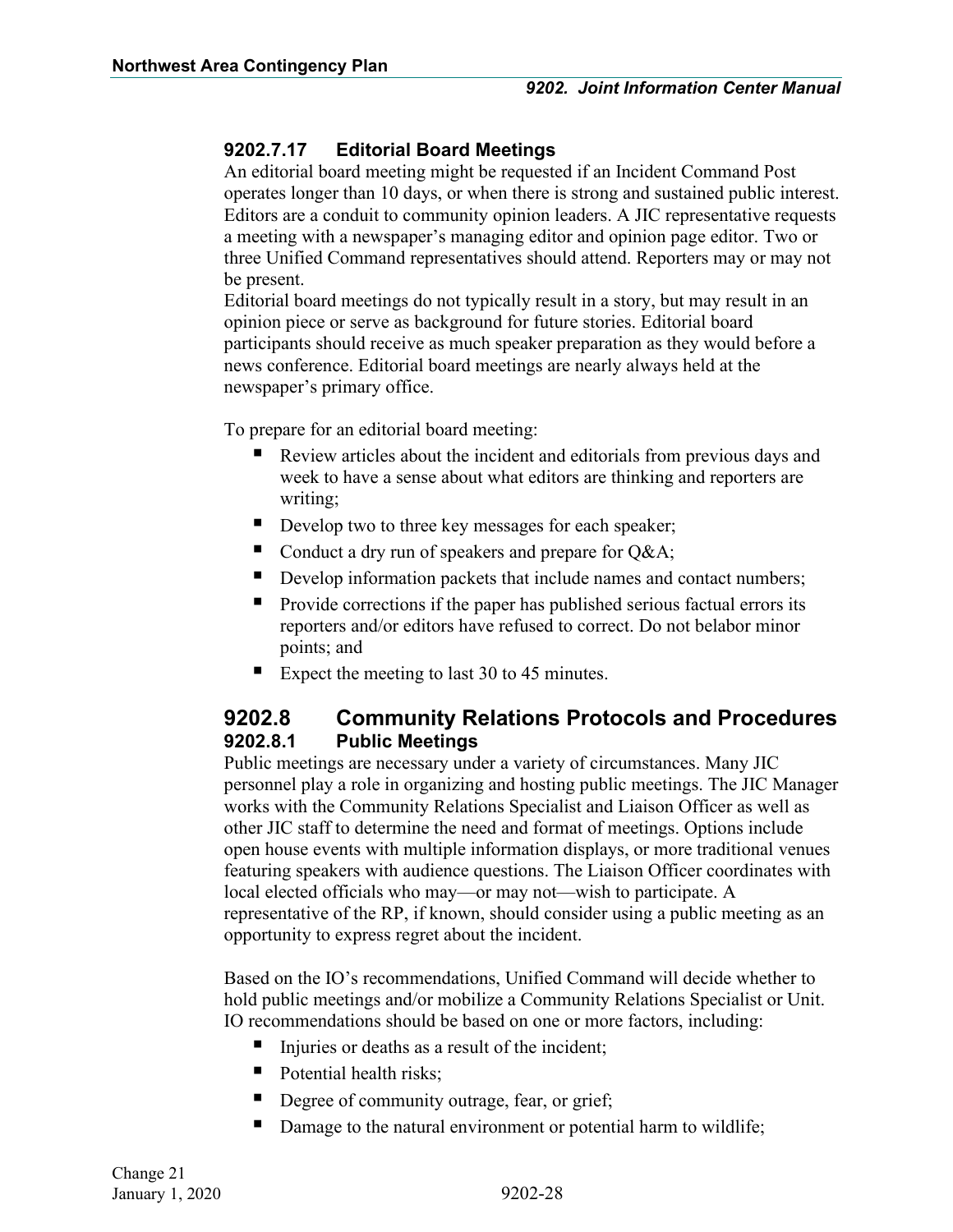#### 9202.7.17 Editorial Board Meetings

An editorial board meeting might be requested if an Incident Command Post operates longer than 10 days, or when there is strong and sustained public interest. Editors are a conduit to community opinion leaders. A JIC representative requests a meeting with a newspaper's managing editor and opinion page editor. Two or three Unified Command representatives should attend. Reporters may or may not be present.

Editorial board meetings do not typically result in a story, but may result in an opinion piece or serve as background for future stories. Editorial board participants should receive as much speaker preparation as they would before a news conference. Editorial board meetings are nearly always held at the newspaper's primary office.

To prepare for an editorial board meeting:

- Review articles about the incident and editorials from previous days and week to have a sense about what editors are thinking and reporters are writing;
- Develop two to three key messages for each speaker;
- Conduct a dry run of speakers and prepare for Q&A;
- Develop information packets that include names and contact numbers;
- Provide corrections if the paper has published serious factual errors its reporters and/or editors have refused to correct. Do not belabor minor points; and
- Expect the meeting to last 30 to 45 minutes.

## 9202.8 Community Relations Protocols and Procedures

#### 9202.8.1 Public Meetings

Public meetings are necessary under a variety of circumstances. Many JIC personnel play a role in organizing and hosting public meetings. The JIC Manager works with the Community Relations Specialist and Liaison Officer as well as other JIC staff to determine the need and format of meetings. Options include open house events with multiple information displays, or more traditional venues featuring speakers with audience questions. The Liaison Officer coordinates with local elected officials who may—or may not—wish to participate. A representative of the RP, if known, should consider using a public meeting as an opportunity to express regret about the incident.

Based on the IO's recommendations, Unified Command will decide whether to hold public meetings and/or mobilize a Community Relations Specialist or Unit. IO recommendations should be based on one or more factors, including:

- Injuries or deaths as a result of the incident;
- Potential health risks;
- Degree of community outrage, fear, or grief;
- Damage to the natural environment or potential harm to wildlife;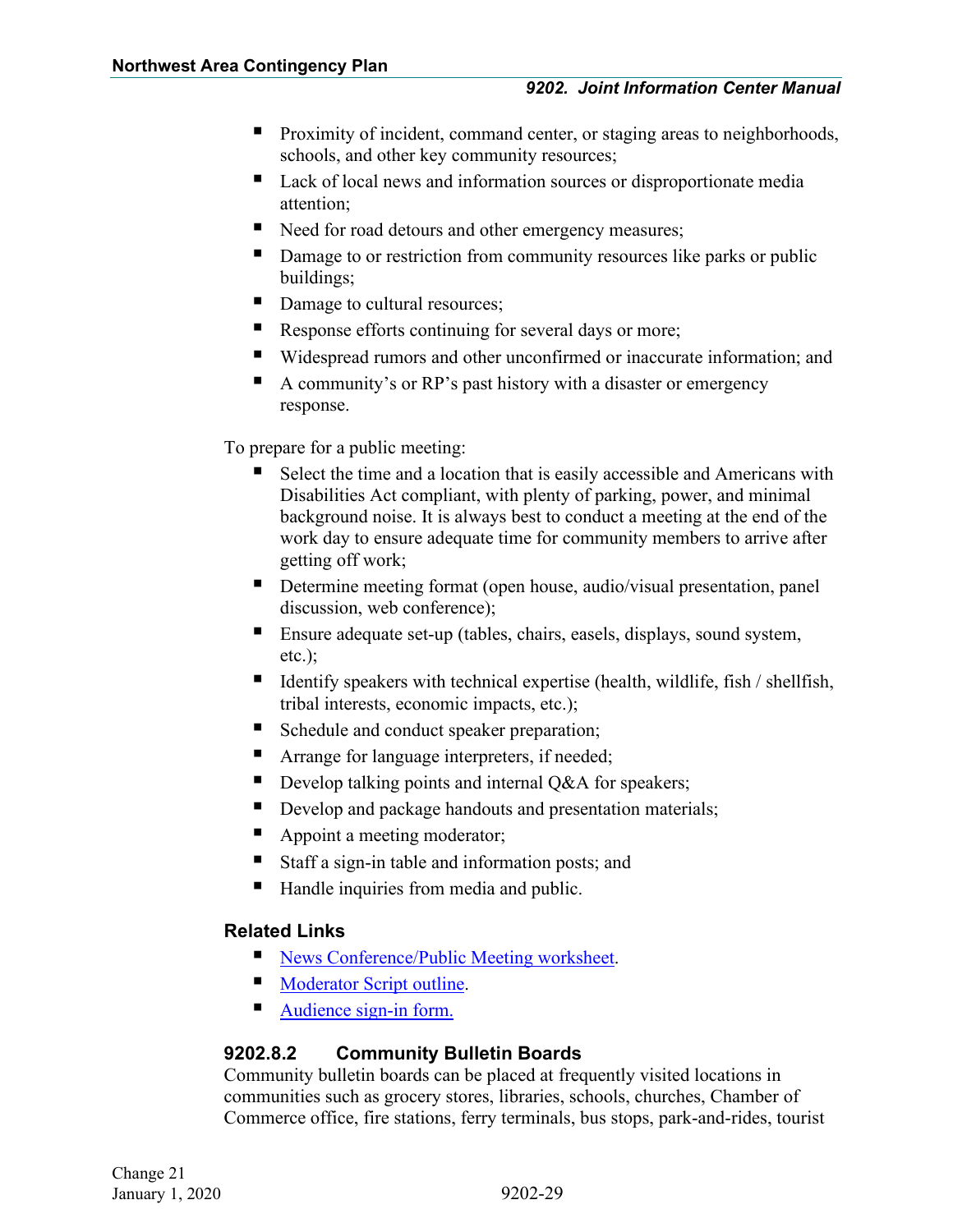- Proximity of incident, command center, or staging areas to neighborhoods, schools, and other key community resources;
- Lack of local news and information sources or disproportionate media attention;
- Need for road detours and other emergency measures;
- Damage to or restriction from community resources like parks or public buildings;
- Damage to cultural resources;
- Response efforts continuing for several days or more;
- Widespread rumors and other unconfirmed or inaccurate information; and
- A community's or RP's past history with a disaster or emergency response.

To prepare for a public meeting:

- Select the time and a location that is easily accessible and Americans with Disabilities Act compliant, with plenty of parking, power, and minimal background noise. It is always best to conduct a meeting at the end of the work day to ensure adequate time for community members to arrive after getting off work;
- Determine meeting format (open house, audio/visual presentation, panel discussion, web conference);
- Ensure adequate set-up (tables, chairs, easels, displays, sound system, etc.);
- Identify speakers with technical expertise (health, wildlife, fish / shellfish, tribal interests, economic impacts, etc.);
- Schedule and conduct speaker preparation;
- Arrange for language interpreters, if needed;
- Develop talking points and internal Q&A for speakers;
- Develop and package handouts and presentation materials;
- Appoint a meeting moderator;
- Staff a sign-in table and information posts; and
- Handle inquiries from media and public.

### Related Links

- News Conference/Public Meeting worksheet.
- Moderator Script outline.
- Audience sign-in form.

### 9202.8.2 Community Bulletin Boards

Community bulletin boards can be placed at frequently visited locations in communities such as grocery stores, libraries, schools, churches, Chamber of Commerce office, fire stations, ferry terminals, bus stops, park-and-rides, tourist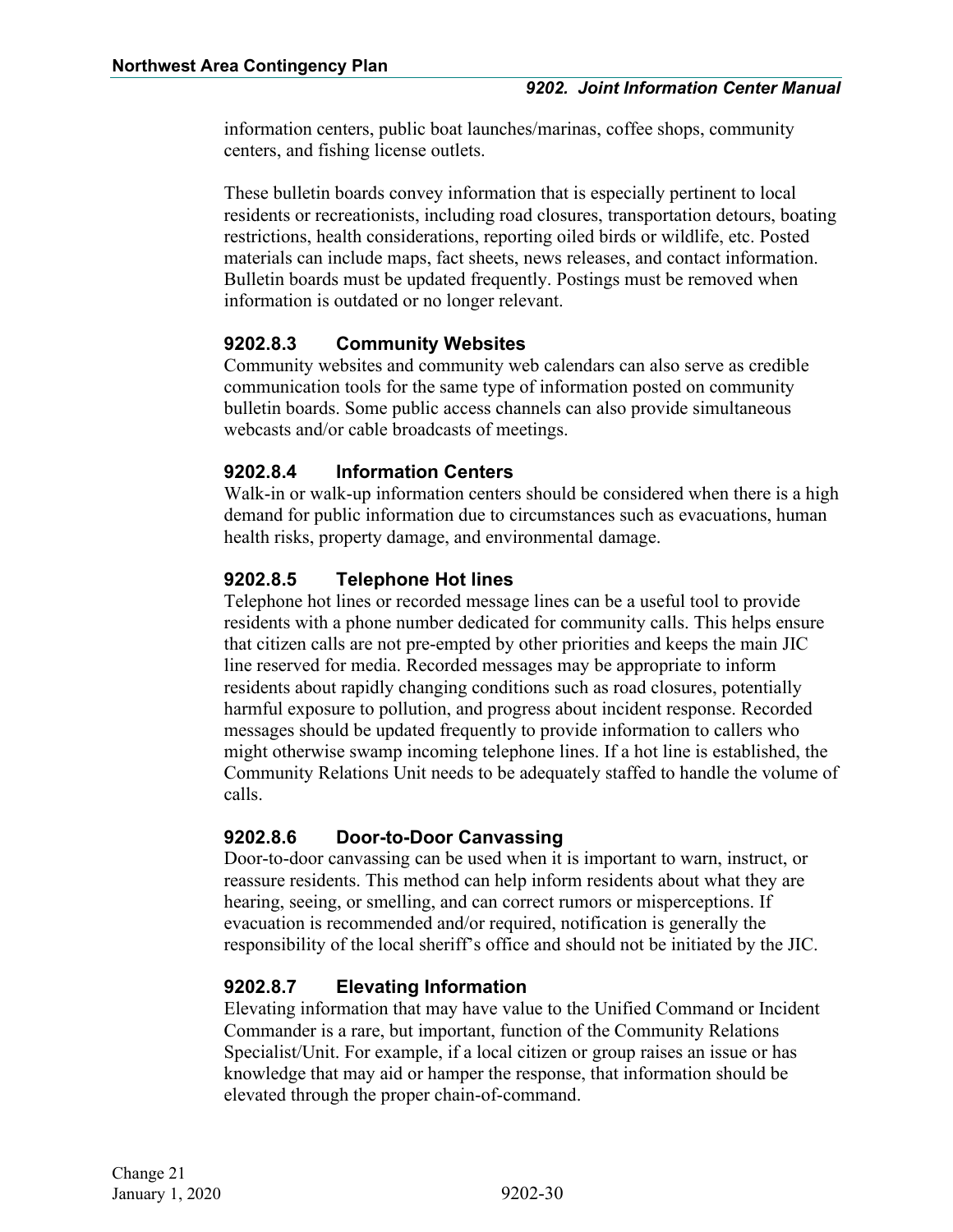information centers, public boat launches/marinas, coffee shops, community centers, and fishing license outlets.

These bulletin boards convey information that is especially pertinent to local residents or recreationists, including road closures, transportation detours, boating restrictions, health considerations, reporting oiled birds or wildlife, etc. Posted materials can include maps, fact sheets, news releases, and contact information. Bulletin boards must be updated frequently. Postings must be removed when information is outdated or no longer relevant.

### 9202.8.3 Community Websites

Community websites and community web calendars can also serve as credible communication tools for the same type of information posted on community bulletin boards. Some public access channels can also provide simultaneous webcasts and/or cable broadcasts of meetings.

### 9202.8.4 Information Centers

Walk-in or walk-up information centers should be considered when there is a high demand for public information due to circumstances such as evacuations, human health risks, property damage, and environmental damage.

### 9202.8.5 Telephone Hot lines

Telephone hot lines or recorded message lines can be a useful tool to provide residents with a phone number dedicated for community calls. This helps ensure that citizen calls are not pre-empted by other priorities and keeps the main JIC line reserved for media. Recorded messages may be appropriate to inform residents about rapidly changing conditions such as road closures, potentially harmful exposure to pollution, and progress about incident response. Recorded messages should be updated frequently to provide information to callers who might otherwise swamp incoming telephone lines. If a hot line is established, the Community Relations Unit needs to be adequately staffed to handle the volume of calls.

### 9202.8.6 Door-to-Door Canvassing

Door-to-door canvassing can be used when it is important to warn, instruct, or reassure residents. This method can help inform residents about what they are hearing, seeing, or smelling, and can correct rumors or misperceptions. If evacuation is recommended and/or required, notification is generally the responsibility of the local sheriff's office and should not be initiated by the JIC.

### 9202.8.7 Elevating Information

Elevating information that may have value to the Unified Command or Incident Commander is a rare, but important, function of the Community Relations Specialist/Unit. For example, if a local citizen or group raises an issue or has knowledge that may aid or hamper the response, that information should be elevated through the proper chain-of-command.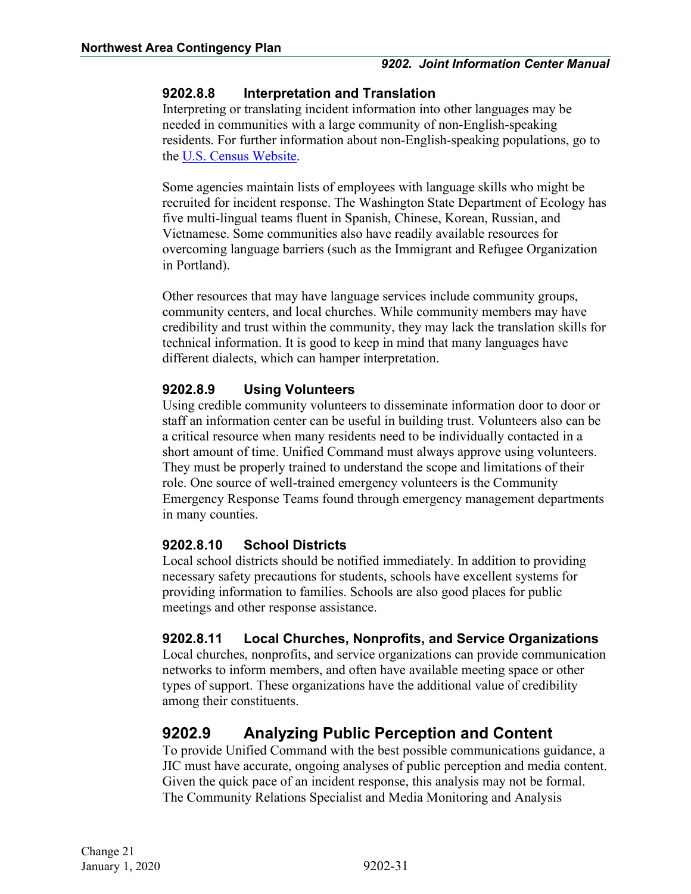### 9202.8.8 Interpretation and Translation

Interpreting or translating incident information into other languages may be needed in communities with a large community of non-English-speaking residents. For further information about non-English-speaking populations, go to the [U.S. Census Website](https://www.census.gov).

Some agencies maintain lists of employees with language skills who might be recruited for incident response. The Washington State Department of Ecology has five multi-lingual teams fluent in Spanish, Chinese, Korean, Russian, and Vietnamese. Some communities also have readily available resources for overcoming language barriers (such as the Immigrant and Refugee Organization in Portland).

Other resources that may have language services include community groups, community centers, and local churches. While community members may have credibility and trust within the community, they may lack the translation skills for technical information. It is good to keep in mind that many languages have different dialects, which can hamper interpretation.

### 9202.8.9 Using Volunteers

Using credible community volunteers to disseminate information door to door or staff an information center can be useful in building trust. Volunteers also can be a critical resource when many residents need to be individually contacted in a short amount of time. Unified Command must always approve using volunteers. They must be properly trained to understand the scope and limitations of their role. One source of well-trained emergency volunteers is the Community Emergency Response Teams found through emergency management departments in many counties.

### 9202.8.10 School Districts

Local school districts should be notified immediately. In addition to providing necessary safety precautions for students, schools have excellent systems for providing information to families. Schools are also good places for public meetings and other response assistance.

### 9202.8.11 Local Churches, Nonprofits, and Service Organizations

Local churches, nonprofits, and service organizations can provide communication networks to inform members, and often have available meeting space or other types of support. These organizations have the additional value of credibility among their constituents.

## 9202.9 Analyzing Public Perception and Content

To provide Unified Command with the best possible communications guidance, a JIC must have accurate, ongoing analyses of public perception and media content. Given the quick pace of an incident response, this analysis may not be formal. The Community Relations Specialist and Media Monitoring and Analysis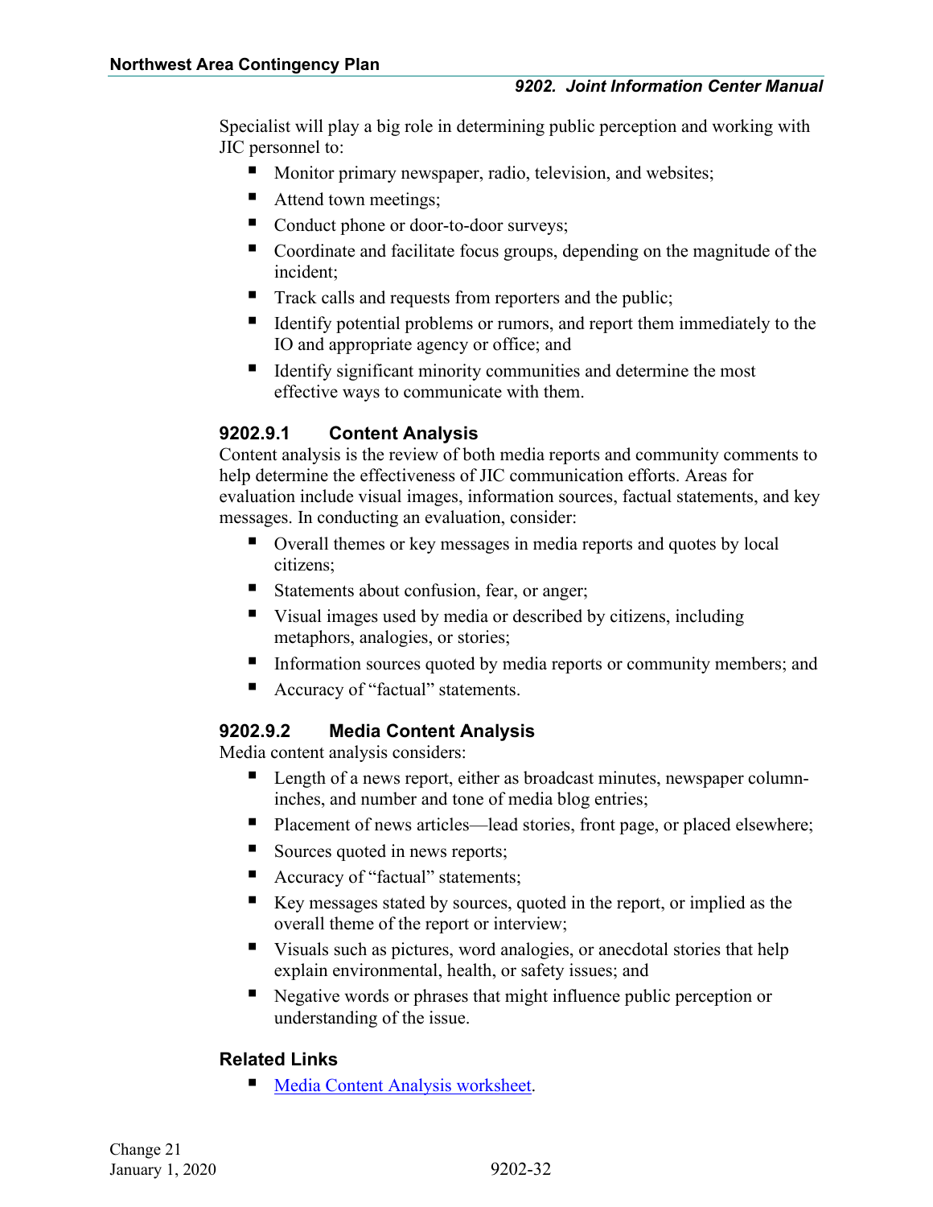Specialist will play a big role in determining public perception and working with JIC personnel to:

- Monitor primary newspaper, radio, television, and websites;
- Attend town meetings;
- Conduct phone or door-to-door surveys;
- Coordinate and facilitate focus groups, depending on the magnitude of the incident;
- Track calls and requests from reporters and the public;
- Identify potential problems or rumors, and report them immediately to the IO and appropriate agency or office; and
- Identify significant minority communities and determine the most effective ways to communicate with them.

### 9202.9.1 Content Analysis

Content analysis is the review of both media reports and community comments to help determine the effectiveness of JIC communication efforts. Areas for evaluation include visual images, information sources, factual statements, and key messages. In conducting an evaluation, consider:

- Overall themes or key messages in media reports and quotes by local citizens;
- Statements about confusion, fear, or anger;
- Visual images used by media or described by citizens, including metaphors, analogies, or stories;
- Information sources quoted by media reports or community members; and
- Accuracy of "factual" statements.

### 9202.9.2 Media Content Analysis

Media content analysis considers:

- Length of a news report, either as broadcast minutes, newspaper column-inches, and number and tone of media blog entries;
- Placement of news articles—lead stories, front page, or placed elsewhere;
- Sources quoted in news reports;
- Accuracy of "factual" statements;
- Key messages stated by sources, quoted in the report, or implied as the overall theme of the report or interview;
- Visuals such as pictures, word analogies, or anecdotal stories that help explain environmental, health, or safety issues; and
- Negative words or phrases that might influence public perception or understanding of the issue.

### Related Links

- Media Content Analysis worksheet.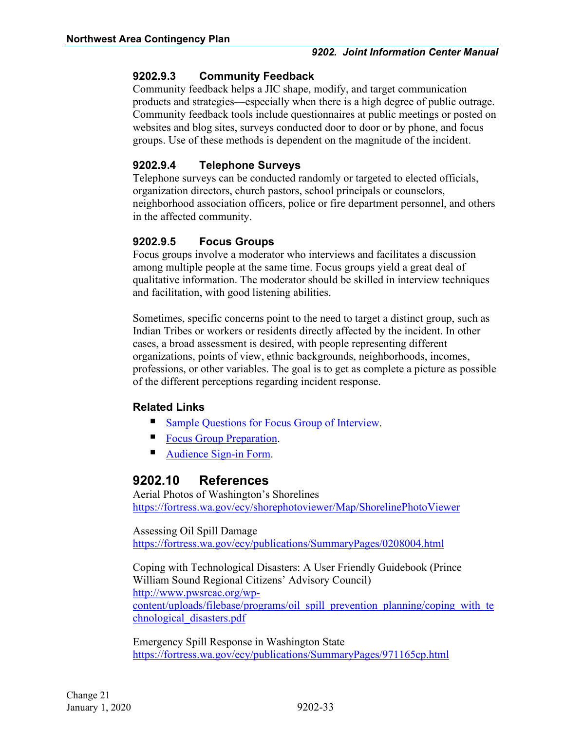### 9202.9.3 Community Feedback

Community feedback helps a JIC shape, modify, and target communication products and strategies—especially when there is a high degree of public outrage. Community feedback tools include questionnaires at public meetings or posted on websites and blog sites, surveys conducted door to door or by phone, and focus groups. Use of these methods is dependent on the magnitude of the incident.

### 9202.9.4 Telephone Surveys

Telephone surveys can be conducted randomly or targeted to elected officials, organization directors, church pastors, school principals or counselors, neighborhood association officers, police or fire department personnel, and others in the affected community.

### 9202.9.5 Focus Groups

Focus groups involve a moderator who interviews and facilitates a discussion among multiple people at the same time. Focus groups yield a great deal of qualitative information. The moderator should be skilled in interview techniques and facilitation, with good listening abilities.

Sometimes, specific concerns point to the need to target a distinct group, such as Indian Tribes or workers or residents directly affected by the incident. In other cases, a broad assessment is desired, with people representing different organizations, points of view, ethnic backgrounds, neighborhoods, incomes, professions, or other variables. The goal is to get as complete a picture as possible of the different perceptions regarding incident response.

#### Related Links

- Sample Questions for Focus Group of Interview.
- Focus Group Preparation.
- Audience Sign-in Form.

## 9202.10 References

Aerial Photos of Washington's Shorelines
https://fortress.wa.gov/ecy/shorephotoviewer/Map/ShorelinePhotoViewer

Assessing Oil Spill Damage
https://fortress.wa.gov/ecy/publications/SummaryPages/0208004.html

Coping with Technological Disasters: A User Friendly Guidebook (Prince William Sound Regional Citizens' Advisory Council)
http://www.pwsrcac.org/wp-content/uploads/filebase/programs/oil_spill_prevention_planning/coping_with_technological_disasters.pdf

Emergency Spill Response in Washington State
https://fortress.wa.gov/ecy/publications/SummaryPages/971165cp.html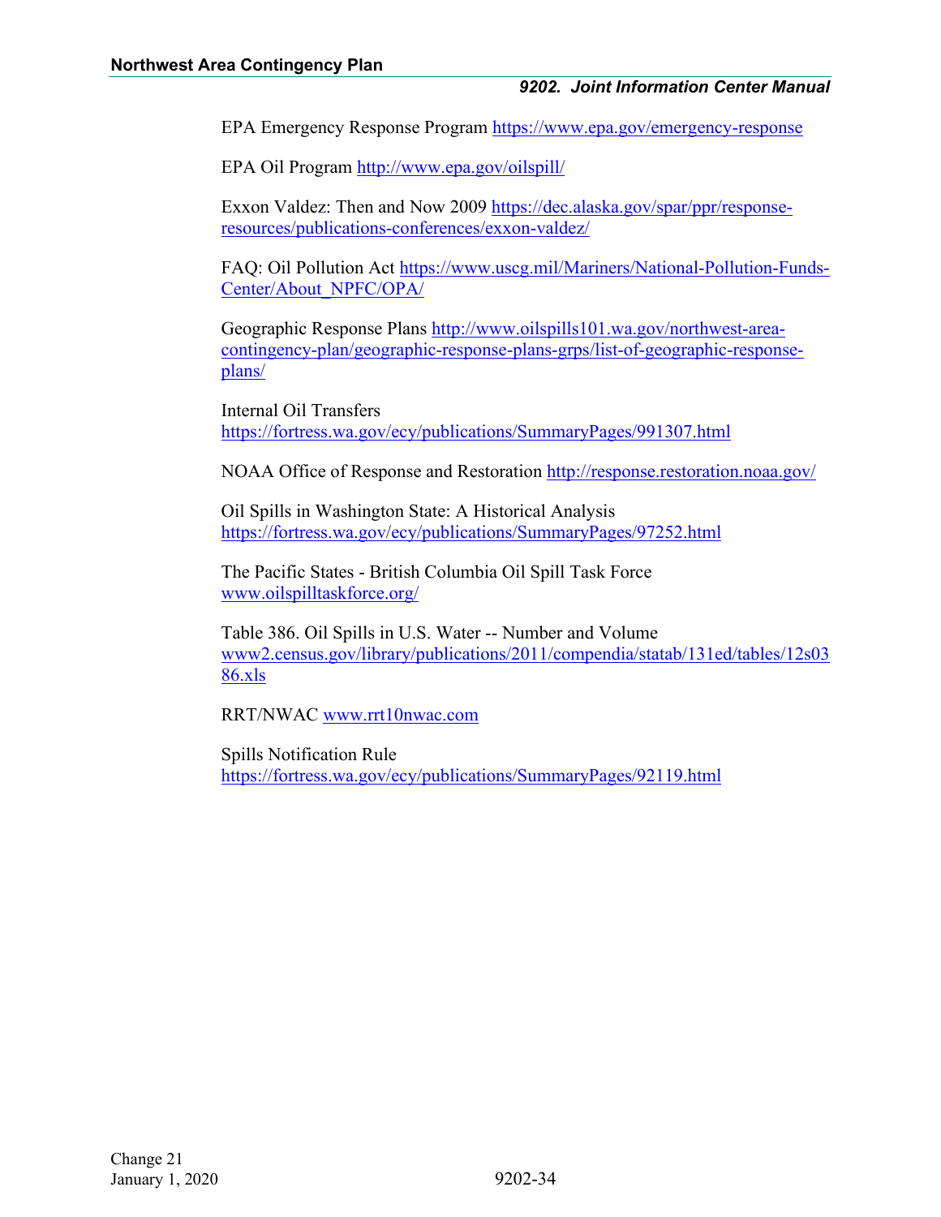EPA Emergency Response Program https://www.epa.gov/emergency-response

EPA Oil Program http://www.epa.gov/oilspill/

Exxon Valdez: Then and Now 2009 https://dec.alaska.gov/spar/ppr/response-resources/publications-conferences/exxon-valdez/

FAQ: Oil Pollution Act https://www.uscg.mil/Mariners/National-Pollution-Funds-Center/About_NPFC/OPA/

Geographic Response Plans http://www.oilspills101.wa.gov/northwest-area-contingency-plan/geographic-response-plans-grps/list-of-geographic-response-plans/

Internal Oil Transfers
https://fortress.wa.gov/ecy/publications/SummaryPages/991307.html

NOAA Office of Response and Restoration http://response.restoration.noaa.gov/

Oil Spills in Washington State: A Historical Analysis
https://fortress.wa.gov/ecy/publications/SummaryPages/97252.html

The Pacific States - British Columbia Oil Spill Task Force
www.oilspilltaskforce.org/

Table 386. Oil Spills in U.S. Water -- Number and Volume
www2.census.gov/library/publications/2011/compendia/statab/131ed/tables/12s0386.xls

RRT/NWAC www.rrt10nwac.com

Spills Notification Rule
https://fortress.wa.gov/ecy/publications/SummaryPages/92119.html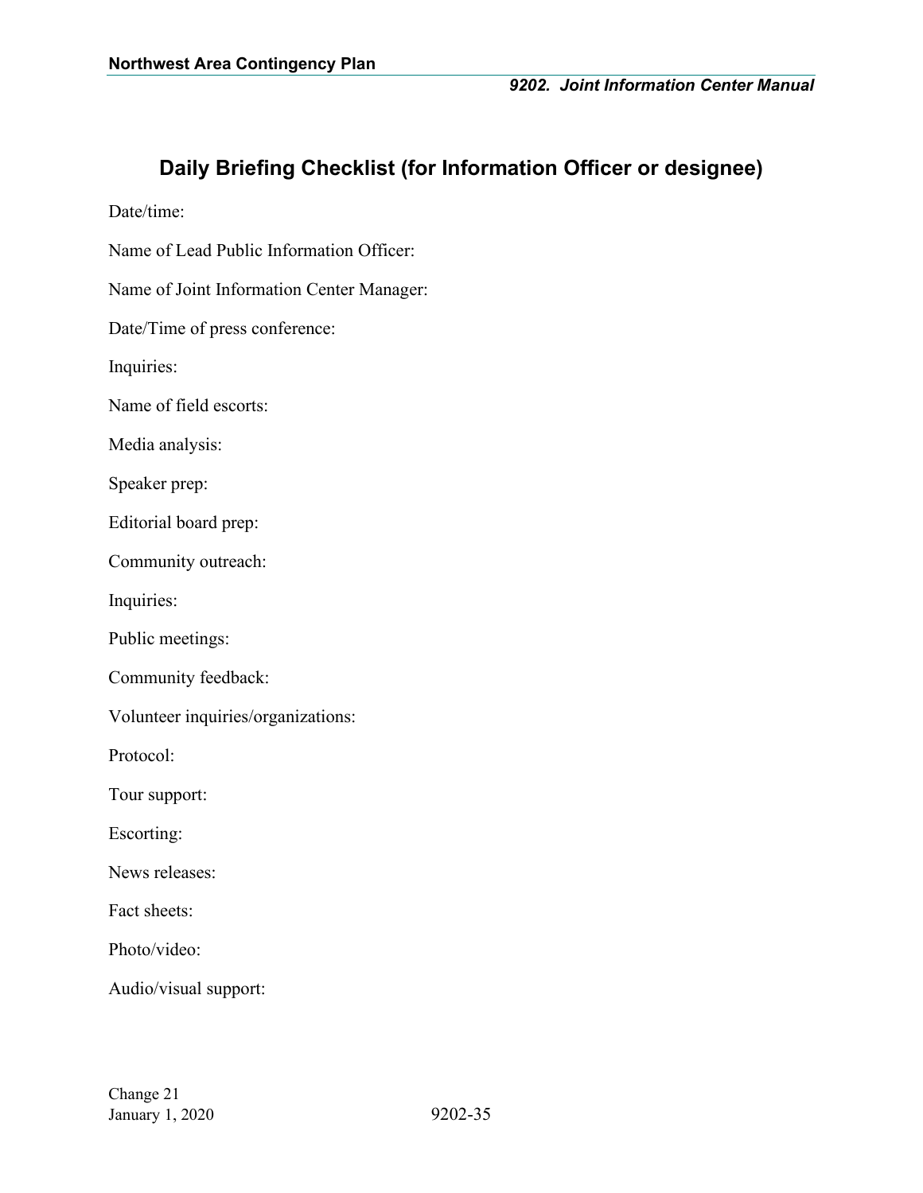# Daily Briefing Checklist (for Information Officer or designee)

Date/time:

Name of Lead Public Information Officer:

Name of Joint Information Center Manager:

Date/Time of press conference:

Inquiries:

Name of field escorts:

Media analysis:

Speaker prep:

Editorial board prep:

Community outreach:

Inquiries:

Public meetings:

Community feedback:

Volunteer inquiries/organizations:

Protocol:

Tour support:

Escorting:

News releases:

Fact sheets:

Photo/video:

Audio/visual support: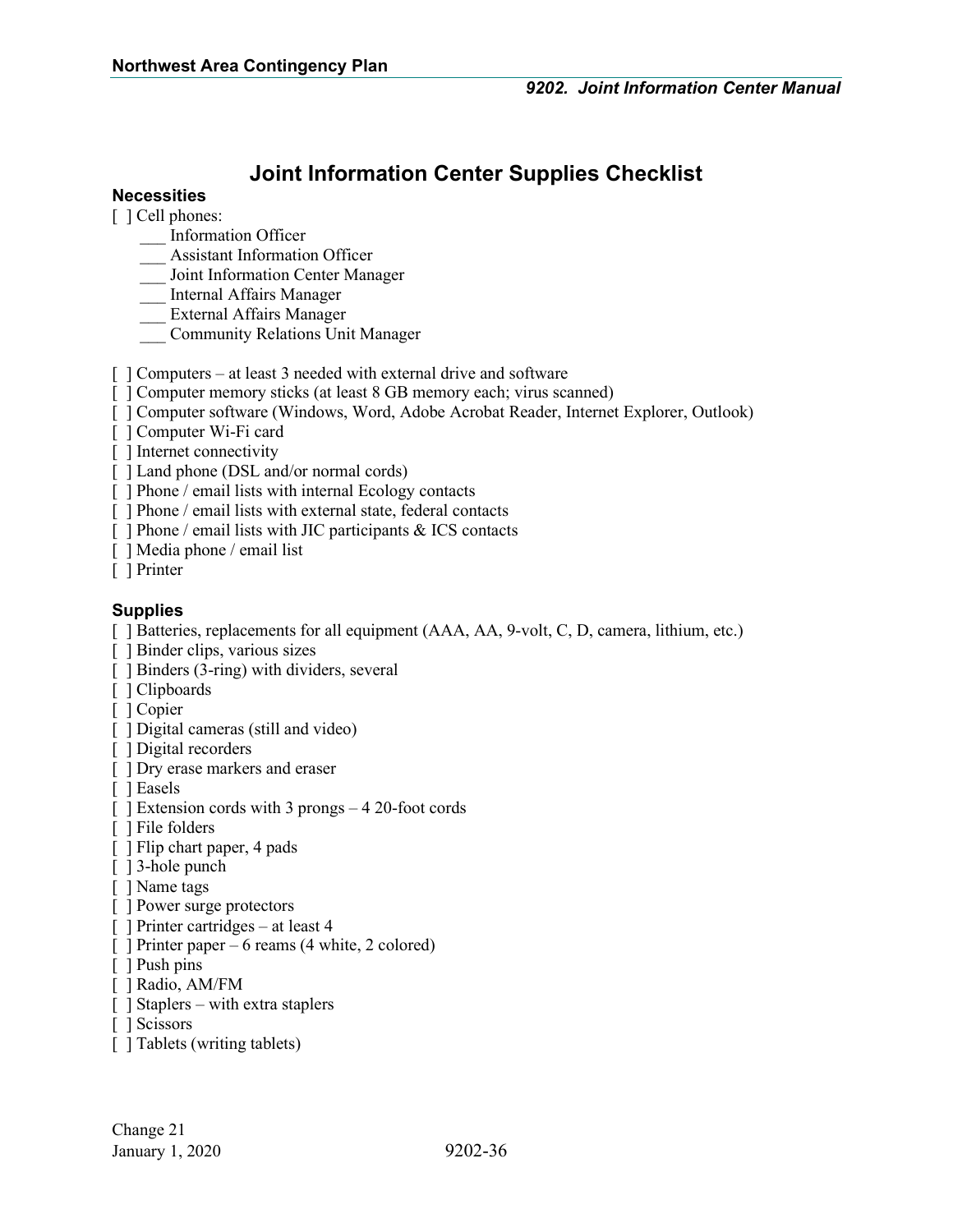# Joint Information Center Supplies Checklist

### Necessities

[ ] Cell phones:
- ___ Information Officer
- ___ Assistant Information Officer
- ___ Joint Information Center Manager
- ___ Internal Affairs Manager
- ___ External Affairs Manager
- ___ Community Relations Unit Manager

[ ] Computers – at least 3 needed with external drive and software
[ ] Computer memory sticks (at least 8 GB memory each; virus scanned)
[ ] Computer software (Windows, Word, Adobe Acrobat Reader, Internet Explorer, Outlook)
[ ] Computer Wi-Fi card
[ ] Internet connectivity
[ ] Land phone (DSL and/or normal cords)
[ ] Phone / email lists with internal Ecology contacts
[ ] Phone / email lists with external state, federal contacts
[ ] Phone / email lists with JIC participants & ICS contacts
[ ] Media phone / email list
[ ] Printer

### Supplies

[ ] Batteries, replacements for all equipment (AAA, AA, 9-volt, C, D, camera, lithium, etc.)
[ ] Binder clips, various sizes
[ ] Binders (3-ring) with dividers, several
[ ] Clipboards
[ ] Copier
[ ] Digital cameras (still and video)
[ ] Digital recorders
[ ] Dry erase markers and eraser
[ ] Easels
[ ] Extension cords with 3 prongs – 4 20-foot cords
[ ] File folders
[ ] Flip chart paper, 4 pads
[ ] 3-hole punch
[ ] Name tags
[ ] Power surge protectors
[ ] Printer cartridges – at least 4
[ ] Printer paper – 6 reams (4 white, 2 colored)
[ ] Push pins
[ ] Radio, AM/FM
[ ] Staplers – with extra staplers
[ ] Scissors
[ ] Tablets (writing tablets)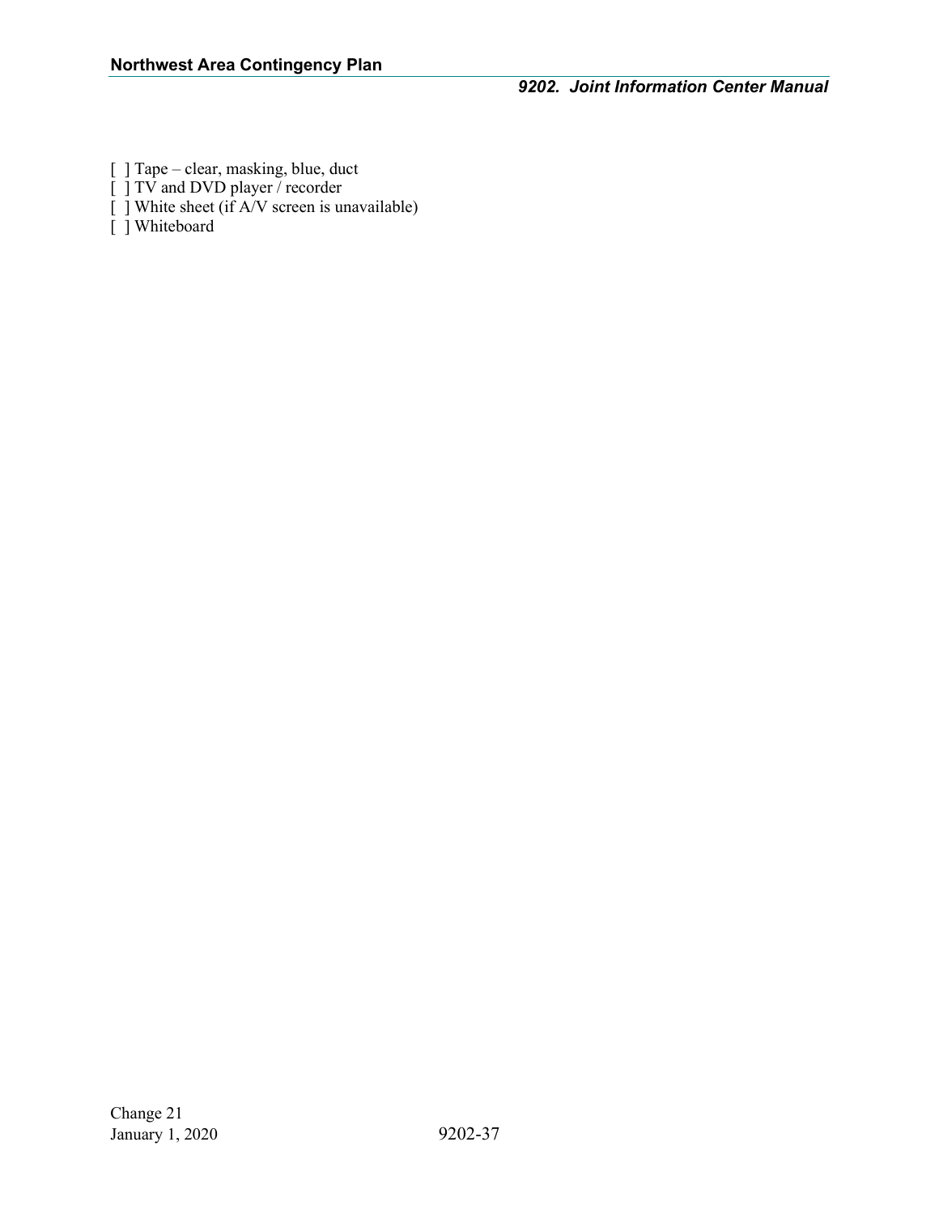[ ] Tape – clear, masking, blue, duct  
[ ] TV and DVD player / recorder  
[ ] White sheet (if A/V screen is unavailable)  
[ ] Whiteboard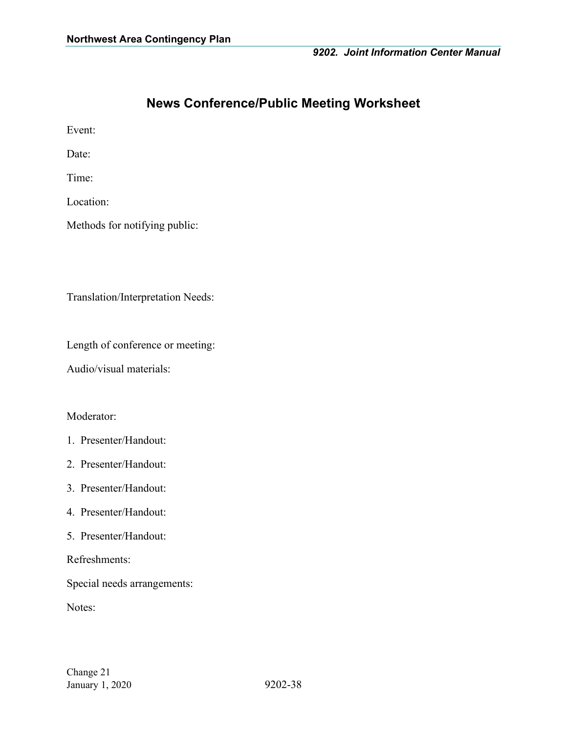# News Conference/Public Meeting Worksheet

Event:

Date:

Time:

Location:

Methods for notifying public:

Translation/Interpretation Needs:

Length of conference or meeting:

Audio/visual materials:

Moderator:

1. Presenter/Handout:
2. Presenter/Handout:
3. Presenter/Handout:
4. Presenter/Handout:
5. Presenter/Handout:

Refreshments:

Special needs arrangements:

Notes: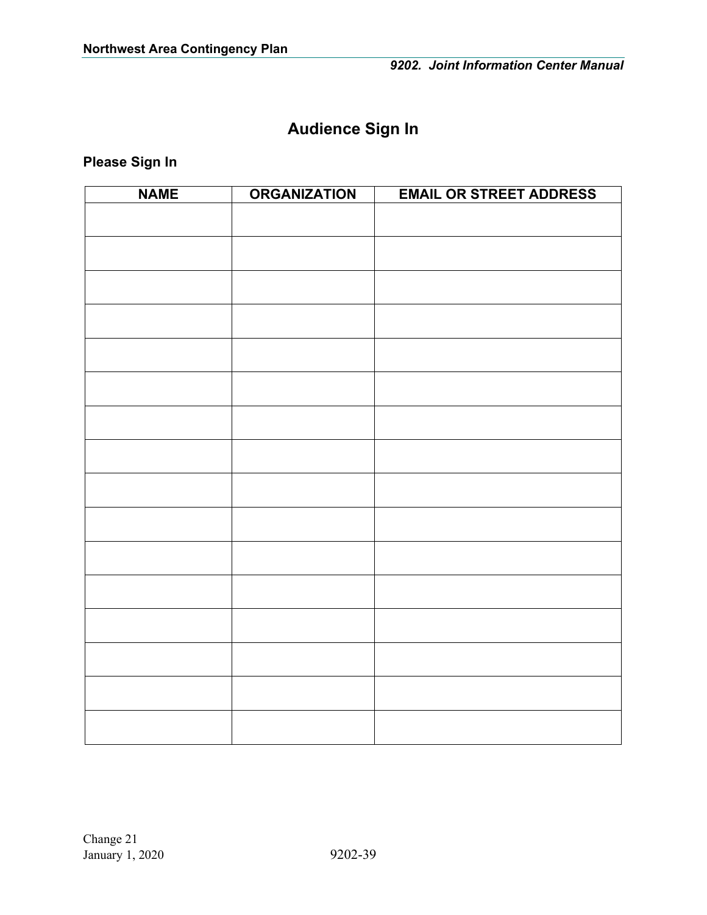# Audience Sign In

**Please Sign In**

| NAME | ORGANIZATION | EMAIL OR STREET ADDRESS |
|---|---|---|
| | | |
| | | |
| | | |
| | | |
| | | |
| | | |
| | | |
| | | |
| | | |
| | | |
| | | |
| | | |
| | | |
| | | |
| | | |
| | | |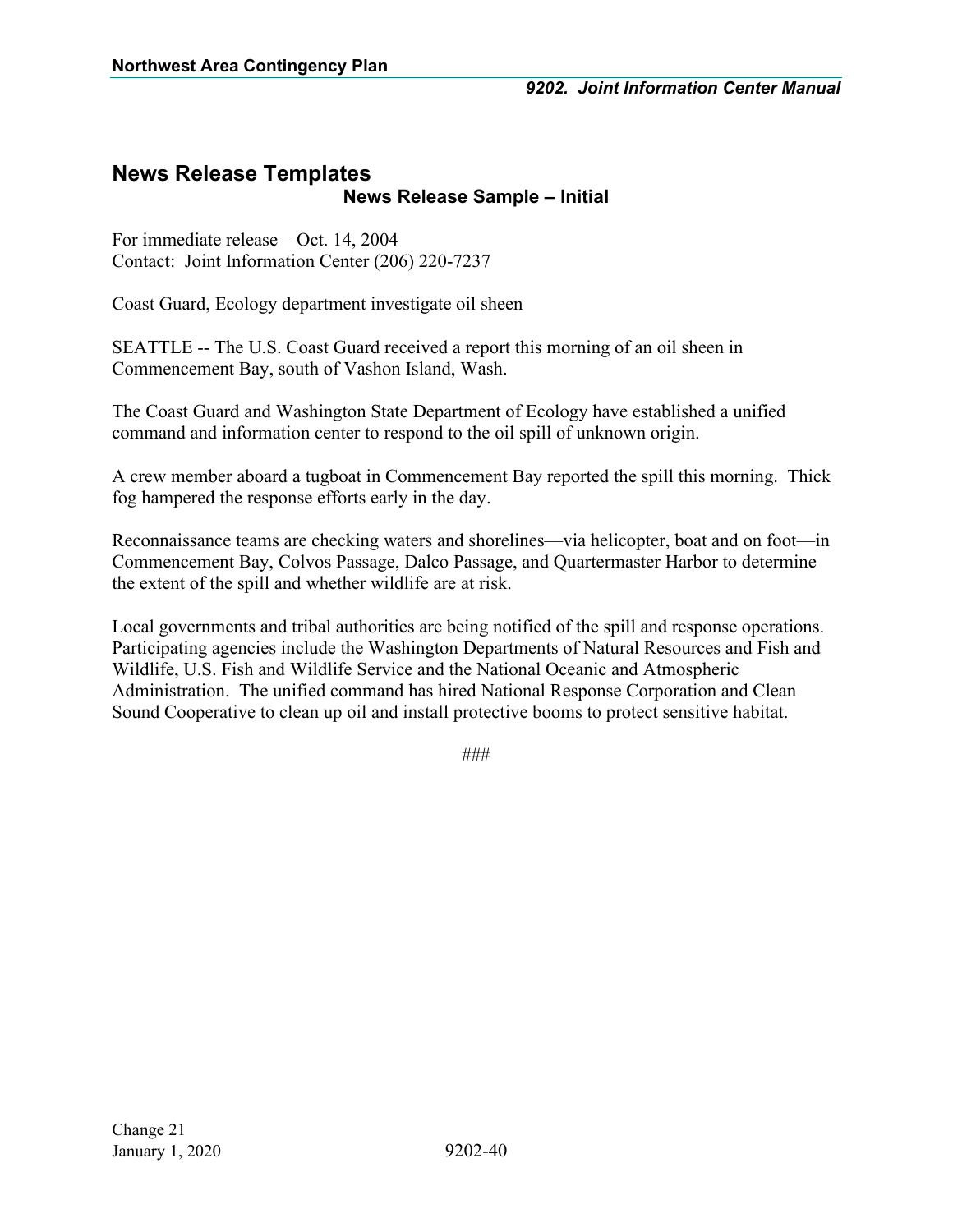## News Release Templates

### News Release Sample – Initial

For immediate release – Oct. 14, 2004
Contact: Joint Information Center (206) 220-7237

Coast Guard, Ecology department investigate oil sheen

SEATTLE -- The U.S. Coast Guard received a report this morning of an oil sheen in Commencement Bay, south of Vashon Island, Wash.

The Coast Guard and Washington State Department of Ecology have established a unified command and information center to respond to the oil spill of unknown origin.

A crew member aboard a tugboat in Commencement Bay reported the spill this morning. Thick fog hampered the response efforts early in the day.

Reconnaissance teams are checking waters and shorelines—via helicopter, boat and on foot—in Commencement Bay, Colvos Passage, Dalco Passage, and Quartermaster Harbor to determine the extent of the spill and whether wildlife are at risk.

Local governments and tribal authorities are being notified of the spill and response operations. Participating agencies include the Washington Departments of Natural Resources and Fish and Wildlife, U.S. Fish and Wildlife Service and the National Oceanic and Atmospheric Administration. The unified command has hired National Response Corporation and Clean Sound Cooperative to clean up oil and install protective booms to protect sensitive habitat.

###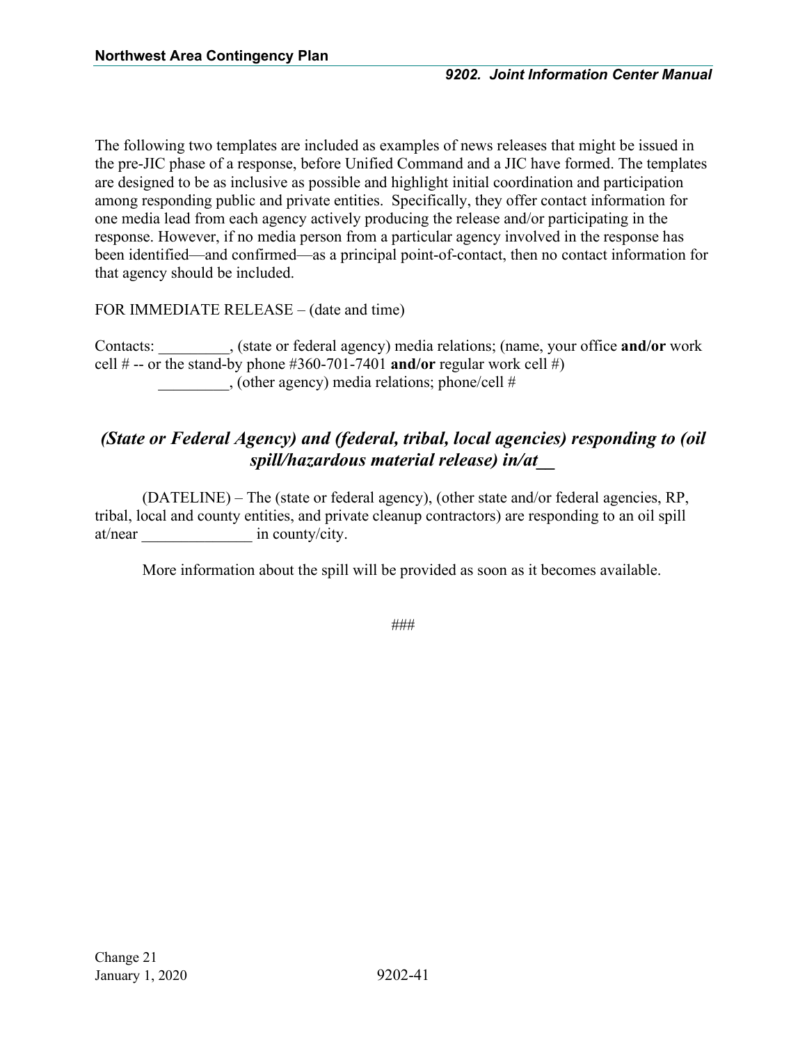The following two templates are included as examples of news releases that might be issued in the pre-JIC phase of a response, before Unified Command and a JIC have formed. The templates are designed to be as inclusive as possible and highlight initial coordination and participation among responding public and private entities. Specifically, they offer contact information for one media lead from each agency actively producing the release and/or participating in the response. However, if no media person from a particular agency involved in the response has been identified—and confirmed—as a principal point-of-contact, then no contact information for that agency should be included.

FOR IMMEDIATE RELEASE – (date and time)

Contacts: _________, (state or federal agency) media relations; (name, your office **and/or** work cell # -- or the stand-by phone #360-701-7401 **and/or** regular work cell #)
_________, (other agency) media relations; phone/cell #

## *(State or Federal Agency) and (federal, tribal, local agencies) responding to (oil spill/hazardous material release) in/at__*

(DATELINE) – The (state or federal agency), (other state and/or federal agencies, RP, tribal, local and county entities, and private cleanup contractors) are responding to an oil spill at/near ______________ in county/city.

More information about the spill will be provided as soon as it becomes available.

###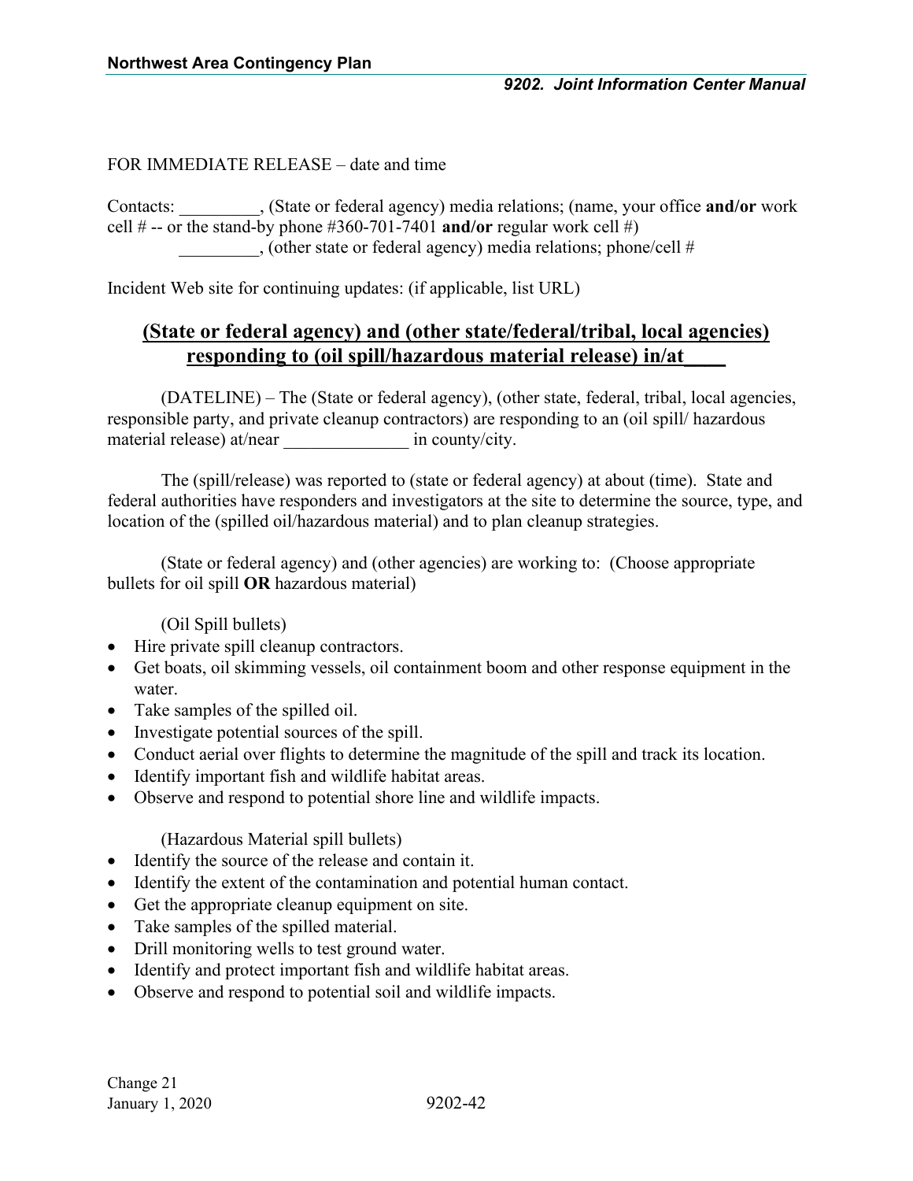FOR IMMEDIATE RELEASE – date and time

Contacts: _________, (State or federal agency) media relations; (name, your office **and/or** work cell # -- or the stand-by phone #360-701-7401 **and/or** regular work cell #)
_________, (other state or federal agency) media relations; phone/cell #

Incident Web site for continuing updates: (if applicable, list URL)

## (State or federal agency) and (other state/federal/tribal, local agencies) responding to (oil spill/hazardous material release) in/at____

(DATELINE) – The (State or federal agency), (other state, federal, tribal, local agencies, responsible party, and private cleanup contractors) are responding to an (oil spill/ hazardous material release) at/near ______________ in county/city.

The (spill/release) was reported to (state or federal agency) at about (time). State and federal authorities have responders and investigators at the site to determine the source, type, and location of the (spilled oil/hazardous material) and to plan cleanup strategies.

(State or federal agency) and (other agencies) are working to: (Choose appropriate bullets for oil spill **OR** hazardous material)

(Oil Spill bullets)

- Hire private spill cleanup contractors.
- Get boats, oil skimming vessels, oil containment boom and other response equipment in the water.
- Take samples of the spilled oil.
- Investigate potential sources of the spill.
- Conduct aerial over flights to determine the magnitude of the spill and track its location.
- Identify important fish and wildlife habitat areas.
- Observe and respond to potential shore line and wildlife impacts.

(Hazardous Material spill bullets)

- Identify the source of the release and contain it.
- Identify the extent of the contamination and potential human contact.
- Get the appropriate cleanup equipment on site.
- Take samples of the spilled material.
- Drill monitoring wells to test ground water.
- Identify and protect important fish and wildlife habitat areas.
- Observe and respond to potential soil and wildlife impacts.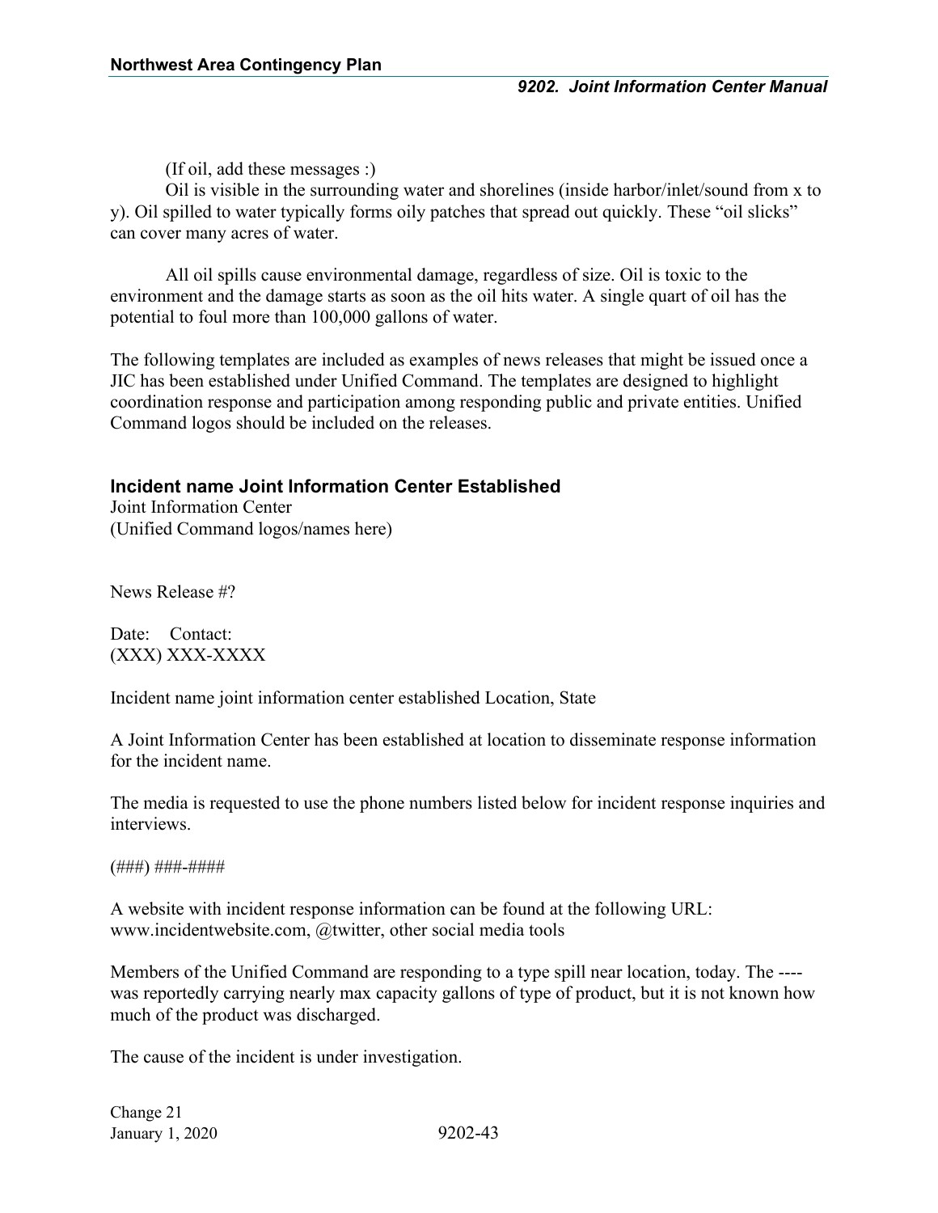(If oil, add these messages :)

Oil is visible in the surrounding water and shorelines (inside harbor/inlet/sound from x to y). Oil spilled to water typically forms oily patches that spread out quickly. These "oil slicks" can cover many acres of water.

All oil spills cause environmental damage, regardless of size. Oil is toxic to the environment and the damage starts as soon as the oil hits water. A single quart of oil has the potential to foul more than 100,000 gallons of water.

The following templates are included as examples of news releases that might be issued once a JIC has been established under Unified Command. The templates are designed to highlight coordination response and participation among responding public and private entities. Unified Command logos should be included on the releases.

### Incident name Joint Information Center Established

Joint Information Center
(Unified Command logos/names here)

News Release #?

Date: Contact:
(XXX) XXX-XXXX

Incident name joint information center established Location, State

A Joint Information Center has been established at location to disseminate response information for the incident name.

The media is requested to use the phone numbers listed below for incident response inquiries and interviews.

(###) ###-####

A website with incident response information can be found at the following URL: www.incidentwebsite.com, @twitter, other social media tools

Members of the Unified Command are responding to a type spill near location, today. The ---- was reportedly carrying nearly max capacity gallons of type of product, but it is not known how much of the product was discharged.

The cause of the incident is under investigation.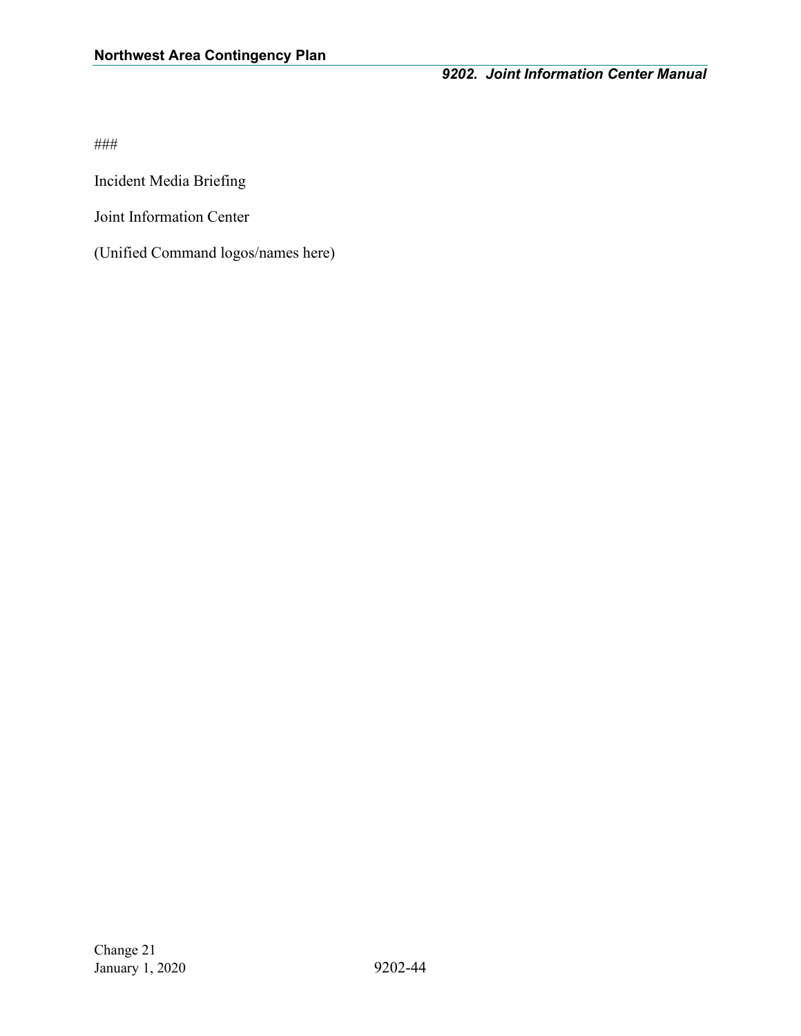###

Incident Media Briefing

Joint Information Center

(Unified Command logos/names here)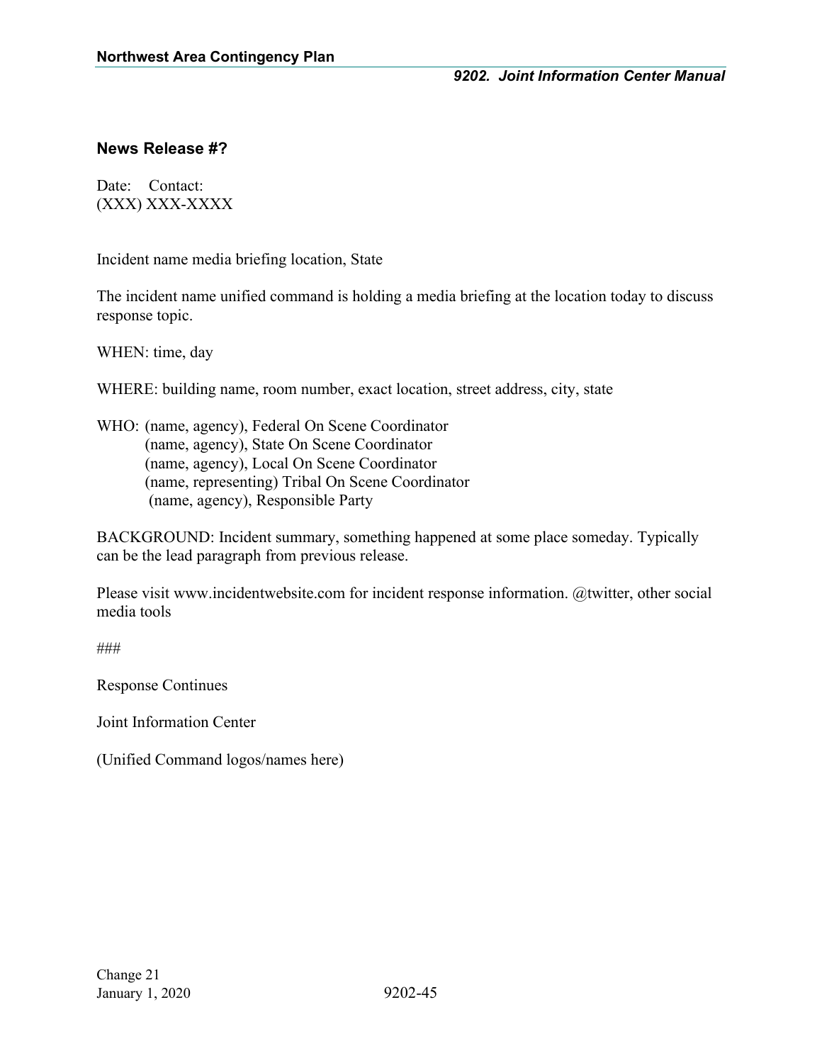## News Release #?

Date: Contact:
(XXX) XXX-XXXX

Incident name media briefing location, State

The incident name unified command is holding a media briefing at the location today to discuss response topic.

WHEN: time, day

WHERE: building name, room number, exact location, street address, city, state

WHO: (name, agency), Federal On Scene Coordinator
(name, agency), State On Scene Coordinator
(name, agency), Local On Scene Coordinator
(name, representing) Tribal On Scene Coordinator
(name, agency), Responsible Party

BACKGROUND: Incident summary, something happened at some place someday. Typically can be the lead paragraph from previous release.

Please visit www.incidentwebsite.com for incident response information. @twitter, other social media tools

###

Response Continues

Joint Information Center

(Unified Command logos/names here)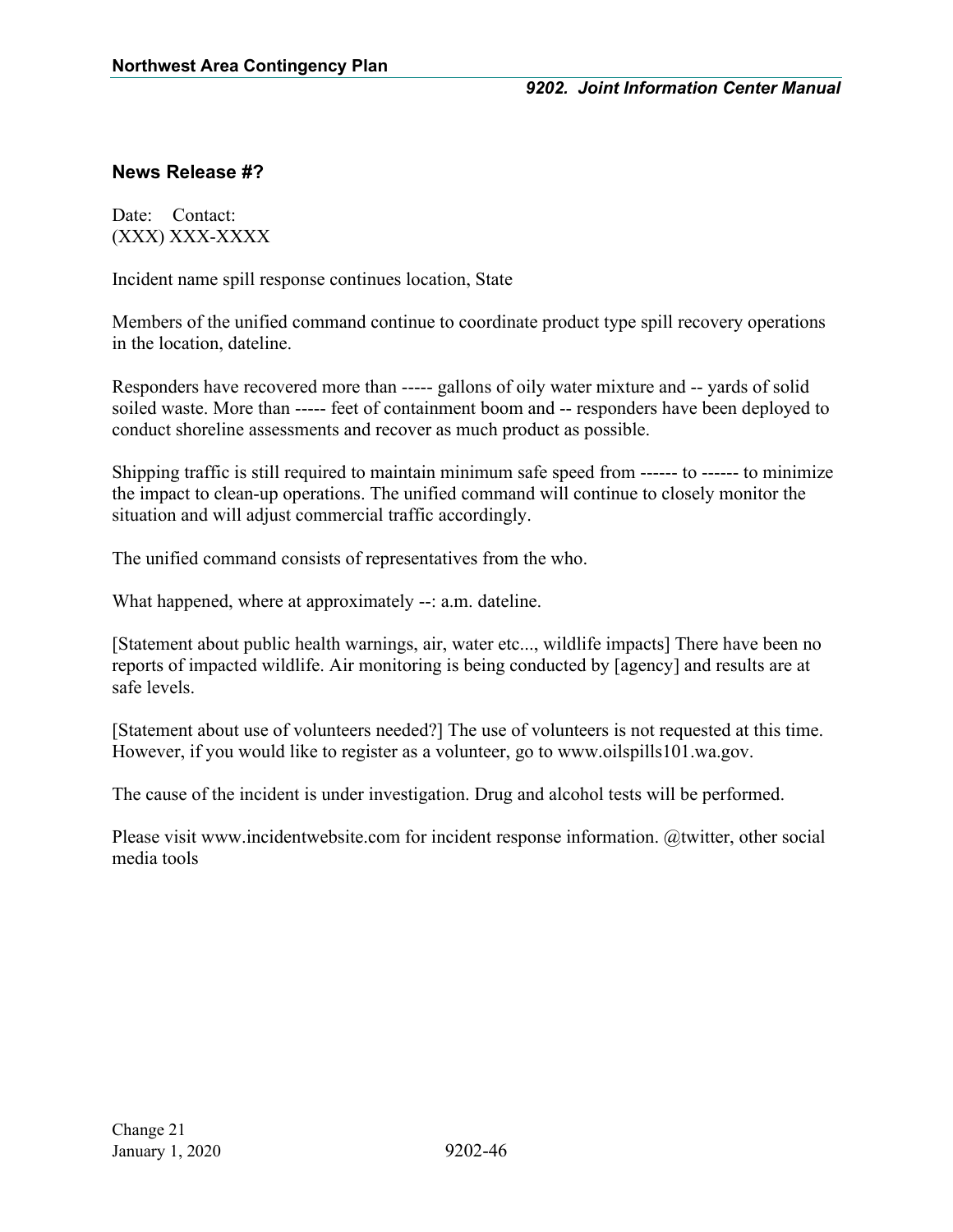### News Release #?

Date: Contact:
(XXX) XXX-XXXX

Incident name spill response continues location, State

Members of the unified command continue to coordinate product type spill recovery operations in the location, dateline.

Responders have recovered more than ----- gallons of oily water mixture and -- yards of solid soiled waste. More than ----- feet of containment boom and -- responders have been deployed to conduct shoreline assessments and recover as much product as possible.

Shipping traffic is still required to maintain minimum safe speed from ------ to ------ to minimize the impact to clean-up operations. The unified command will continue to closely monitor the situation and will adjust commercial traffic accordingly.

The unified command consists of representatives from the who.

What happened, where at approximately --: a.m. dateline.

[Statement about public health warnings, air, water etc..., wildlife impacts] There have been no reports of impacted wildlife. Air monitoring is being conducted by [agency] and results are at safe levels.

[Statement about use of volunteers needed?] The use of volunteers is not requested at this time. However, if you would like to register as a volunteer, go to www.oilspills101.wa.gov.

The cause of the incident is under investigation. Drug and alcohol tests will be performed.

Please visit www.incidentwebsite.com for incident response information. @twitter, other social media tools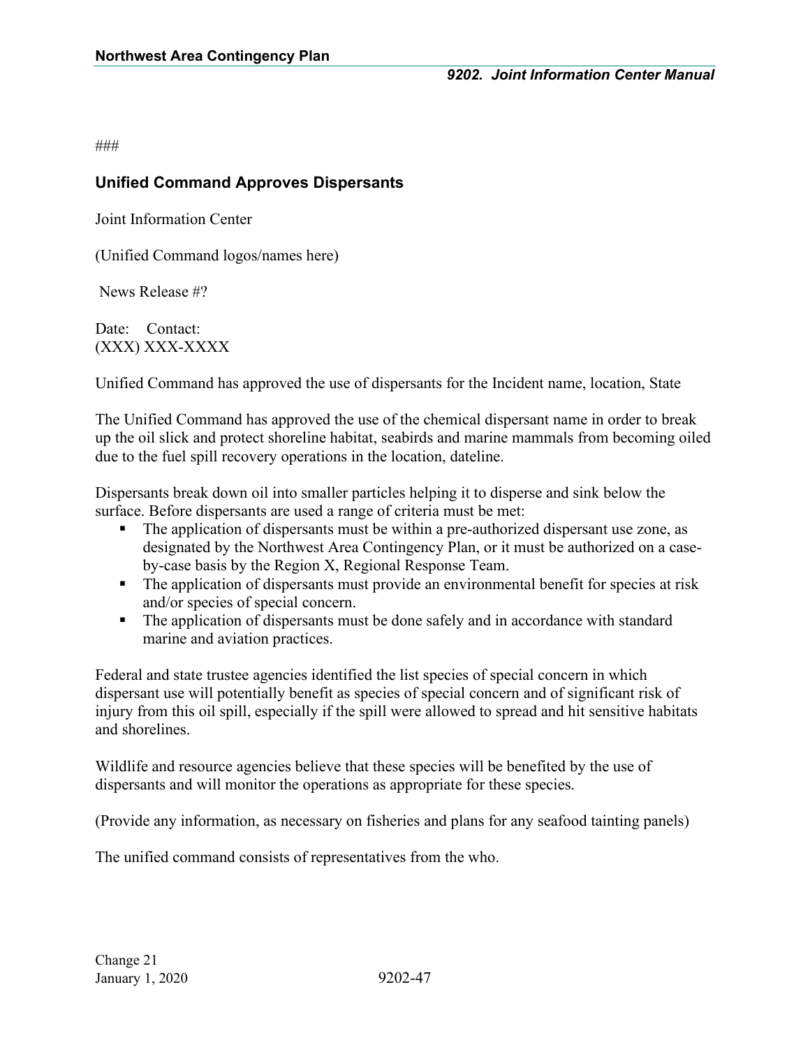###

## Unified Command Approves Dispersants

Joint Information Center

(Unified Command logos/names here)

News Release #?

Date: Contact:
(XXX) XXX-XXXX

Unified Command has approved the use of dispersants for the Incident name, location, State

The Unified Command has approved the use of the chemical dispersant name in order to break up the oil slick and protect shoreline habitat, seabirds and marine mammals from becoming oiled due to the fuel spill recovery operations in the location, dateline.

Dispersants break down oil into smaller particles helping it to disperse and sink below the surface. Before dispersants are used a range of criteria must be met:

- The application of dispersants must be within a pre-authorized dispersant use zone, as designated by the Northwest Area Contingency Plan, or it must be authorized on a case-by-case basis by the Region X, Regional Response Team.
- The application of dispersants must provide an environmental benefit for species at risk and/or species of special concern.
- The application of dispersants must be done safely and in accordance with standard marine and aviation practices.

Federal and state trustee agencies identified the list species of special concern in which dispersant use will potentially benefit as species of special concern and of significant risk of injury from this oil spill, especially if the spill were allowed to spread and hit sensitive habitats and shorelines.

Wildlife and resource agencies believe that these species will be benefited by the use of dispersants and will monitor the operations as appropriate for these species.

(Provide any information, as necessary on fisheries and plans for any seafood tainting panels)

The unified command consists of representatives from the who.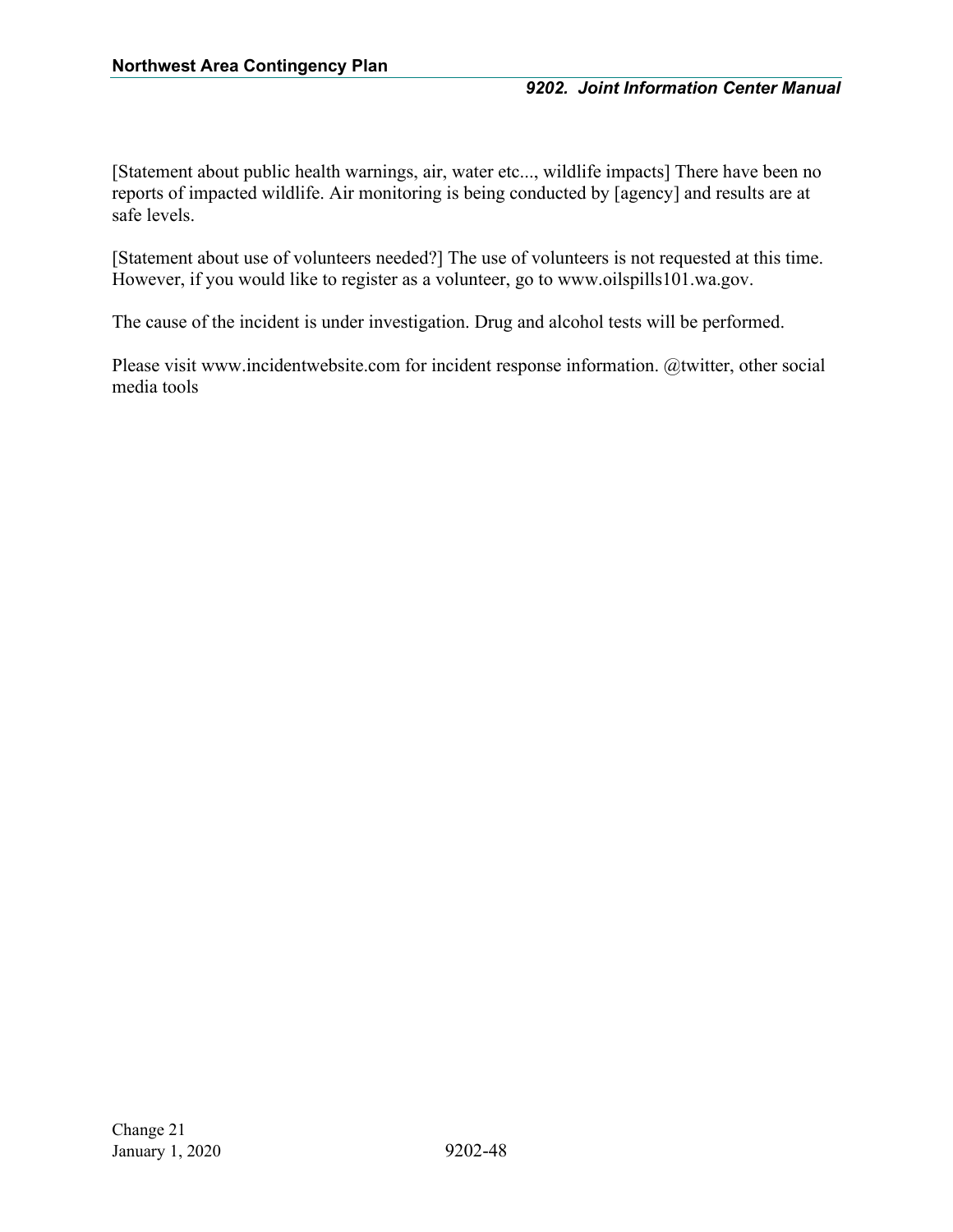[Statement about public health warnings, air, water etc..., wildlife impacts] There have been no reports of impacted wildlife. Air monitoring is being conducted by [agency] and results are at safe levels.

[Statement about use of volunteers needed?] The use of volunteers is not requested at this time. However, if you would like to register as a volunteer, go to www.oilspills101.wa.gov.

The cause of the incident is under investigation. Drug and alcohol tests will be performed.

Please visit www.incidentwebsite.com for incident response information. @twitter, other social media tools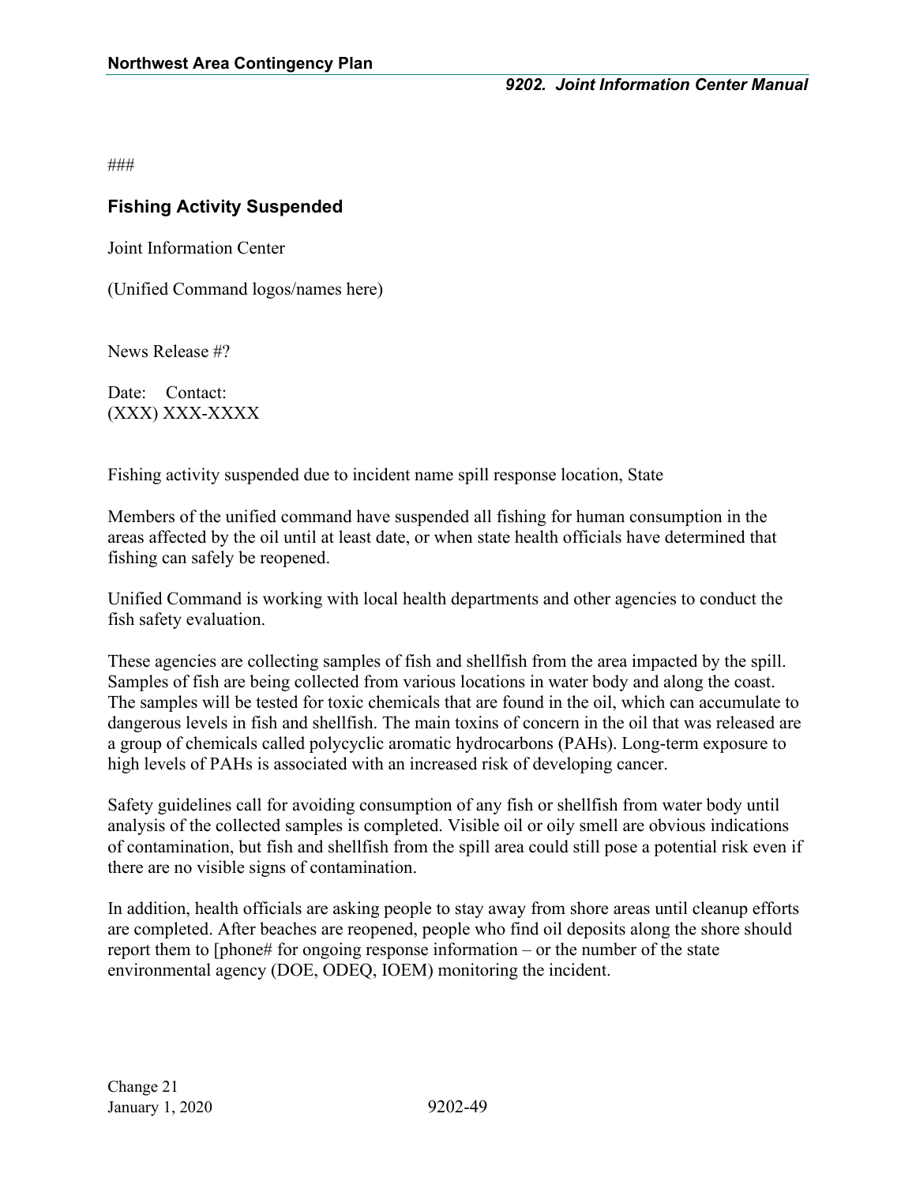###

## Fishing Activity Suspended

Joint Information Center

(Unified Command logos/names here)

News Release #?

Date: Contact:
(XXX) XXX-XXXX

Fishing activity suspended due to incident name spill response location, State

Members of the unified command have suspended all fishing for human consumption in the areas affected by the oil until at least date, or when state health officials have determined that fishing can safely be reopened.

Unified Command is working with local health departments and other agencies to conduct the fish safety evaluation.

These agencies are collecting samples of fish and shellfish from the area impacted by the spill. Samples of fish are being collected from various locations in water body and along the coast. The samples will be tested for toxic chemicals that are found in the oil, which can accumulate to dangerous levels in fish and shellfish. The main toxins of concern in the oil that was released are a group of chemicals called polycyclic aromatic hydrocarbons (PAHs). Long-term exposure to high levels of PAHs is associated with an increased risk of developing cancer.

Safety guidelines call for avoiding consumption of any fish or shellfish from water body until analysis of the collected samples is completed. Visible oil or oily smell are obvious indications of contamination, but fish and shellfish from the spill area could still pose a potential risk even if there are no visible signs of contamination.

In addition, health officials are asking people to stay away from shore areas until cleanup efforts are completed. After beaches are reopened, people who find oil deposits along the shore should report them to [phone# for ongoing response information – or the number of the state environmental agency (DOE, ODEQ, IOEM) monitoring the incident.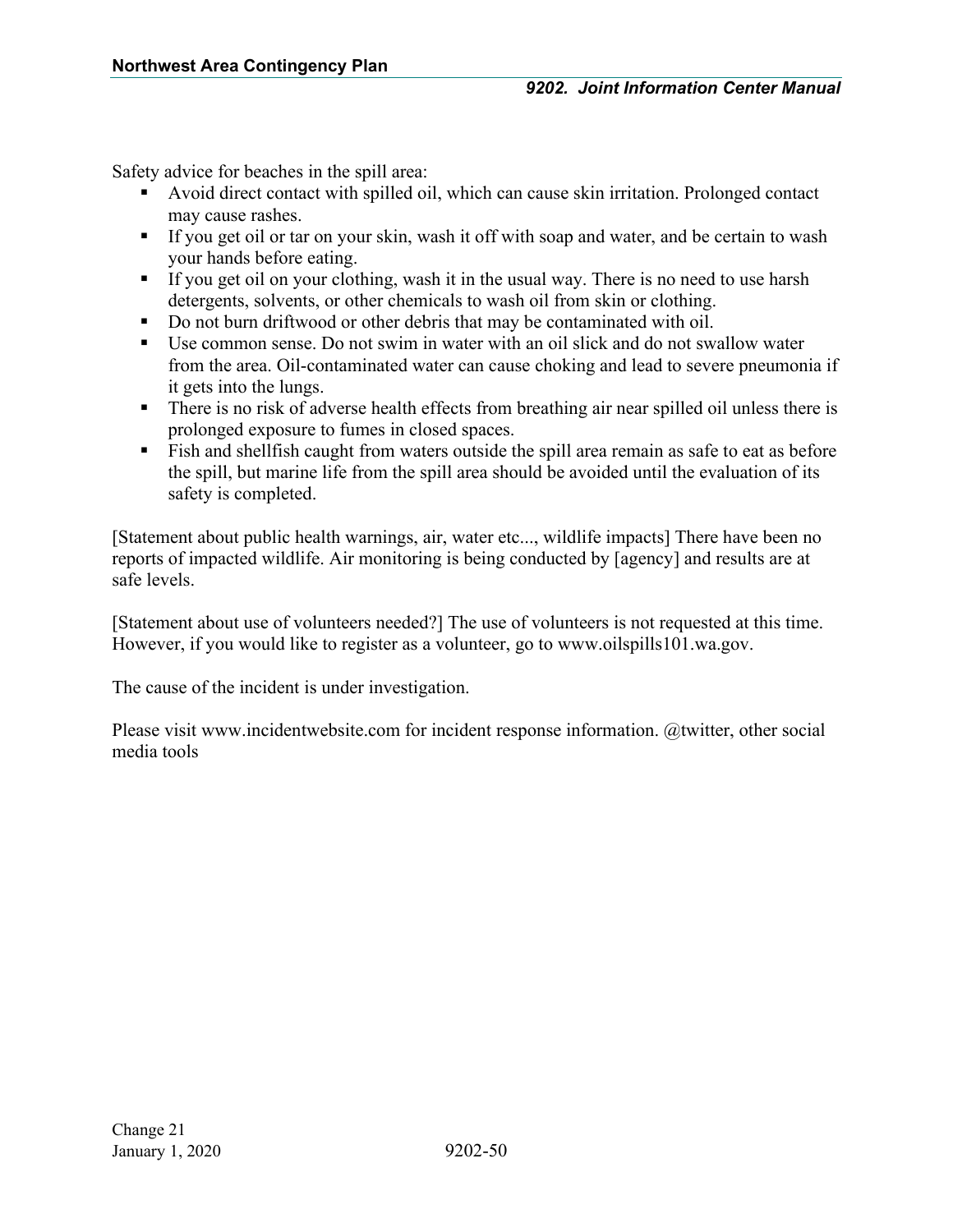Safety advice for beaches in the spill area:

- Avoid direct contact with spilled oil, which can cause skin irritation. Prolonged contact may cause rashes.
- If you get oil or tar on your skin, wash it off with soap and water, and be certain to wash your hands before eating.
- If you get oil on your clothing, wash it in the usual way. There is no need to use harsh detergents, solvents, or other chemicals to wash oil from skin or clothing.
- Do not burn driftwood or other debris that may be contaminated with oil.
- Use common sense. Do not swim in water with an oil slick and do not swallow water from the area. Oil-contaminated water can cause choking and lead to severe pneumonia if it gets into the lungs.
- There is no risk of adverse health effects from breathing air near spilled oil unless there is prolonged exposure to fumes in closed spaces.
- Fish and shellfish caught from waters outside the spill area remain as safe to eat as before the spill, but marine life from the spill area should be avoided until the evaluation of its safety is completed.

[Statement about public health warnings, air, water etc..., wildlife impacts] There have been no reports of impacted wildlife. Air monitoring is being conducted by [agency] and results are at safe levels.

[Statement about use of volunteers needed?] The use of volunteers is not requested at this time. However, if you would like to register as a volunteer, go to www.oilspills101.wa.gov.

The cause of the incident is under investigation.

Please visit www.incidentwebsite.com for incident response information. @twitter, other social media tools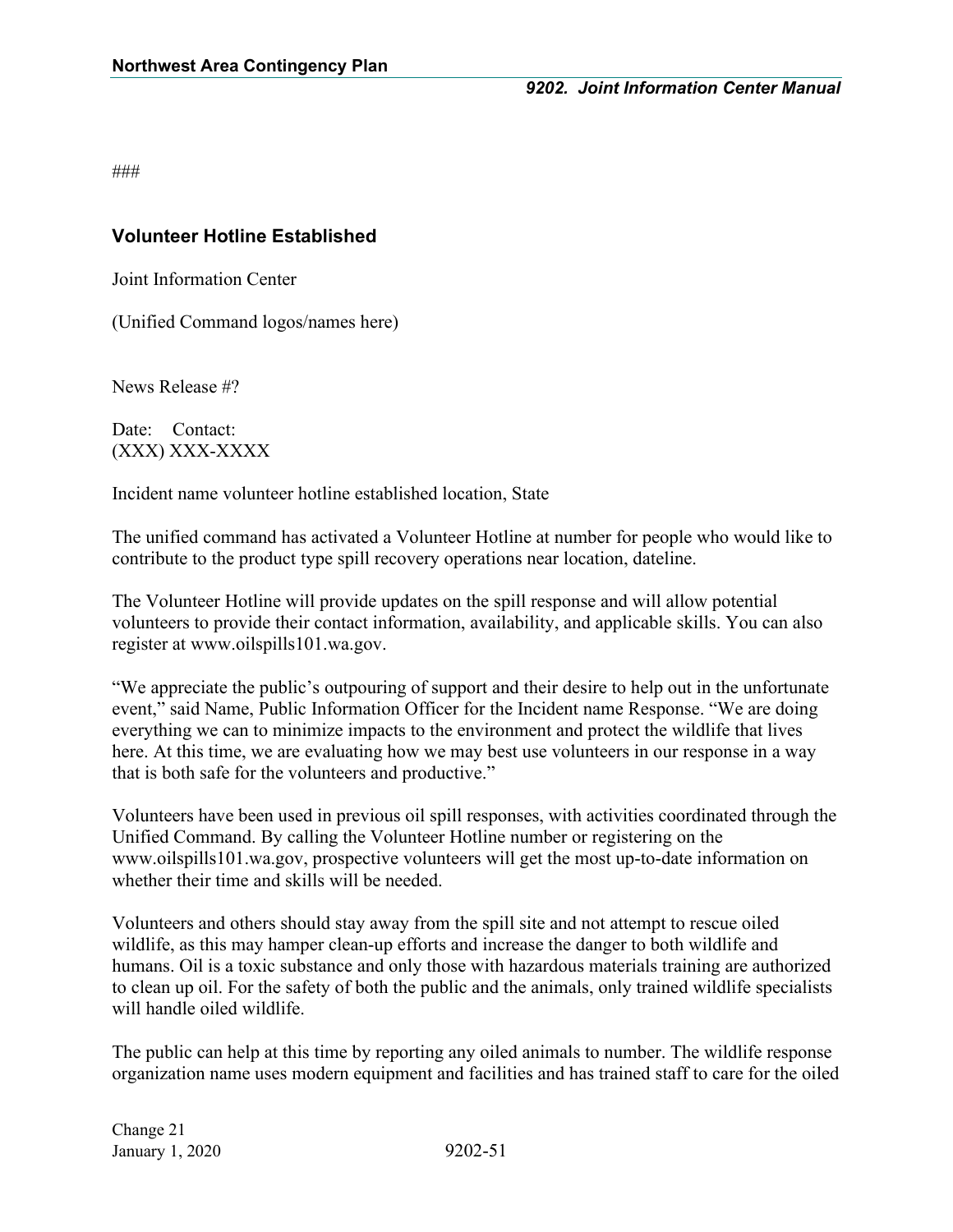###

## Volunteer Hotline Established

Joint Information Center

(Unified Command logos/names here)

News Release #?

Date: Contact:
(XXX) XXX-XXXX

Incident name volunteer hotline established location, State

The unified command has activated a Volunteer Hotline at number for people who would like to contribute to the product type spill recovery operations near location, dateline.

The Volunteer Hotline will provide updates on the spill response and will allow potential volunteers to provide their contact information, availability, and applicable skills. You can also register at www.oilspills101.wa.gov.

"We appreciate the public's outpouring of support and their desire to help out in the unfortunate event," said Name, Public Information Officer for the Incident name Response. "We are doing everything we can to minimize impacts to the environment and protect the wildlife that lives here. At this time, we are evaluating how we may best use volunteers in our response in a way that is both safe for the volunteers and productive."

Volunteers have been used in previous oil spill responses, with activities coordinated through the Unified Command. By calling the Volunteer Hotline number or registering on the www.oilspills101.wa.gov, prospective volunteers will get the most up-to-date information on whether their time and skills will be needed.

Volunteers and others should stay away from the spill site and not attempt to rescue oiled wildlife, as this may hamper clean-up efforts and increase the danger to both wildlife and humans. Oil is a toxic substance and only those with hazardous materials training are authorized to clean up oil. For the safety of both the public and the animals, only trained wildlife specialists will handle oiled wildlife.

The public can help at this time by reporting any oiled animals to number. The wildlife response organization name uses modern equipment and facilities and has trained staff to care for the oiled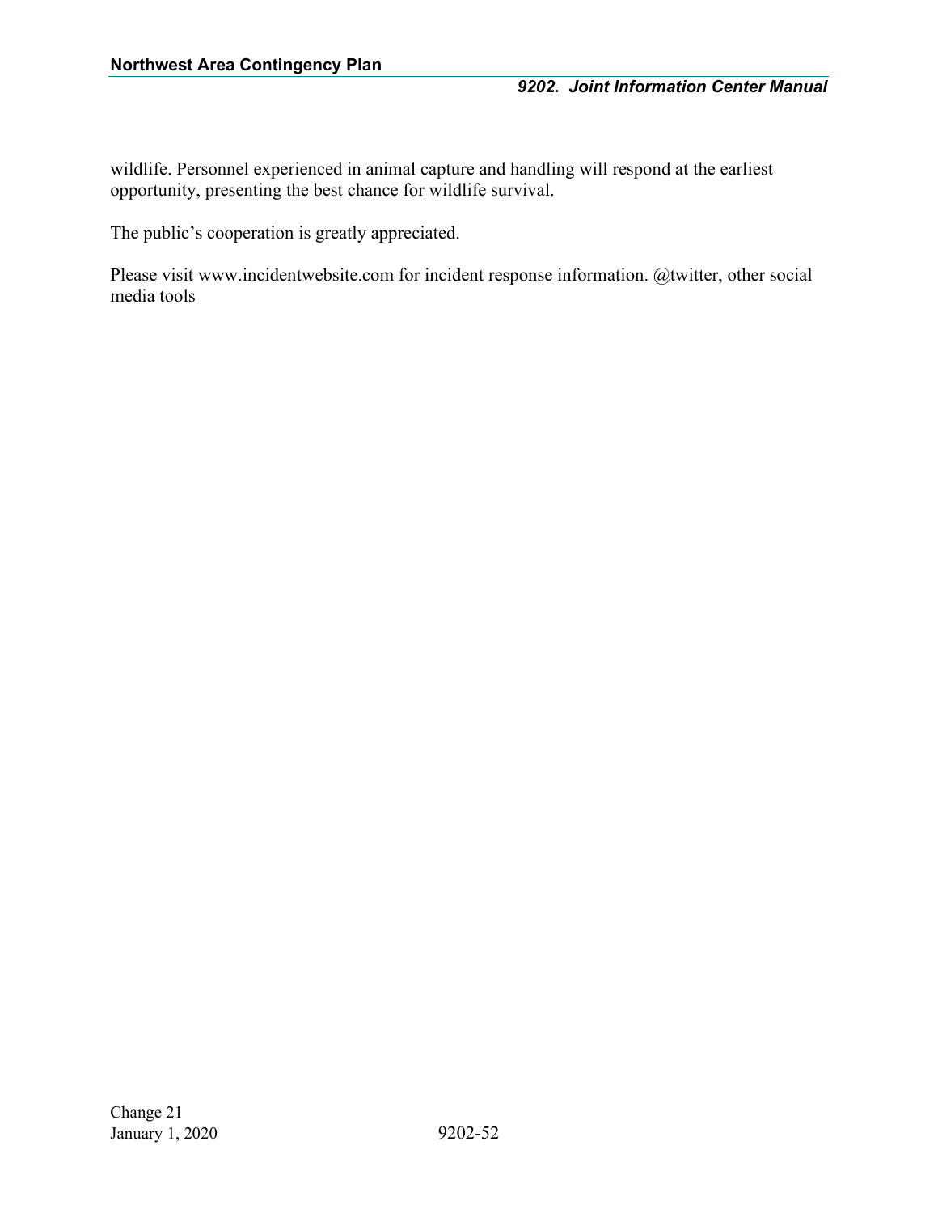wildlife. Personnel experienced in animal capture and handling will respond at the earliest opportunity, presenting the best chance for wildlife survival.

The public's cooperation is greatly appreciated.

Please visit www.incidentwebsite.com for incident response information. @twitter, other social media tools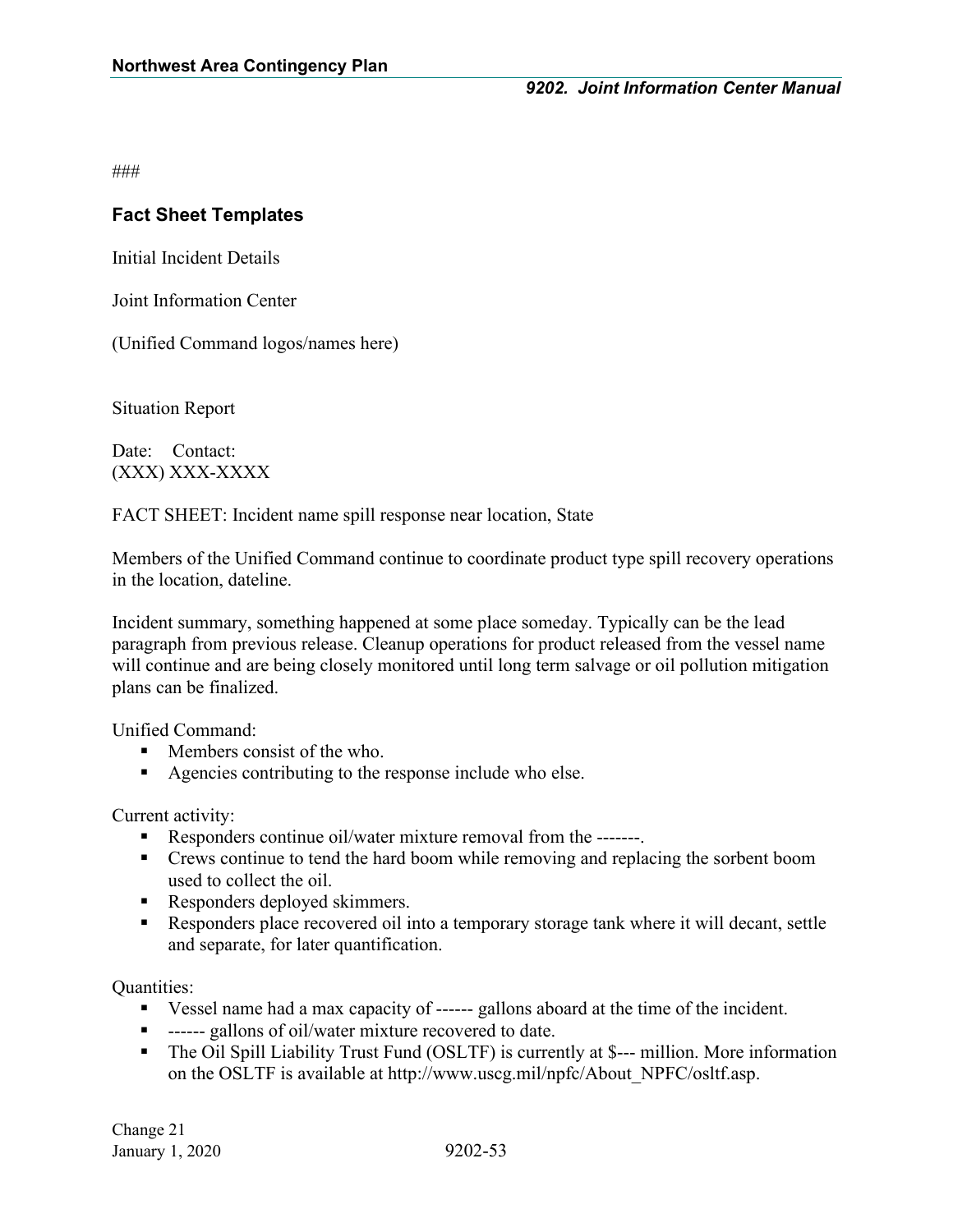###

## Fact Sheet Templates

Initial Incident Details

Joint Information Center

(Unified Command logos/names here)

Situation Report

Date: Contact:
(XXX) XXX-XXXX

FACT SHEET: Incident name spill response near location, State

Members of the Unified Command continue to coordinate product type spill recovery operations in the location, dateline.

Incident summary, something happened at some place someday. Typically can be the lead paragraph from previous release. Cleanup operations for product released from the vessel name will continue and are being closely monitored until long term salvage or oil pollution mitigation plans can be finalized.

Unified Command:

- Members consist of the who.
- Agencies contributing to the response include who else.

Current activity:

- Responders continue oil/water mixture removal from the -------.
- Crews continue to tend the hard boom while removing and replacing the sorbent boom used to collect the oil.
- Responders deployed skimmers.
- Responders place recovered oil into a temporary storage tank where it will decant, settle and separate, for later quantification.

Quantities:

- Vessel name had a max capacity of ------ gallons aboard at the time of the incident.
- ------ gallons of oil/water mixture recovered to date.
- The Oil Spill Liability Trust Fund (OSLTF) is currently at $--- million. More information on the OSLTF is available at http://www.uscg.mil/npfc/About_NPFC/osltf.asp.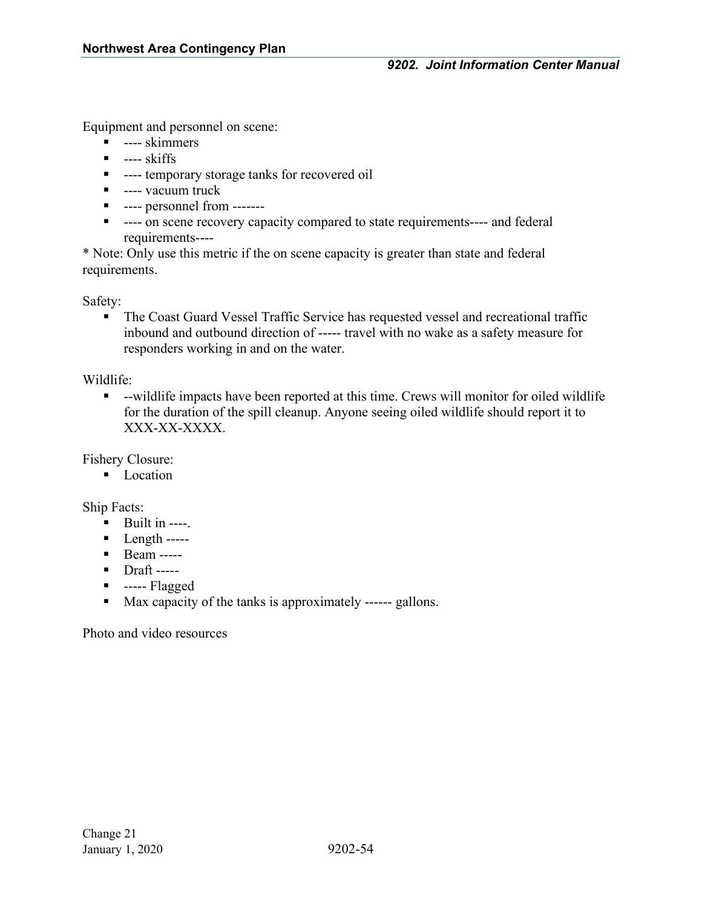Equipment and personnel on scene:

- ---- skimmers
- ---- skiffs
- ---- temporary storage tanks for recovered oil
- ---- vacuum truck
- ---- personnel from -------
- ---- on scene recovery capacity compared to state requirements---- and federal requirements----

* Note: Only use this metric if the on scene capacity is greater than state and federal requirements.

Safety:

- The Coast Guard Vessel Traffic Service has requested vessel and recreational traffic inbound and outbound direction of ----- travel with no wake as a safety measure for responders working in and on the water.

Wildlife:

- --wildlife impacts have been reported at this time. Crews will monitor for oiled wildlife for the duration of the spill cleanup. Anyone seeing oiled wildlife should report it to XXX-XX-XXXX.

Fishery Closure:

- Location

Ship Facts:

- Built in ----.
- Length -----
- Beam -----
- Draft -----
- ----- Flagged
- Max capacity of the tanks is approximately ------ gallons.

Photo and video resources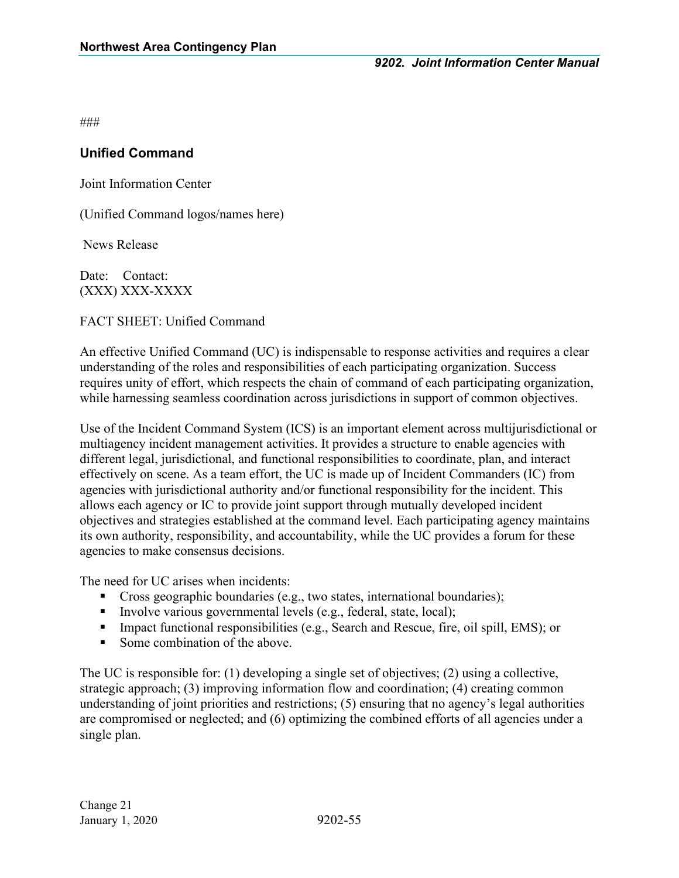###

## Unified Command

Joint Information Center

(Unified Command logos/names here)

News Release

Date: Contact:
(XXX) XXX-XXXX

FACT SHEET: Unified Command

An effective Unified Command (UC) is indispensable to response activities and requires a clear understanding of the roles and responsibilities of each participating organization. Success requires unity of effort, which respects the chain of command of each participating organization, while harnessing seamless coordination across jurisdictions in support of common objectives.

Use of the Incident Command System (ICS) is an important element across multijurisdictional or multiagency incident management activities. It provides a structure to enable agencies with different legal, jurisdictional, and functional responsibilities to coordinate, plan, and interact effectively on scene. As a team effort, the UC is made up of Incident Commanders (IC) from agencies with jurisdictional authority and/or functional responsibility for the incident. This allows each agency or IC to provide joint support through mutually developed incident objectives and strategies established at the command level. Each participating agency maintains its own authority, responsibility, and accountability, while the UC provides a forum for these agencies to make consensus decisions.

The need for UC arises when incidents:

- Cross geographic boundaries (e.g., two states, international boundaries);
- Involve various governmental levels (e.g., federal, state, local);
- Impact functional responsibilities (e.g., Search and Rescue, fire, oil spill, EMS); or
- Some combination of the above.

The UC is responsible for: (1) developing a single set of objectives; (2) using a collective, strategic approach; (3) improving information flow and coordination; (4) creating common understanding of joint priorities and restrictions; (5) ensuring that no agency's legal authorities are compromised or neglected; and (6) optimizing the combined efforts of all agencies under a single plan.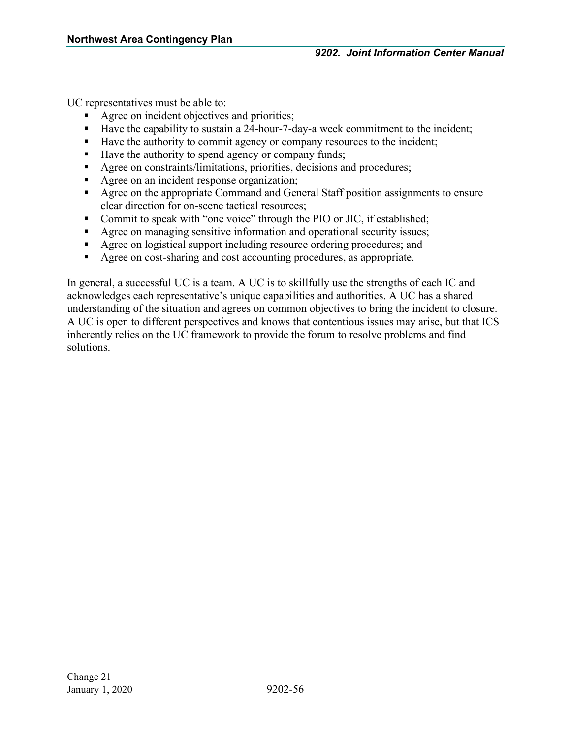UC representatives must be able to:

- Agree on incident objectives and priorities;
- Have the capability to sustain a 24-hour-7-day-a week commitment to the incident;
- Have the authority to commit agency or company resources to the incident;
- Have the authority to spend agency or company funds;
- Agree on constraints/limitations, priorities, decisions and procedures;
- Agree on an incident response organization;
- Agree on the appropriate Command and General Staff position assignments to ensure clear direction for on-scene tactical resources;
- Commit to speak with "one voice" through the PIO or JIC, if established;
- Agree on managing sensitive information and operational security issues;
- Agree on logistical support including resource ordering procedures; and
- Agree on cost-sharing and cost accounting procedures, as appropriate.

In general, a successful UC is a team. A UC is to skillfully use the strengths of each IC and acknowledges each representative's unique capabilities and authorities. A UC has a shared understanding of the situation and agrees on common objectives to bring the incident to closure. A UC is open to different perspectives and knows that contentious issues may arise, but that ICS inherently relies on the UC framework to provide the forum to resolve problems and find solutions.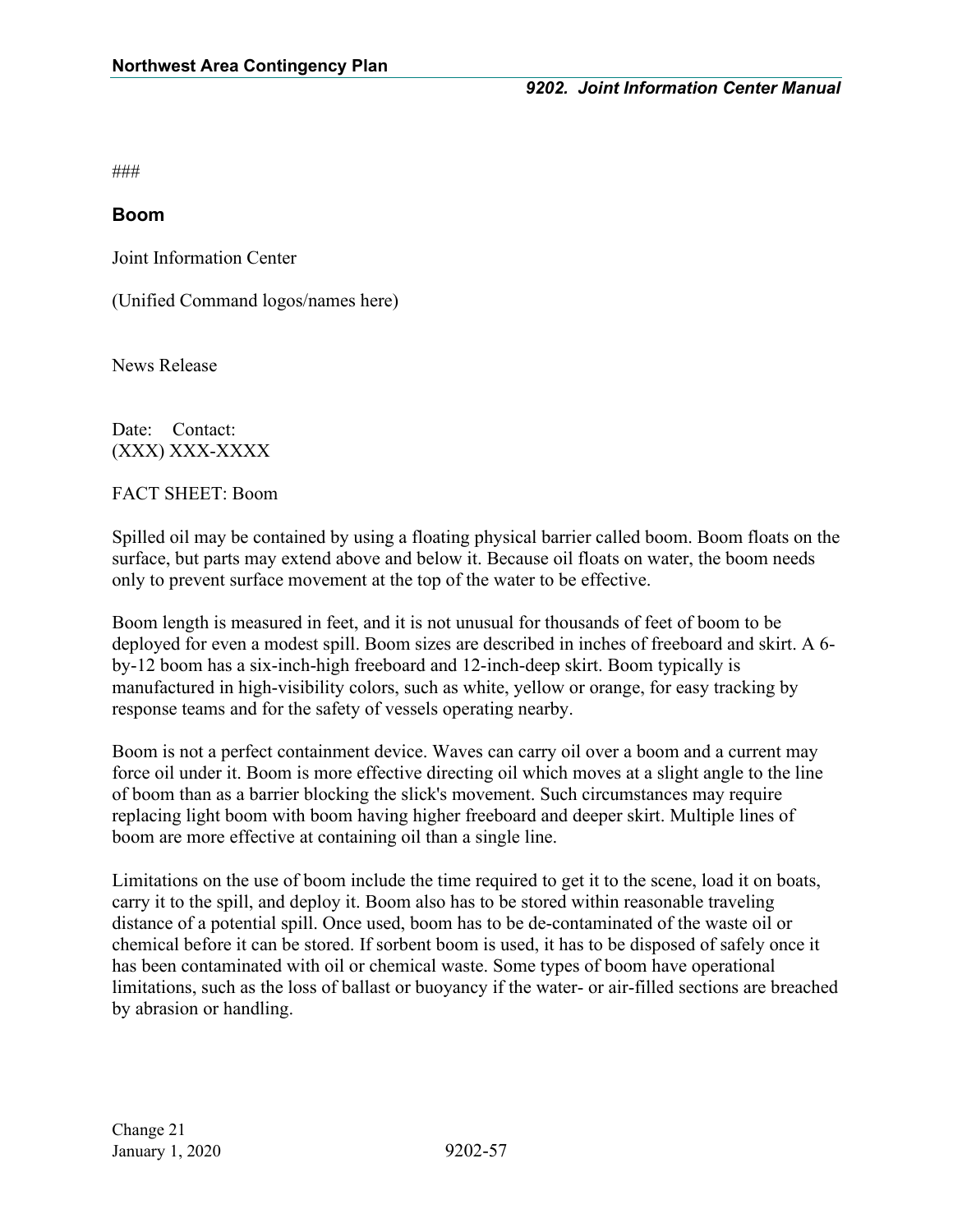###

## Boom

Joint Information Center

(Unified Command logos/names here)

News Release

Date: Contact:
(XXX) XXX-XXXX

FACT SHEET: Boom

Spilled oil may be contained by using a floating physical barrier called boom. Boom floats on the surface, but parts may extend above and below it. Because oil floats on water, the boom needs only to prevent surface movement at the top of the water to be effective.

Boom length is measured in feet, and it is not unusual for thousands of feet of boom to be deployed for even a modest spill. Boom sizes are described in inches of freeboard and skirt. A 6-by-12 boom has a six-inch-high freeboard and 12-inch-deep skirt. Boom typically is manufactured in high-visibility colors, such as white, yellow or orange, for easy tracking by response teams and for the safety of vessels operating nearby.

Boom is not a perfect containment device. Waves can carry oil over a boom and a current may force oil under it. Boom is more effective directing oil which moves at a slight angle to the line of boom than as a barrier blocking the slick's movement. Such circumstances may require replacing light boom with boom having higher freeboard and deeper skirt. Multiple lines of boom are more effective at containing oil than a single line.

Limitations on the use of boom include the time required to get it to the scene, load it on boats, carry it to the spill, and deploy it. Boom also has to be stored within reasonable traveling distance of a potential spill. Once used, boom has to be de-contaminated of the waste oil or chemical before it can be stored. If sorbent boom is used, it has to be disposed of safely once it has been contaminated with oil or chemical waste. Some types of boom have operational limitations, such as the loss of ballast or buoyancy if the water- or air-filled sections are breached by abrasion or handling.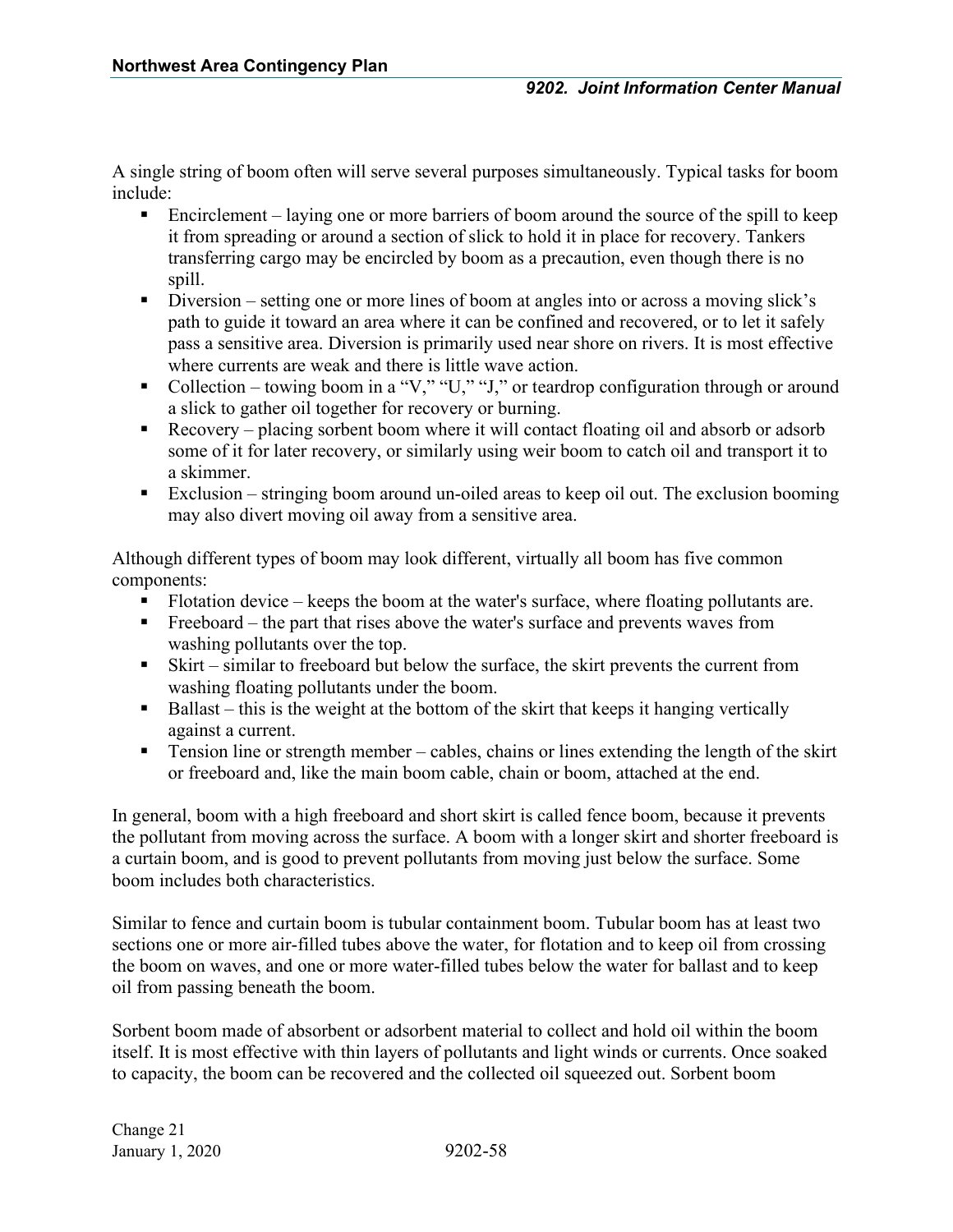A single string of boom often will serve several purposes simultaneously. Typical tasks for boom include:

- Encirclement – laying one or more barriers of boom around the source of the spill to keep it from spreading or around a section of slick to hold it in place for recovery. Tankers transferring cargo may be encircled by boom as a precaution, even though there is no spill.
- Diversion – setting one or more lines of boom at angles into or across a moving slick's path to guide it toward an area where it can be confined and recovered, or to let it safely pass a sensitive area. Diversion is primarily used near shore on rivers. It is most effective where currents are weak and there is little wave action.
- Collection – towing boom in a "V," "U," "J," or teardrop configuration through or around a slick to gather oil together for recovery or burning.
- Recovery – placing sorbent boom where it will contact floating oil and absorb or adsorb some of it for later recovery, or similarly using weir boom to catch oil and transport it to a skimmer.
- Exclusion – stringing boom around un-oiled areas to keep oil out. The exclusion booming may also divert moving oil away from a sensitive area.

Although different types of boom may look different, virtually all boom has five common components:

- Flotation device – keeps the boom at the water's surface, where floating pollutants are.
- Freeboard – the part that rises above the water's surface and prevents waves from washing pollutants over the top.
- Skirt – similar to freeboard but below the surface, the skirt prevents the current from washing floating pollutants under the boom.
- Ballast – this is the weight at the bottom of the skirt that keeps it hanging vertically against a current.
- Tension line or strength member – cables, chains or lines extending the length of the skirt or freeboard and, like the main boom cable, chain or boom, attached at the end.

In general, boom with a high freeboard and short skirt is called fence boom, because it prevents the pollutant from moving across the surface. A boom with a longer skirt and shorter freeboard is a curtain boom, and is good to prevent pollutants from moving just below the surface. Some boom includes both characteristics.

Similar to fence and curtain boom is tubular containment boom. Tubular boom has at least two sections one or more air-filled tubes above the water, for flotation and to keep oil from crossing the boom on waves, and one or more water-filled tubes below the water for ballast and to keep oil from passing beneath the boom.

Sorbent boom made of absorbent or adsorbent material to collect and hold oil within the boom itself. It is most effective with thin layers of pollutants and light winds or currents. Once soaked to capacity, the boom can be recovered and the collected oil squeezed out. Sorbent boom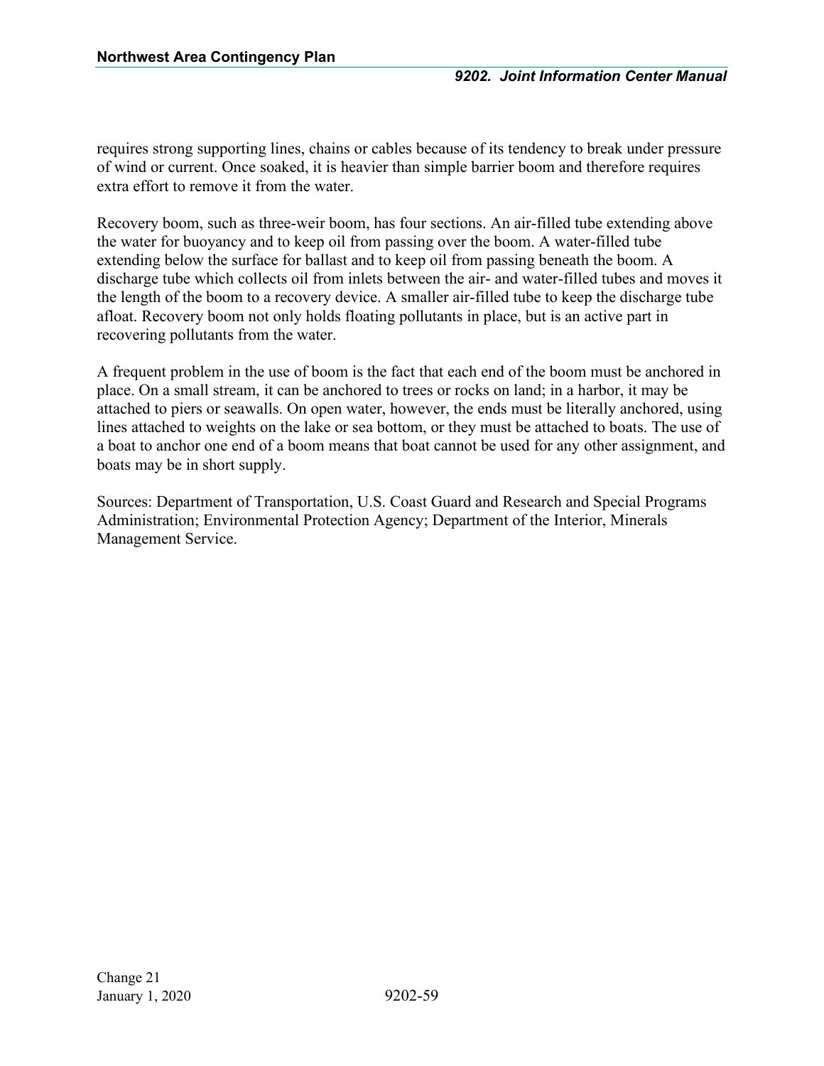requires strong supporting lines, chains or cables because of its tendency to break under pressure of wind or current. Once soaked, it is heavier than simple barrier boom and therefore requires extra effort to remove it from the water.

Recovery boom, such as three-weir boom, has four sections. An air-filled tube extending above the water for buoyancy and to keep oil from passing over the boom. A water-filled tube extending below the surface for ballast and to keep oil from passing beneath the boom. A discharge tube which collects oil from inlets between the air- and water-filled tubes and moves it the length of the boom to a recovery device. A smaller air-filled tube to keep the discharge tube afloat. Recovery boom not only holds floating pollutants in place, but is an active part in recovering pollutants from the water.

A frequent problem in the use of boom is the fact that each end of the boom must be anchored in place. On a small stream, it can be anchored to trees or rocks on land; in a harbor, it may be attached to piers or seawalls. On open water, however, the ends must be literally anchored, using lines attached to weights on the lake or sea bottom, or they must be attached to boats. The use of a boat to anchor one end of a boom means that boat cannot be used for any other assignment, and boats may be in short supply.

Sources: Department of Transportation, U.S. Coast Guard and Research and Special Programs Administration; Environmental Protection Agency; Department of the Interior, Minerals Management Service.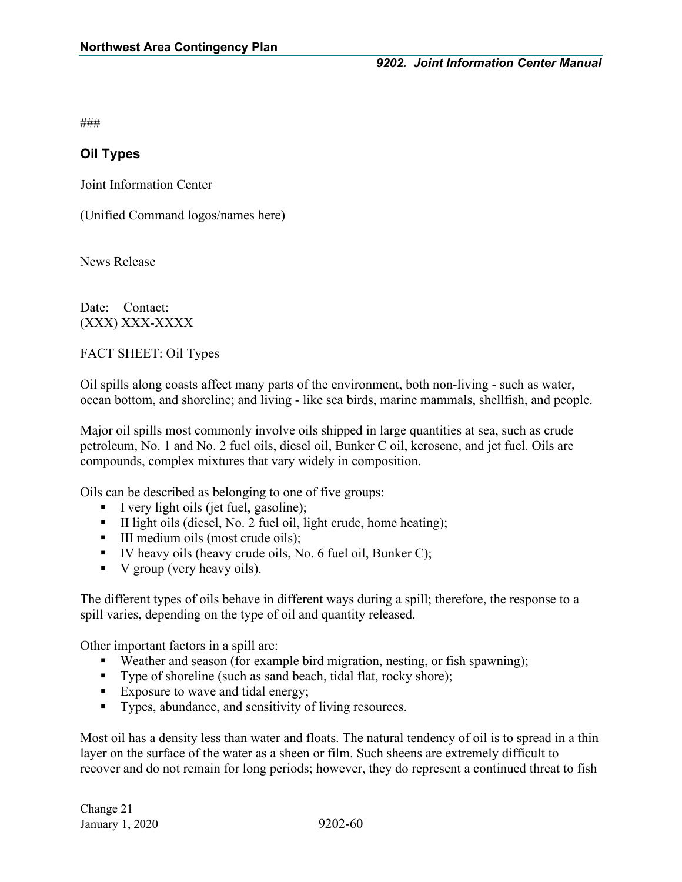###

## Oil Types

Joint Information Center

(Unified Command logos/names here)

News Release

Date: Contact:
(XXX) XXX-XXXX

FACT SHEET: Oil Types

Oil spills along coasts affect many parts of the environment, both non-living - such as water, ocean bottom, and shoreline; and living - like sea birds, marine mammals, shellfish, and people.

Major oil spills most commonly involve oils shipped in large quantities at sea, such as crude petroleum, No. 1 and No. 2 fuel oils, diesel oil, Bunker C oil, kerosene, and jet fuel. Oils are compounds, complex mixtures that vary widely in composition.

Oils can be described as belonging to one of five groups:

- I very light oils (jet fuel, gasoline);
- II light oils (diesel, No. 2 fuel oil, light crude, home heating);
- III medium oils (most crude oils);
- IV heavy oils (heavy crude oils, No. 6 fuel oil, Bunker C);
- V group (very heavy oils).

The different types of oils behave in different ways during a spill; therefore, the response to a spill varies, depending on the type of oil and quantity released.

Other important factors in a spill are:

- Weather and season (for example bird migration, nesting, or fish spawning);
- Type of shoreline (such as sand beach, tidal flat, rocky shore);
- Exposure to wave and tidal energy;
- Types, abundance, and sensitivity of living resources.

Most oil has a density less than water and floats. The natural tendency of oil is to spread in a thin layer on the surface of the water as a sheen or film. Such sheens are extremely difficult to recover and do not remain for long periods; however, they do represent a continued threat to fish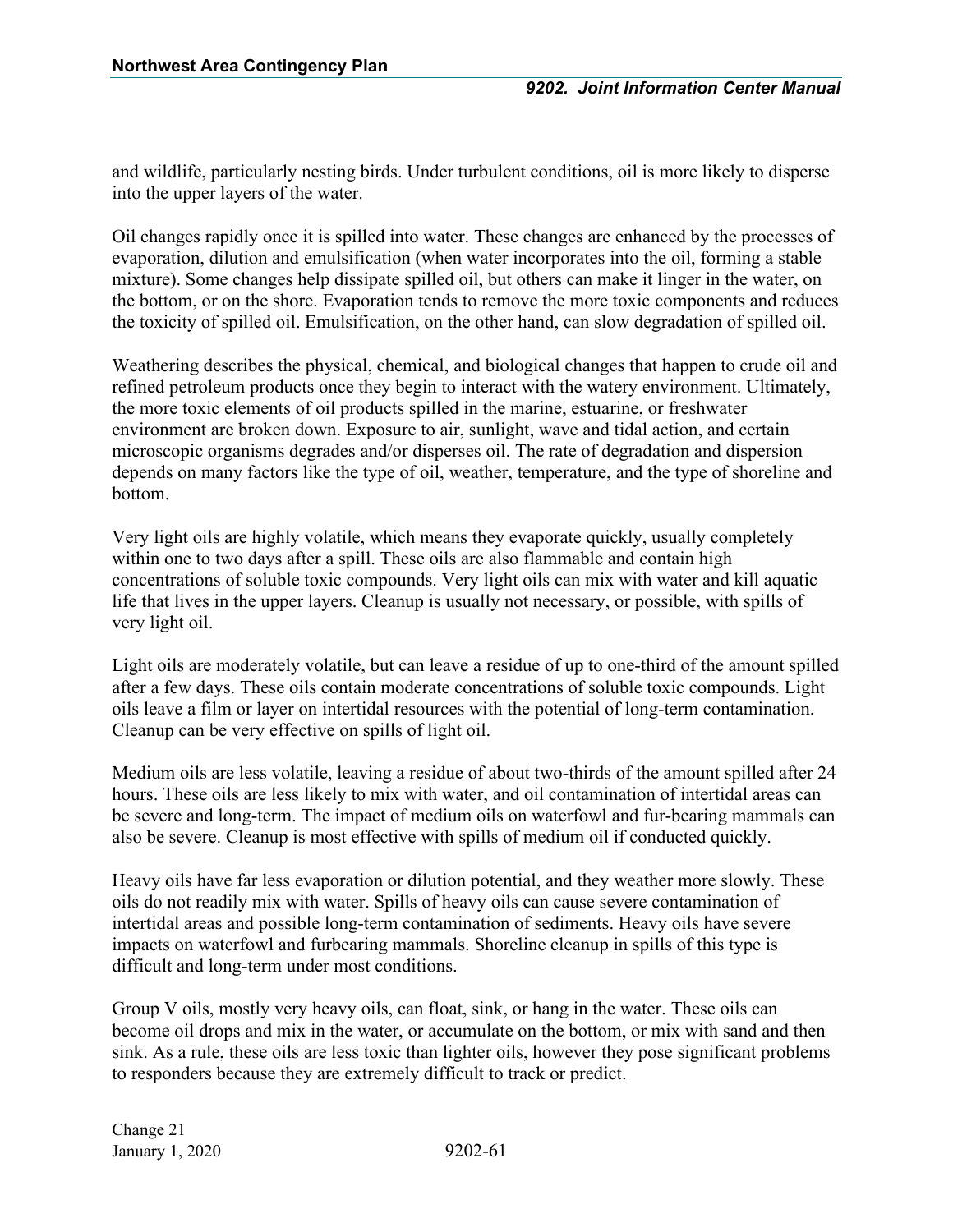and wildlife, particularly nesting birds. Under turbulent conditions, oil is more likely to disperse into the upper layers of the water.

Oil changes rapidly once it is spilled into water. These changes are enhanced by the processes of evaporation, dilution and emulsification (when water incorporates into the oil, forming a stable mixture). Some changes help dissipate spilled oil, but others can make it linger in the water, on the bottom, or on the shore. Evaporation tends to remove the more toxic components and reduces the toxicity of spilled oil. Emulsification, on the other hand, can slow degradation of spilled oil.

Weathering describes the physical, chemical, and biological changes that happen to crude oil and refined petroleum products once they begin to interact with the watery environment. Ultimately, the more toxic elements of oil products spilled in the marine, estuarine, or freshwater environment are broken down. Exposure to air, sunlight, wave and tidal action, and certain microscopic organisms degrades and/or disperses oil. The rate of degradation and dispersion depends on many factors like the type of oil, weather, temperature, and the type of shoreline and bottom.

Very light oils are highly volatile, which means they evaporate quickly, usually completely within one to two days after a spill. These oils are also flammable and contain high concentrations of soluble toxic compounds. Very light oils can mix with water and kill aquatic life that lives in the upper layers. Cleanup is usually not necessary, or possible, with spills of very light oil.

Light oils are moderately volatile, but can leave a residue of up to one-third of the amount spilled after a few days. These oils contain moderate concentrations of soluble toxic compounds. Light oils leave a film or layer on intertidal resources with the potential of long-term contamination. Cleanup can be very effective on spills of light oil.

Medium oils are less volatile, leaving a residue of about two-thirds of the amount spilled after 24 hours. These oils are less likely to mix with water, and oil contamination of intertidal areas can be severe and long-term. The impact of medium oils on waterfowl and fur-bearing mammals can also be severe. Cleanup is most effective with spills of medium oil if conducted quickly.

Heavy oils have far less evaporation or dilution potential, and they weather more slowly. These oils do not readily mix with water. Spills of heavy oils can cause severe contamination of intertidal areas and possible long-term contamination of sediments. Heavy oils have severe impacts on waterfowl and furbearing mammals. Shoreline cleanup in spills of this type is difficult and long-term under most conditions.

Group V oils, mostly very heavy oils, can float, sink, or hang in the water. These oils can become oil drops and mix in the water, or accumulate on the bottom, or mix with sand and then sink. As a rule, these oils are less toxic than lighter oils, however they pose significant problems to responders because they are extremely difficult to track or predict.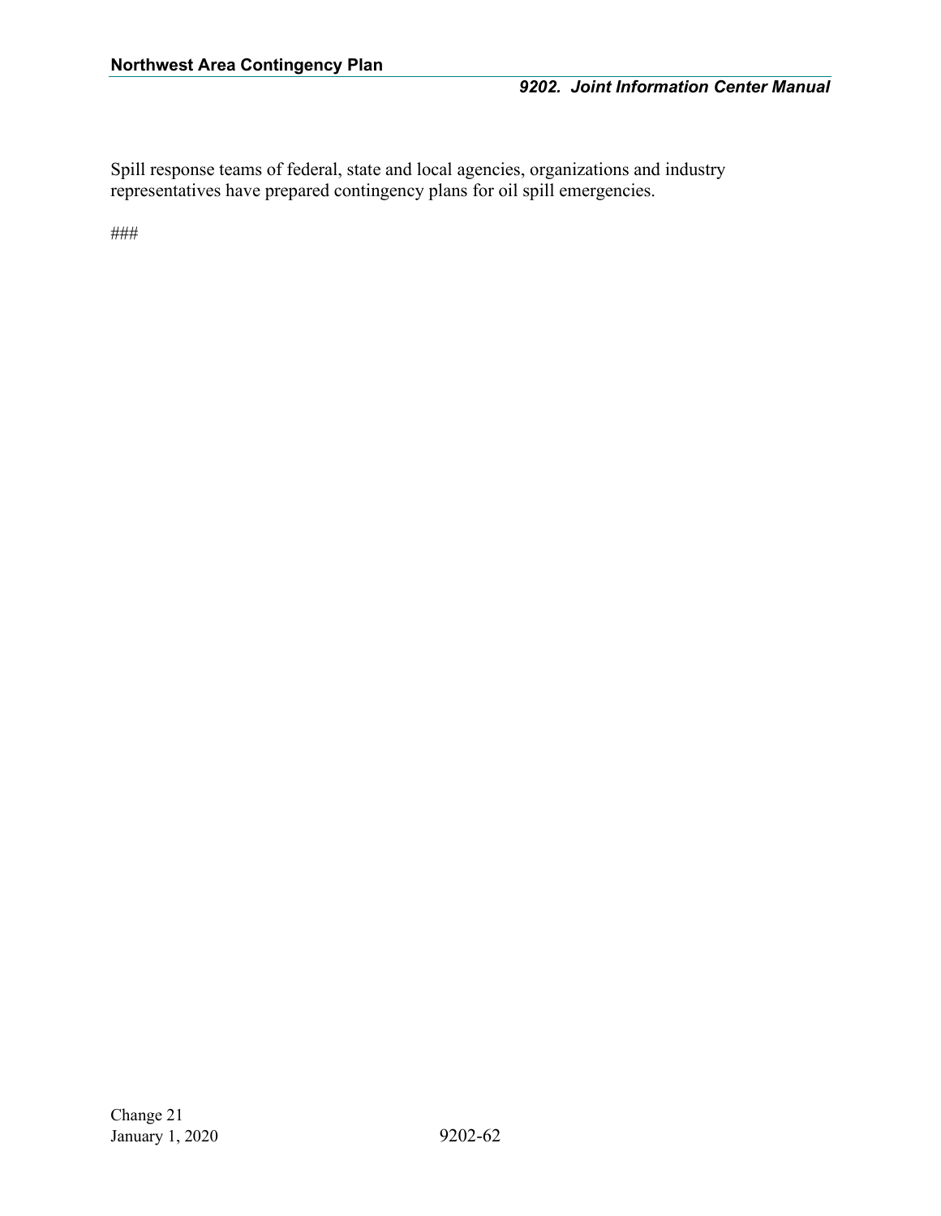Spill response teams of federal, state and local agencies, organizations and industry representatives have prepared contingency plans for oil spill emergencies.

###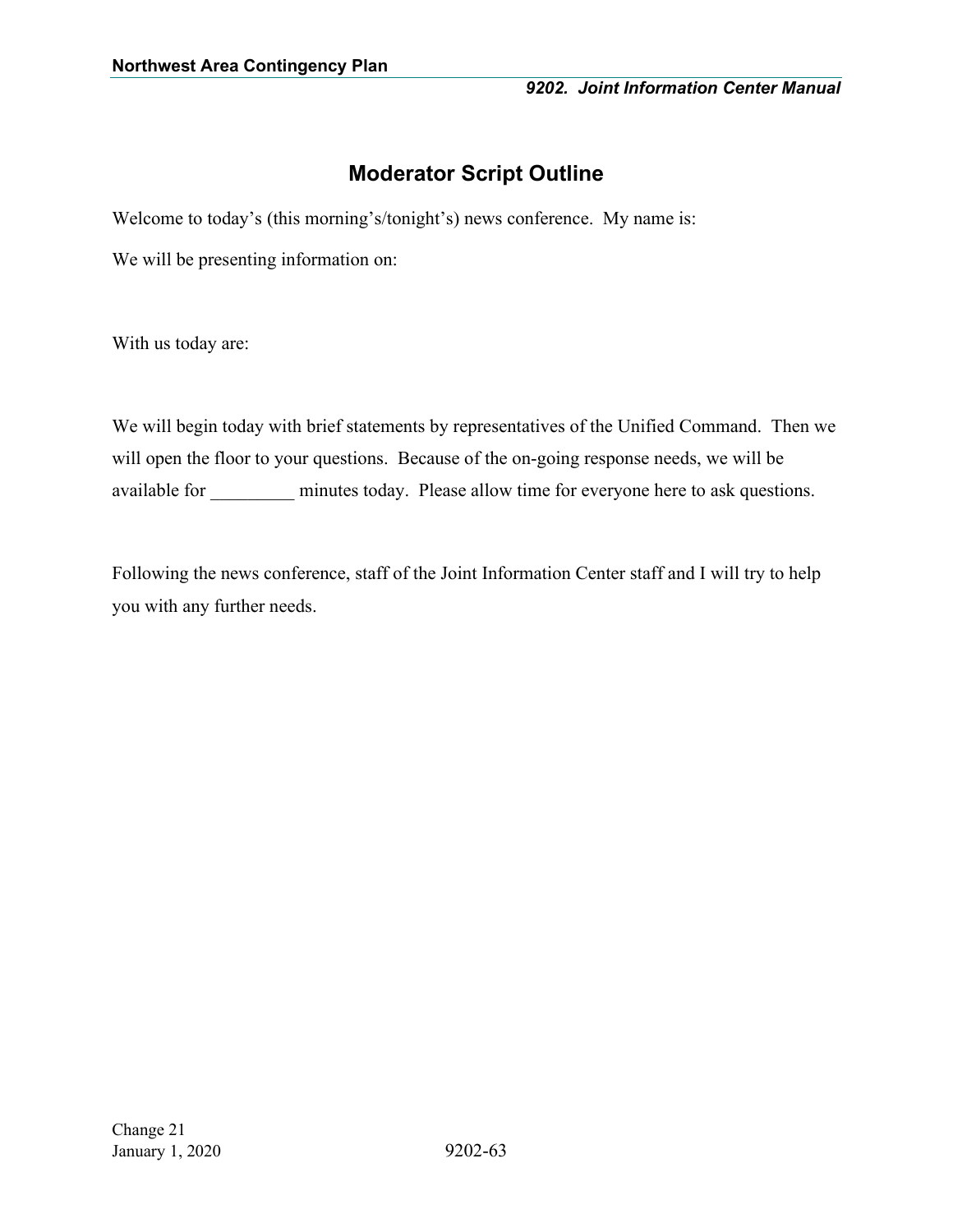# Moderator Script Outline

Welcome to today's (this morning's/tonight's) news conference. My name is:

We will be presenting information on:

With us today are:

We will begin today with brief statements by representatives of the Unified Command. Then we will open the floor to your questions. Because of the on-going response needs, we will be available for _________ minutes today. Please allow time for everyone here to ask questions.

Following the news conference, staff of the Joint Information Center staff and I will try to help you with any further needs.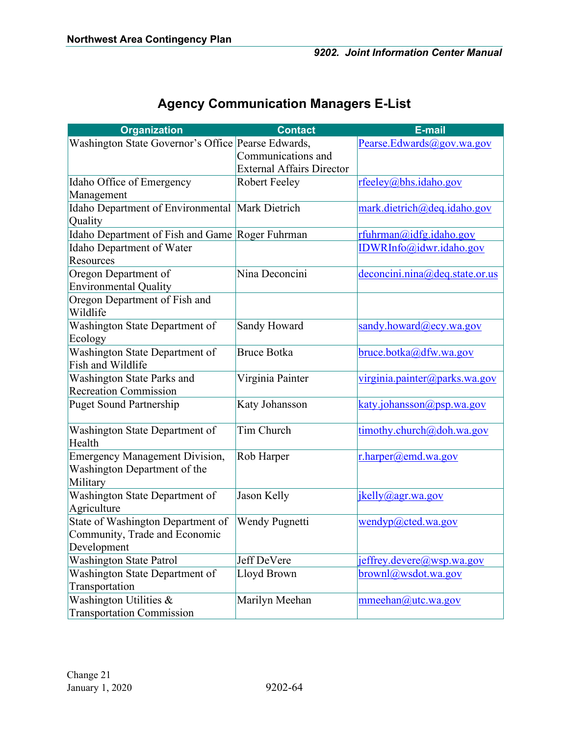## Agency Communication Managers E-List

| Organization | Contact | E-mail |
|---|---|---|
| Washington State Governor's Office | Pearse Edwards, Communications and External Affairs Director | Pearse.Edwards@gov.wa.gov |
| Idaho Office of Emergency Management | Robert Feeley | rfeeley@bhs.idaho.gov |
| Idaho Department of Environmental Quality | Mark Dietrich | mark.dietrich@deq.idaho.gov |
| Idaho Department of Fish and Game | Roger Fuhrman | rfuhrman@idfg.idaho.gov |
| Idaho Department of Water Resources | | IDWRInfo@idwr.idaho.gov |
| Oregon Department of Environmental Quality | Nina Deconcini | deconcini.nina@deq.state.or.us |
| Oregon Department of Fish and Wildlife | | |
| Washington State Department of Ecology | Sandy Howard | sandy.howard@ecy.wa.gov |
| Washington State Department of Fish and Wildlife | Bruce Botka | bruce.botka@dfw.wa.gov |
| Washington State Parks and Recreation Commission | Virginia Painter | virginia.painter@parks.wa.gov |
| Puget Sound Partnership | Katy Johansson | katy.johansson@psp.wa.gov |
| Washington State Department of Health | Tim Church | timothy.church@doh.wa.gov |
| Emergency Management Division, Washington Department of the Military | Rob Harper | r.harper@emd.wa.gov |
| Washington State Department of Agriculture | Jason Kelly | jkelly@agr.wa.gov |
| State of Washington Department of Community, Trade and Economic Development | Wendy Pugnetti | wendyp@cted.wa.gov |
| Washington State Patrol | Jeff DeVere | jeffrey.devere@wsp.wa.gov |
| Washington State Department of Transportation | Lloyd Brown | brownl@wsdot.wa.gov |
| Washington Utilities & Transportation Commission | Marilyn Meehan | mmeehan@utc.wa.gov |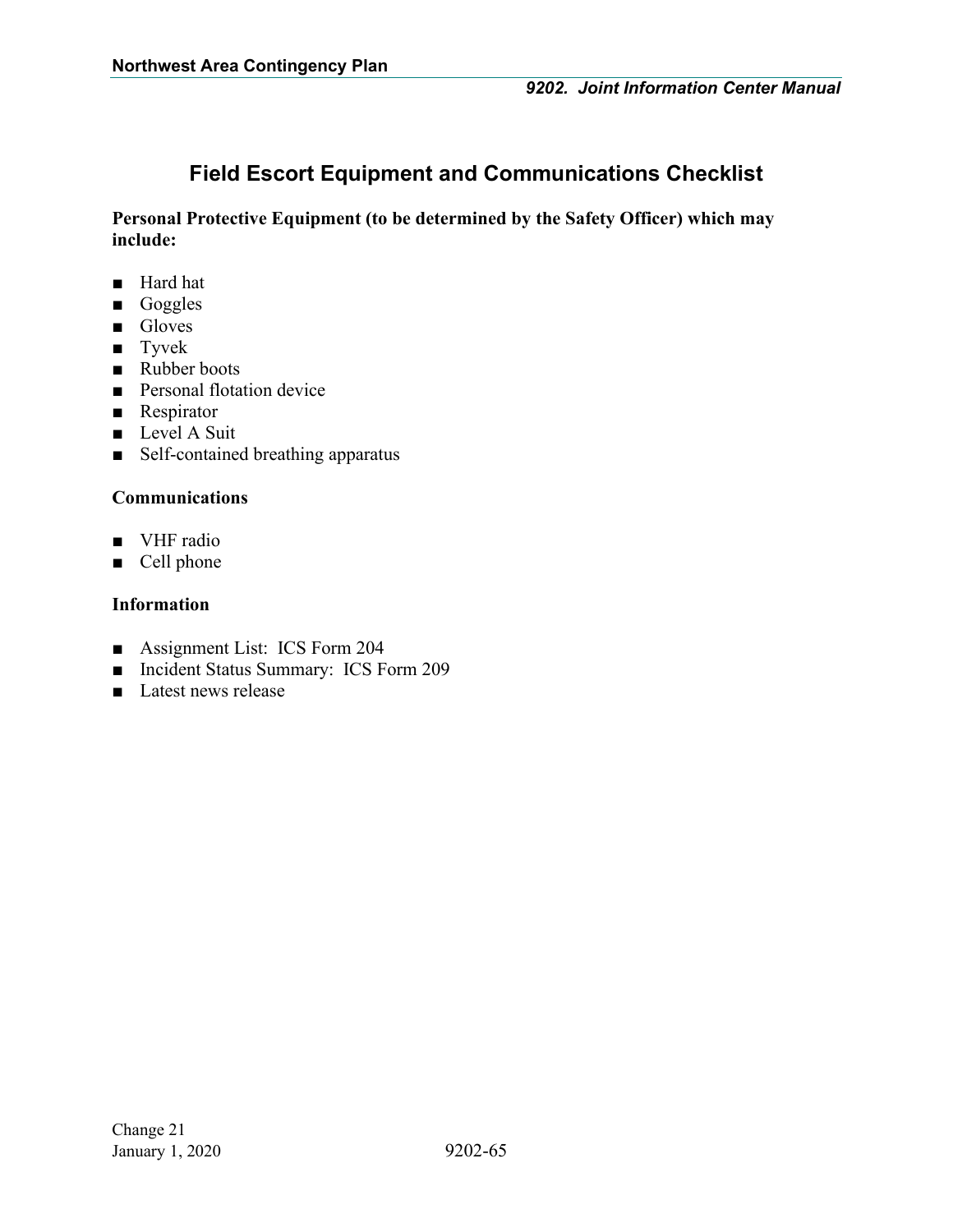# Field Escort Equipment and Communications Checklist

**Personal Protective Equipment (to be determined by the Safety Officer) which may include:**

- Hard hat
- Goggles
- Gloves
- Tyvek
- Rubber boots
- Personal flotation device
- Respirator
- Level A Suit
- Self-contained breathing apparatus

**Communications**

- VHF radio
- Cell phone

**Information**

- Assignment List: ICS Form 204
- Incident Status Summary: ICS Form 209
- Latest news release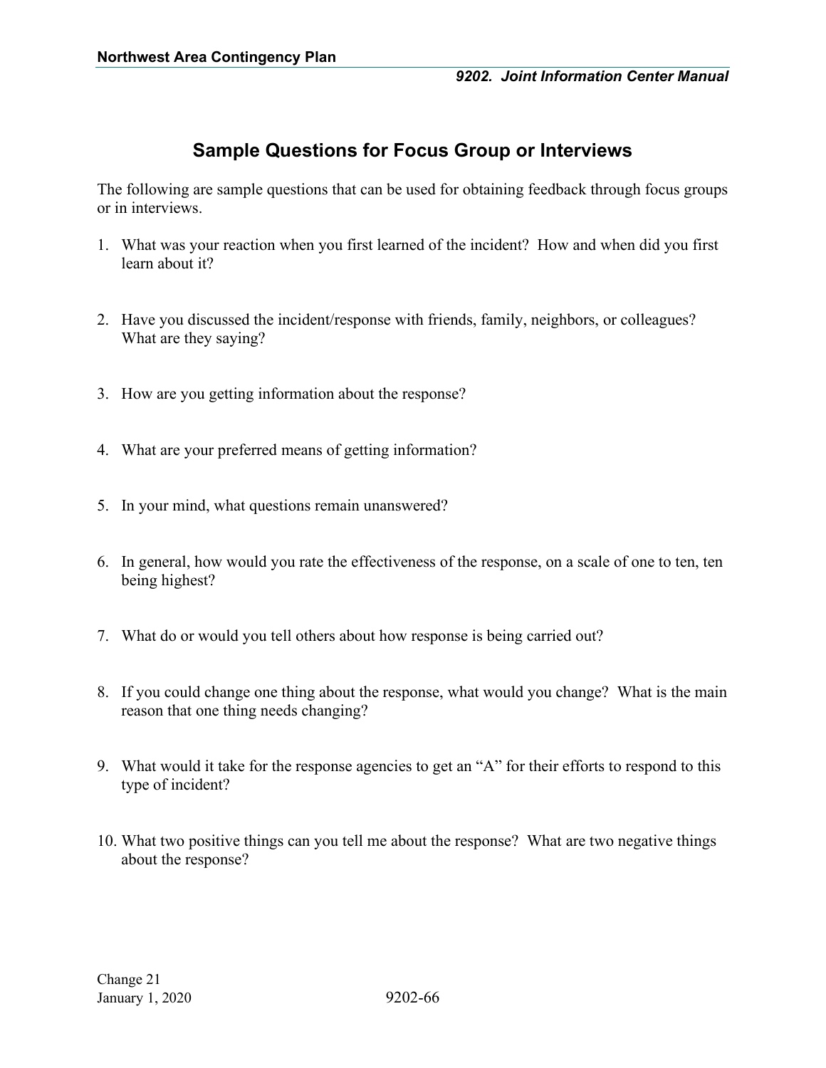## Sample Questions for Focus Group or Interviews

The following are sample questions that can be used for obtaining feedback through focus groups or in interviews.

1. What was your reaction when you first learned of the incident? How and when did you first learn about it?
2. Have you discussed the incident/response with friends, family, neighbors, or colleagues? What are they saying?
3. How are you getting information about the response?
4. What are your preferred means of getting information?
5. In your mind, what questions remain unanswered?
6. In general, how would you rate the effectiveness of the response, on a scale of one to ten, ten being highest?
7. What do or would you tell others about how response is being carried out?
8. If you could change one thing about the response, what would you change? What is the main reason that one thing needs changing?
9. What would it take for the response agencies to get an "A" for their efforts to respond to this type of incident?
10. What two positive things can you tell me about the response? What are two negative things about the response?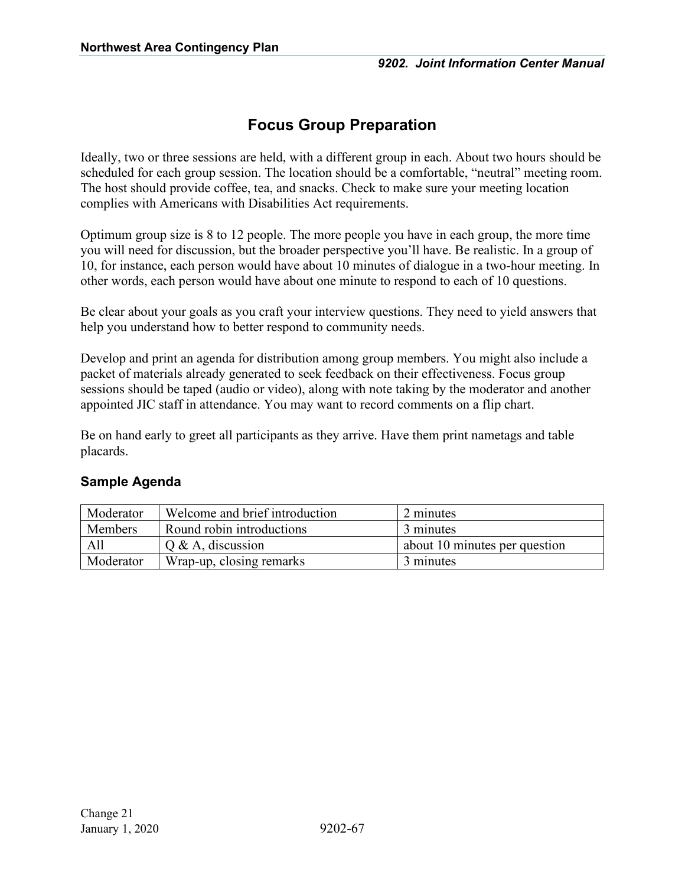# Focus Group Preparation

Ideally, two or three sessions are held, with a different group in each. About two hours should be scheduled for each group session. The location should be a comfortable, "neutral" meeting room. The host should provide coffee, tea, and snacks. Check to make sure your meeting location complies with Americans with Disabilities Act requirements.

Optimum group size is 8 to 12 people. The more people you have in each group, the more time you will need for discussion, but the broader perspective you'll have. Be realistic. In a group of 10, for instance, each person would have about 10 minutes of dialogue in a two-hour meeting. In other words, each person would have about one minute to respond to each of 10 questions.

Be clear about your goals as you craft your interview questions. They need to yield answers that help you understand how to better respond to community needs.

Develop and print an agenda for distribution among group members. You might also include a packet of materials already generated to seek feedback on their effectiveness. Focus group sessions should be taped (audio or video), along with note taking by the moderator and another appointed JIC staff in attendance. You may want to record comments on a flip chart.

Be on hand early to greet all participants as they arrive. Have them print nametags and table placards.

### Sample Agenda

| | | |
|---|---|---|
| Moderator | Welcome and brief introduction | 2 minutes |
| Members | Round robin introductions | 3 minutes |
| All | Q & A, discussion | about 10 minutes per question |
| Moderator | Wrap-up, closing remarks | 3 minutes |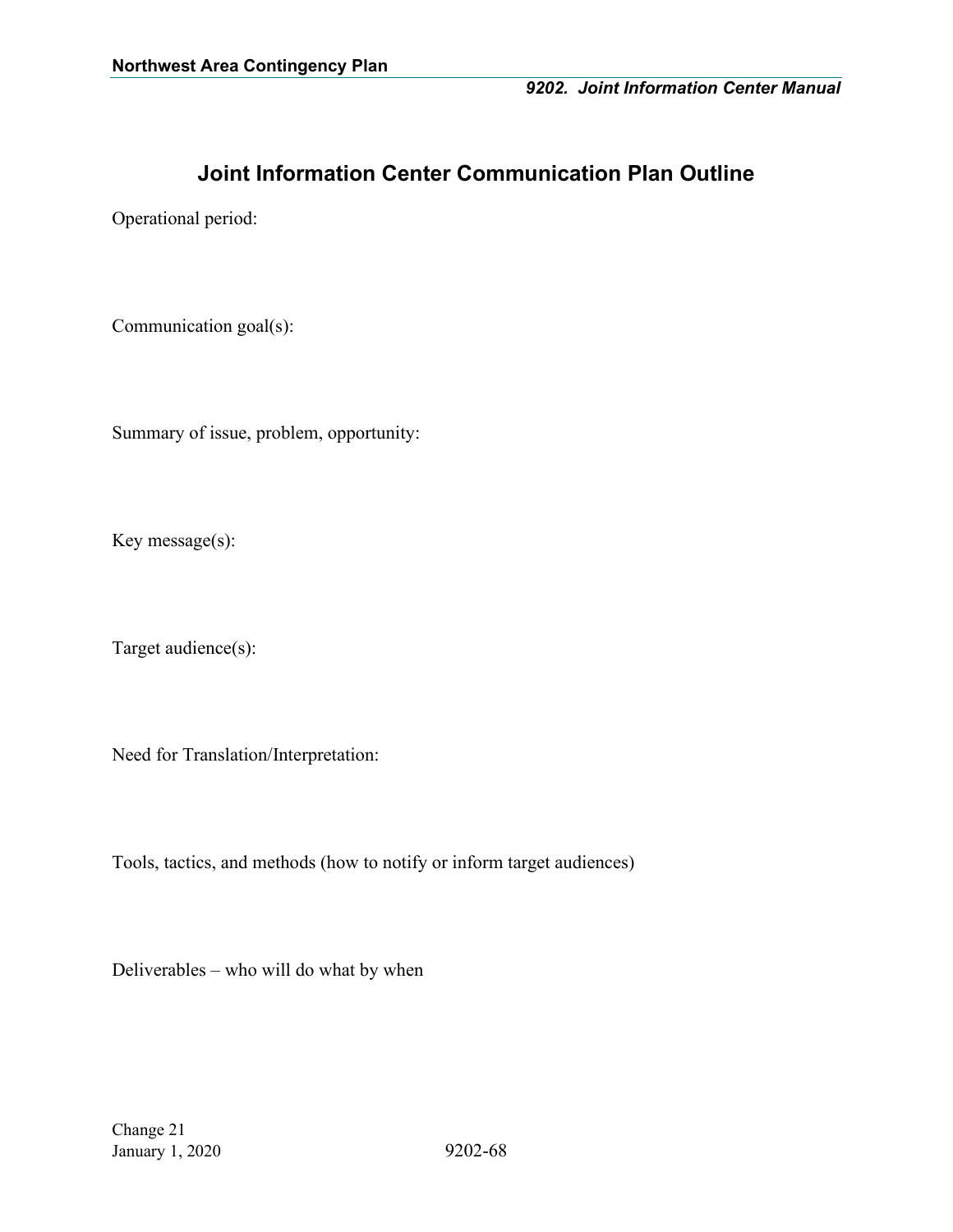# Joint Information Center Communication Plan Outline

Operational period:

Communication goal(s):

Summary of issue, problem, opportunity:

Key message(s):

Target audience(s):

Need for Translation/Interpretation:

Tools, tactics, and methods (how to notify or inform target audiences)

Deliverables – who will do what by when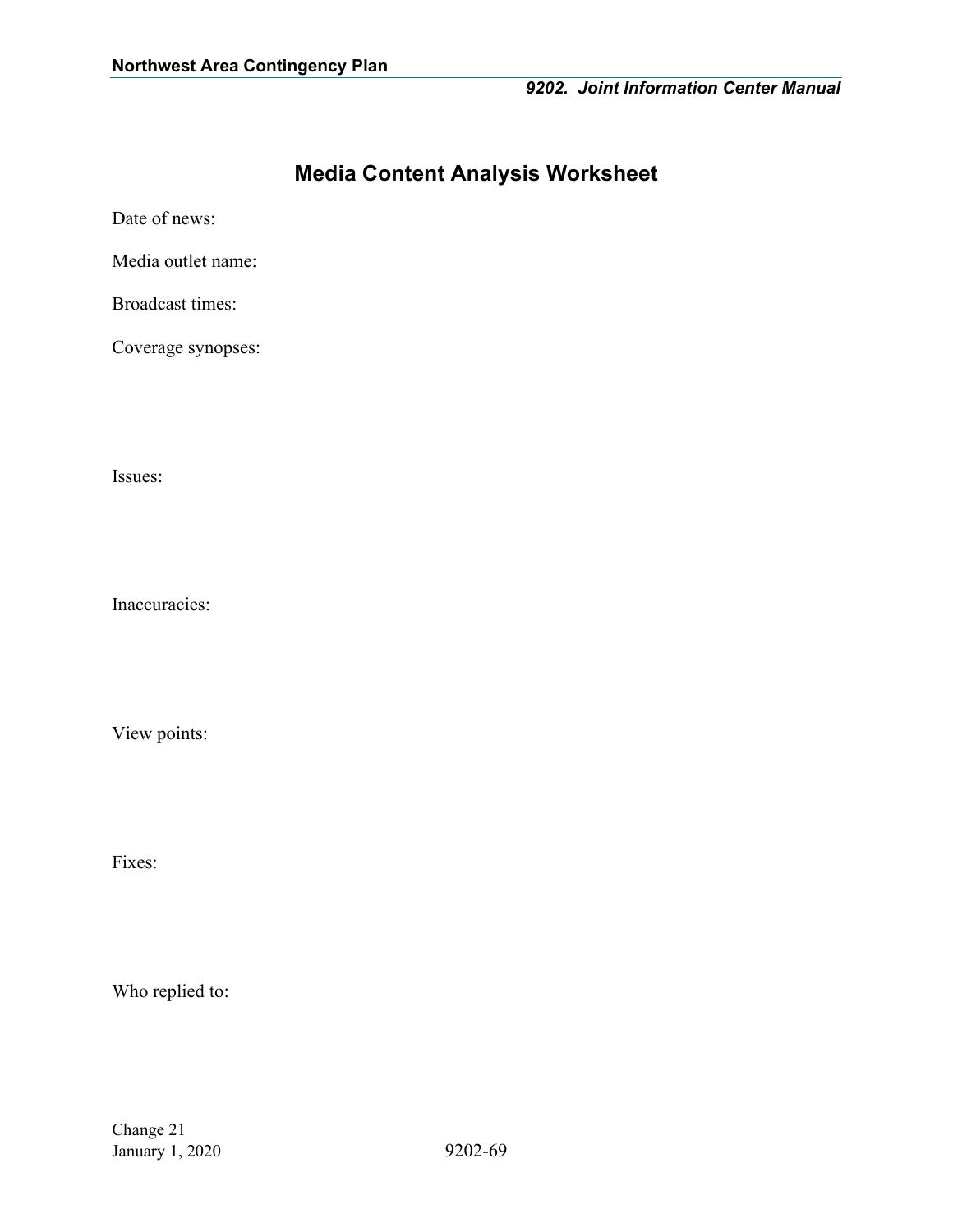# Media Content Analysis Worksheet

Date of news:

Media outlet name:

Broadcast times:

Coverage synopses:

Issues:

Inaccuracies:

View points:

Fixes:

Who replied to: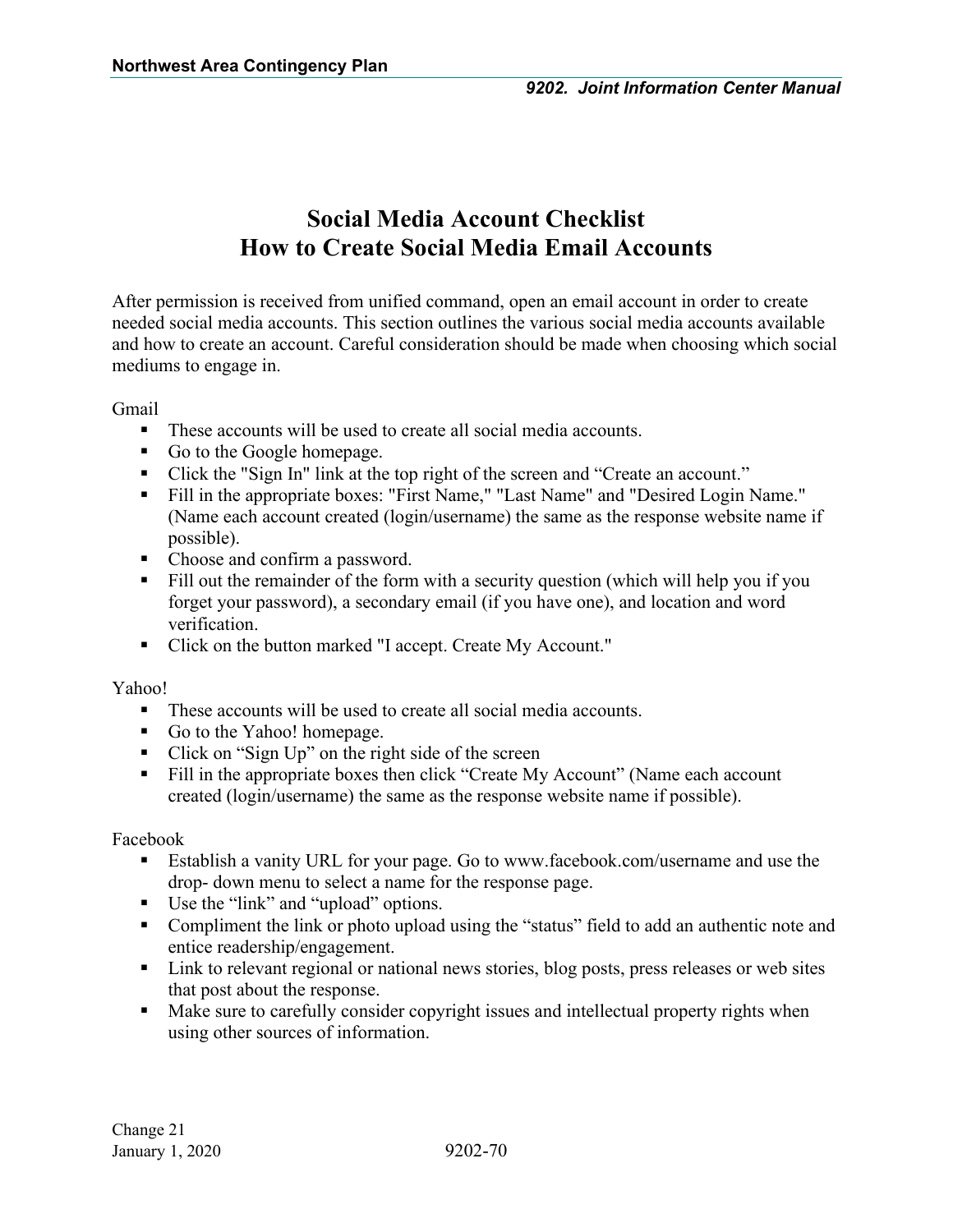# Social Media Account Checklist
# How to Create Social Media Email Accounts

After permission is received from unified command, open an email account in order to create needed social media accounts. This section outlines the various social media accounts available and how to create an account. Careful consideration should be made when choosing which social mediums to engage in.

Gmail

- These accounts will be used to create all social media accounts.
- Go to the Google homepage.
- Click the "Sign In" link at the top right of the screen and "Create an account."
- Fill in the appropriate boxes: "First Name," "Last Name" and "Desired Login Name." (Name each account created (login/username) the same as the response website name if possible).
- Choose and confirm a password.
- Fill out the remainder of the form with a security question (which will help you if you forget your password), a secondary email (if you have one), and location and word verification.
- Click on the button marked "I accept. Create My Account."

Yahoo!

- These accounts will be used to create all social media accounts.
- Go to the Yahoo! homepage.
- Click on "Sign Up" on the right side of the screen
- Fill in the appropriate boxes then click "Create My Account" (Name each account created (login/username) the same as the response website name if possible).

Facebook

- Establish a vanity URL for your page. Go to www.facebook.com/username and use the drop- down menu to select a name for the response page.
- Use the "link" and "upload" options.
- Compliment the link or photo upload using the "status" field to add an authentic note and entice readership/engagement.
- Link to relevant regional or national news stories, blog posts, press releases or web sites that post about the response.
- Make sure to carefully consider copyright issues and intellectual property rights when using other sources of information.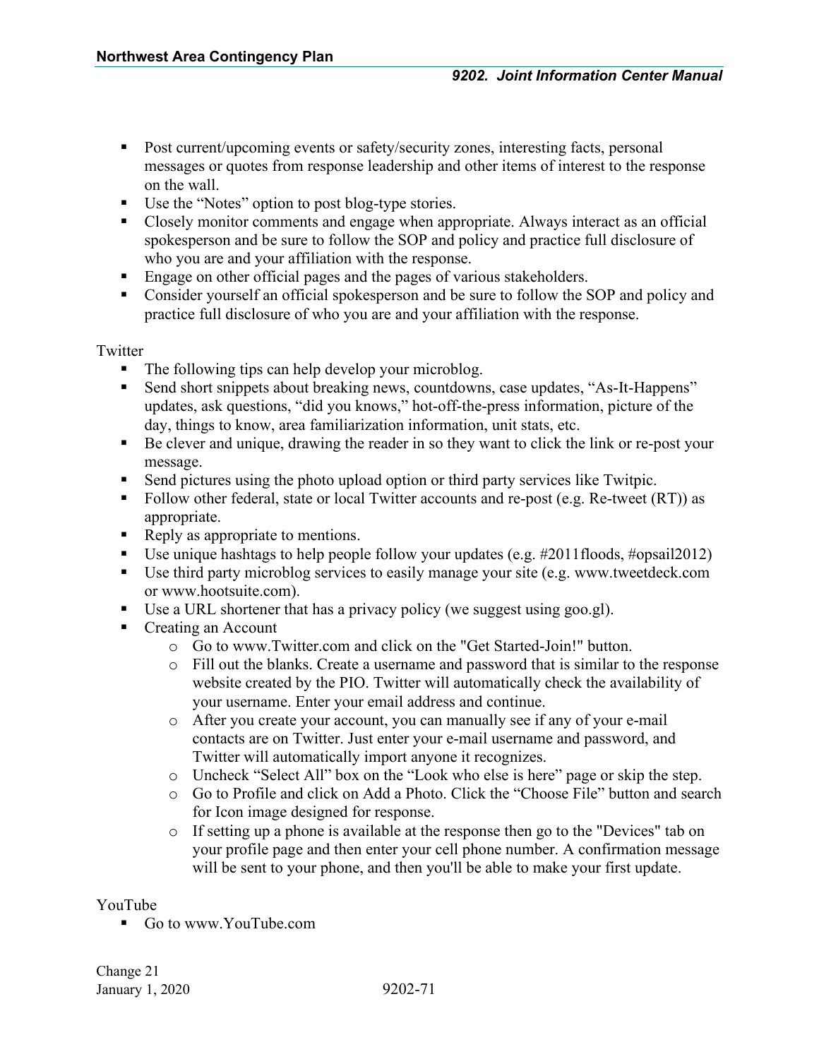- Post current/upcoming events or safety/security zones, interesting facts, personal messages or quotes from response leadership and other items of interest to the response on the wall.
- Use the “Notes” option to post blog-type stories.
- Closely monitor comments and engage when appropriate. Always interact as an official spokesperson and be sure to follow the SOP and policy and practice full disclosure of who you are and your affiliation with the response.
- Engage on other official pages and the pages of various stakeholders.
- Consider yourself an official spokesperson and be sure to follow the SOP and policy and practice full disclosure of who you are and your affiliation with the response.

Twitter

- The following tips can help develop your microblog.
- Send short snippets about breaking news, countdowns, case updates, “As-It-Happens” updates, ask questions, “did you knows,” hot-off-the-press information, picture of the day, things to know, area familiarization information, unit stats, etc.
- Be clever and unique, drawing the reader in so they want to click the link or re-post your message.
- Send pictures using the photo upload option or third party services like Twitpic.
- Follow other federal, state or local Twitter accounts and re-post (e.g. Re-tweet (RT)) as appropriate.
- Reply as appropriate to mentions.
- Use unique hashtags to help people follow your updates (e.g. #2011floods, #opsail2012)
- Use third party microblog services to easily manage your site (e.g. www.tweetdeck.com or www.hootsuite.com).
- Use a URL shortener that has a privacy policy (we suggest using goo.gl).
- Creating an Account
  - Go to www.Twitter.com and click on the "Get Started-Join!" button.
  - Fill out the blanks. Create a username and password that is similar to the response website created by the PIO. Twitter will automatically check the availability of your username. Enter your email address and continue.
  - After you create your account, you can manually see if any of your e-mail contacts are on Twitter. Just enter your e-mail username and password, and Twitter will automatically import anyone it recognizes.
  - Uncheck “Select All” box on the “Look who else is here” page or skip the step.
  - Go to Profile and click on Add a Photo. Click the “Choose File” button and search for Icon image designed for response.
  - If setting up a phone is available at the response then go to the "Devices" tab on your profile page and then enter your cell phone number. A confirmation message will be sent to your phone, and then you'll be able to make your first update.

YouTube

- Go to www.YouTube.com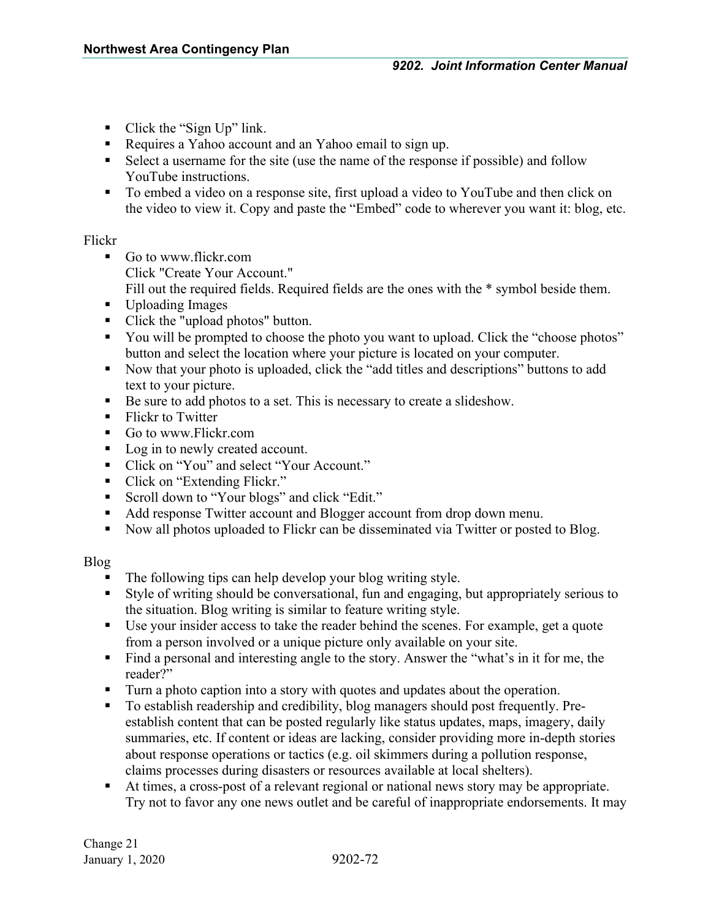- Click the “Sign Up” link.
- Requires a Yahoo account and an Yahoo email to sign up.
- Select a username for the site (use the name of the response if possible) and follow YouTube instructions.
- To embed a video on a response site, first upload a video to YouTube and then click on the video to view it. Copy and paste the “Embed” code to wherever you want it: blog, etc.

Flickr

- Go to www.flickr.com  
  Click "Create Your Account."  
  Fill out the required fields. Required fields are the ones with the * symbol beside them.
- Uploading Images
- Click the "upload photos" button.
- You will be prompted to choose the photo you want to upload. Click the “choose photos” button and select the location where your picture is located on your computer.
- Now that your photo is uploaded, click the “add titles and descriptions” buttons to add text to your picture.
- Be sure to add photos to a set. This is necessary to create a slideshow.
- Flickr to Twitter
- Go to www.Flickr.com
- Log in to newly created account.
- Click on “You” and select “Your Account.”
- Click on “Extending Flickr.”
- Scroll down to “Your blogs” and click “Edit.”
- Add response Twitter account and Blogger account from drop down menu.
- Now all photos uploaded to Flickr can be disseminated via Twitter or posted to Blog.

Blog

- The following tips can help develop your blog writing style.
- Style of writing should be conversational, fun and engaging, but appropriately serious to the situation. Blog writing is similar to feature writing style.
- Use your insider access to take the reader behind the scenes. For example, get a quote from a person involved or a unique picture only available on your site.
- Find a personal and interesting angle to the story. Answer the “what’s in it for me, the reader?”
- Turn a photo caption into a story with quotes and updates about the operation.
- To establish readership and credibility, blog managers should post frequently. Pre-establish content that can be posted regularly like status updates, maps, imagery, daily summaries, etc. If content or ideas are lacking, consider providing more in-depth stories about response operations or tactics (e.g. oil skimmers during a pollution response, claims processes during disasters or resources available at local shelters).
- At times, a cross-post of a relevant regional or national news story may be appropriate. Try not to favor any one news outlet and be careful of inappropriate endorsements. It may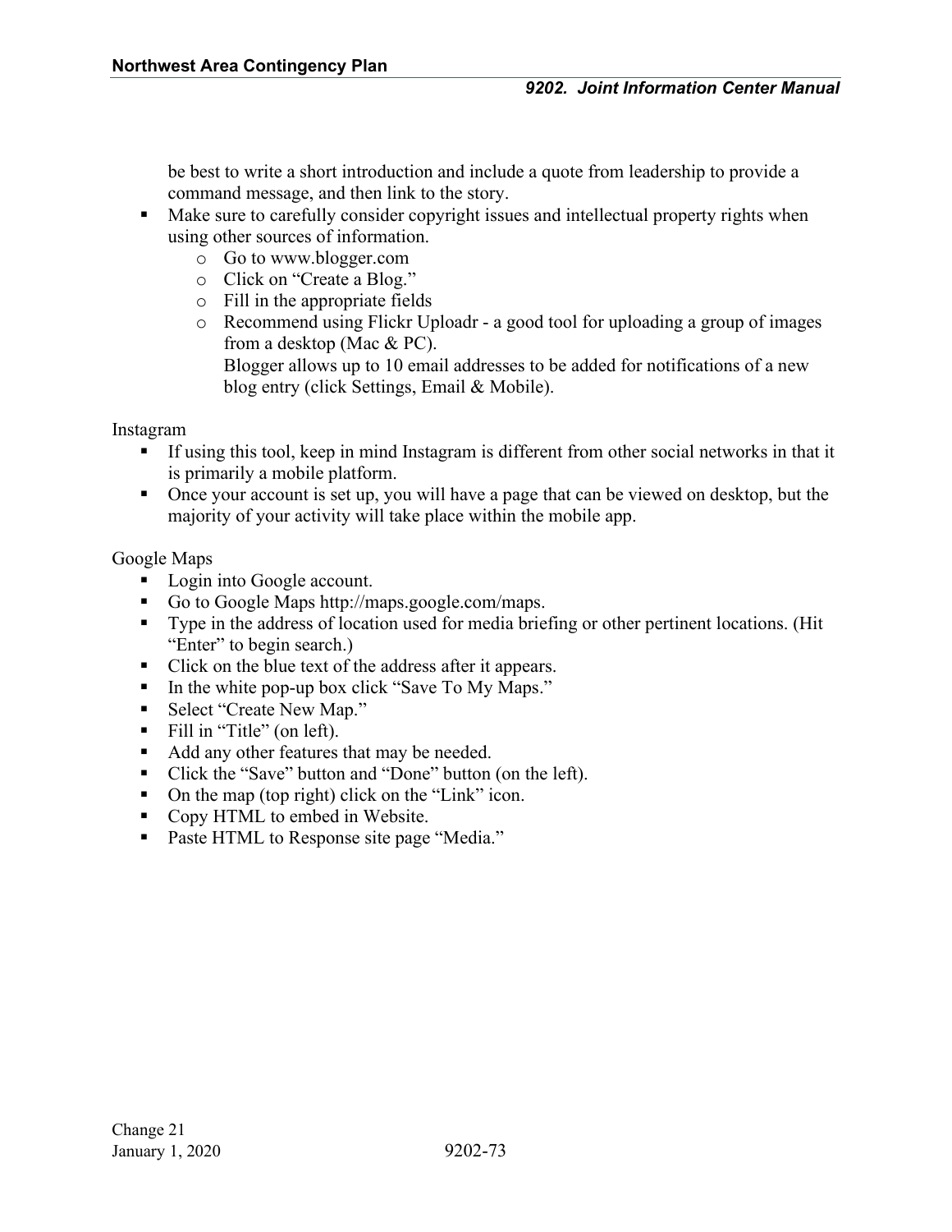be best to write a short introduction and include a quote from leadership to provide a command message, and then link to the story.

- Make sure to carefully consider copyright issues and intellectual property rights when using other sources of information.
  - Go to www.blogger.com
  - Click on "Create a Blog."
  - Fill in the appropriate fields
  - Recommend using Flickr Uploadr - a good tool for uploading a group of images from a desktop (Mac & PC).
    Blogger allows up to 10 email addresses to be added for notifications of a new blog entry (click Settings, Email & Mobile).

Instagram

- If using this tool, keep in mind Instagram is different from other social networks in that it is primarily a mobile platform.
- Once your account is set up, you will have a page that can be viewed on desktop, but the majority of your activity will take place within the mobile app.

Google Maps

- Login into Google account.
- Go to Google Maps http://maps.google.com/maps.
- Type in the address of location used for media briefing or other pertinent locations. (Hit "Enter" to begin search.)
- Click on the blue text of the address after it appears.
- In the white pop-up box click "Save To My Maps."
- Select "Create New Map."
- Fill in "Title" (on left).
- Add any other features that may be needed.
- Click the "Save" button and "Done" button (on the left).
- On the map (top right) click on the "Link" icon.
- Copy HTML to embed in Website.
- Paste HTML to Response site page "Media."